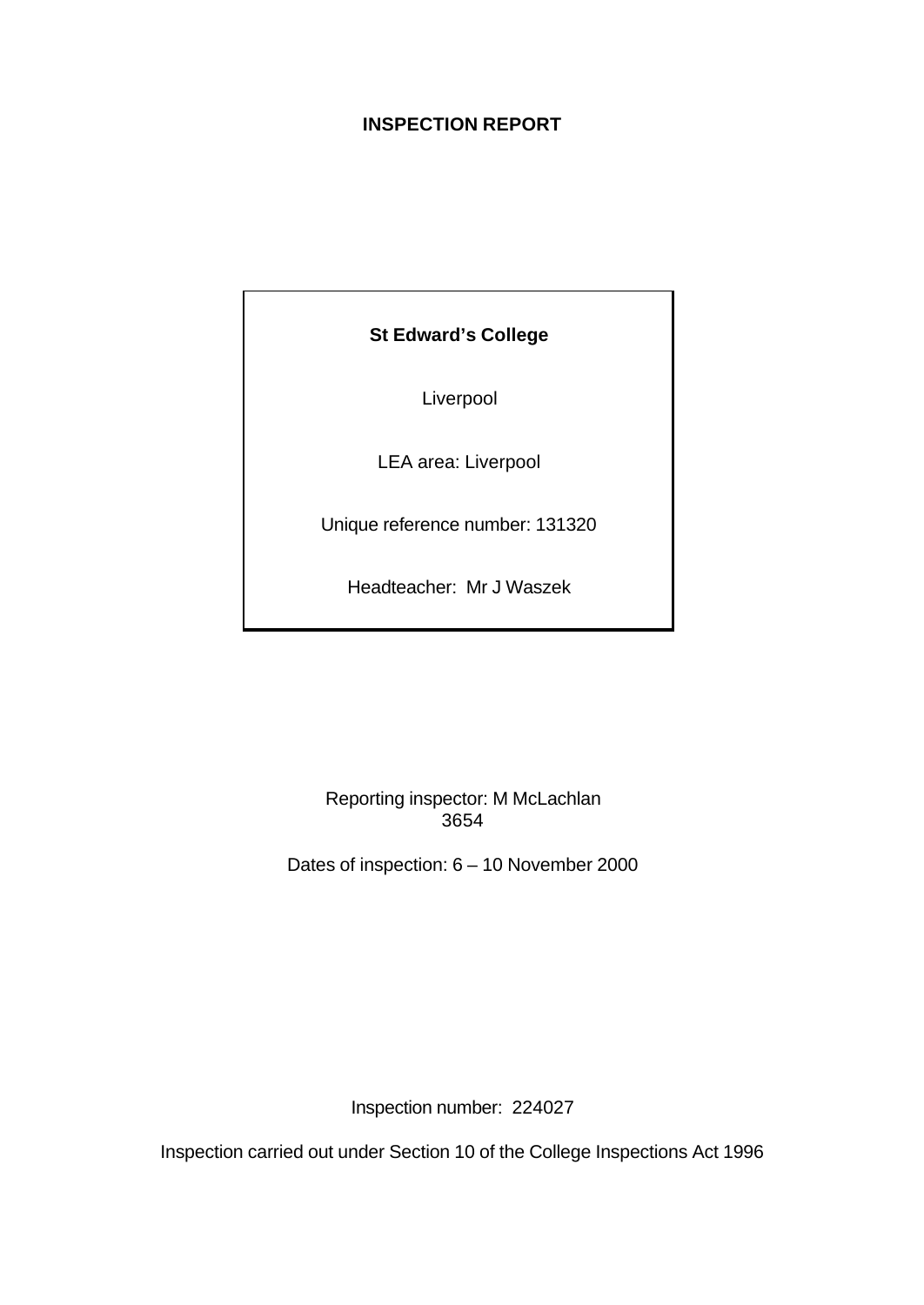# INSPECTION REPORT

**St Edward's College**

Liverpool

LEA area: Liverpool

Unique reference number: 131320

Headteacher: Mr J Waszek

Reporting inspector: M McLachlan
3654

Dates of inspection: 6 – 10 November 2000

Inspection number: 224027

Inspection carried out under Section 10 of the College Inspections Act 1996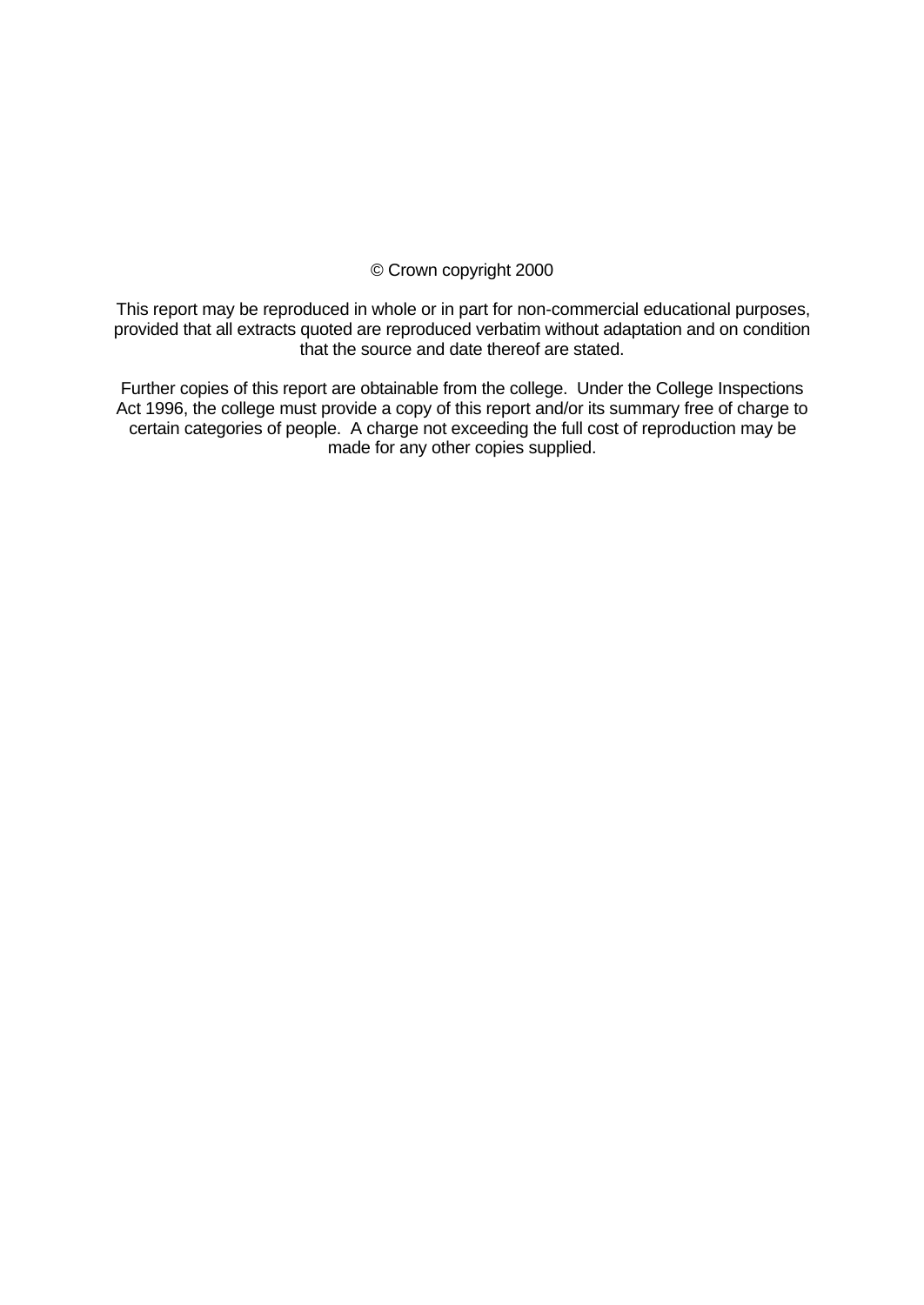© Crown copyright 2000

This report may be reproduced in whole or in part for non-commercial educational purposes, provided that all extracts quoted are reproduced verbatim without adaptation and on condition that the source and date thereof are stated.

Further copies of this report are obtainable from the college. Under the College Inspections Act 1996, the college must provide a copy of this report and/or its summary free of charge to certain categories of people. A charge not exceeding the full cost of reproduction may be made for any other copies supplied.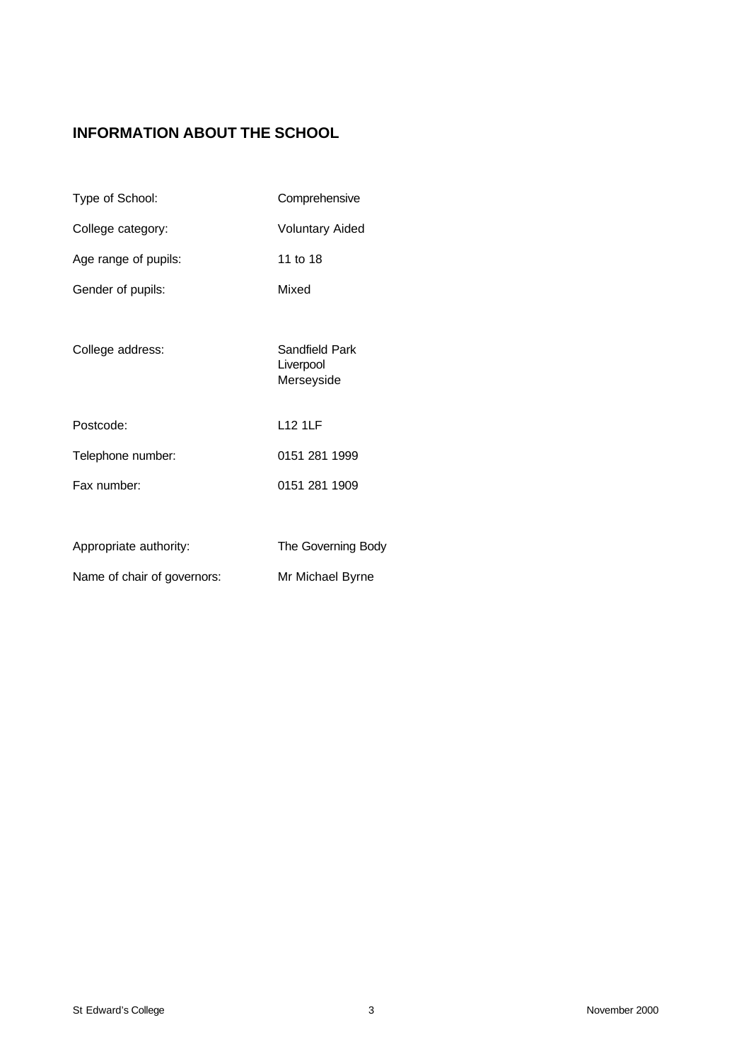## INFORMATION ABOUT THE SCHOOL

| | |
|---|---|
| Type of School: | Comprehensive |
| College category: | Voluntary Aided |
| Age range of pupils: | 11 to 18 |
| Gender of pupils: | Mixed |
| College address: | Sandfield Park<br>Liverpool<br>Merseyside |
| Postcode: | L12 1LF |
| Telephone number: | 0151 281 1999 |
| Fax number: | 0151 281 1909 |
| Appropriate authority: | The Governing Body |
| Name of chair of governors: | Mr Michael Byrne |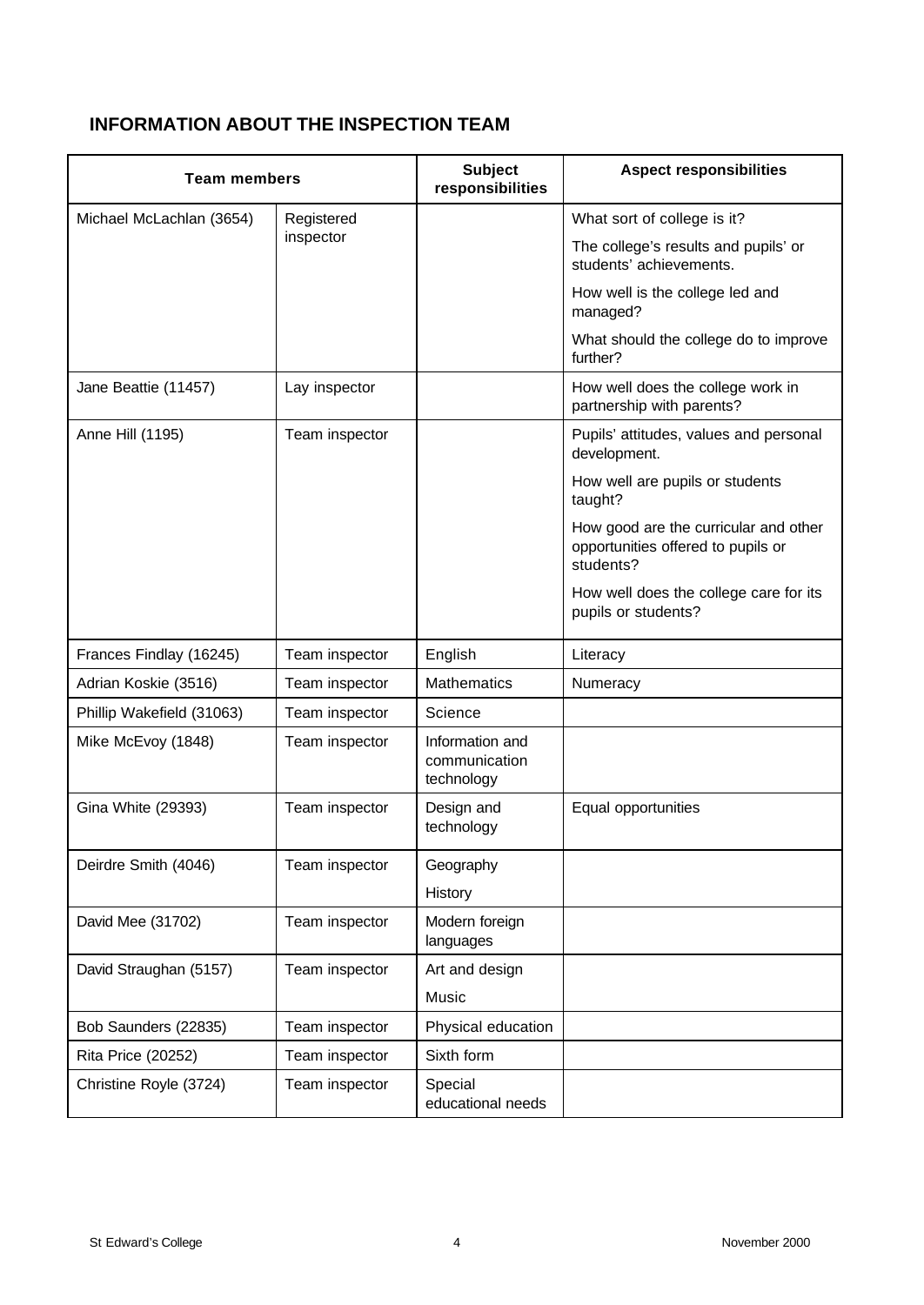## INFORMATION ABOUT THE INSPECTION TEAM

| Team members | | Subject responsibilities | Aspect responsibilities |
|---|---|---|---|
| Michael McLachlan (3654) | Registered inspector | | What sort of college is it?<br>The college's results and pupils' or students' achievements.<br>How well is the college led and managed?<br>What should the college do to improve further? |
| Jane Beattie (11457) | Lay inspector | | How well does the college work in partnership with parents? |
| Anne Hill (1195) | Team inspector | | Pupils' attitudes, values and personal development.<br>How well are pupils or students taught?<br>How good are the curricular and other opportunities offered to pupils or students?<br>How well does the college care for its pupils or students? |
| Frances Findlay (16245) | Team inspector | English | Literacy |
| Adrian Koskie (3516) | Team inspector | Mathematics | Numeracy |
| Phillip Wakefield (31063) | Team inspector | Science | |
| Mike McEvoy (1848) | Team inspector | Information and communication technology | |
| Gina White (29393) | Team inspector | Design and technology | Equal opportunities |
| Deirdre Smith (4046) | Team inspector | Geography<br>History | |
| David Mee (31702) | Team inspector | Modern foreign languages | |
| David Straughan (5157) | Team inspector | Art and design<br>Music | |
| Bob Saunders (22835) | Team inspector | Physical education | |
| Rita Price (20252) | Team inspector | Sixth form | |
| Christine Royle (3724) | Team inspector | Special educational needs | |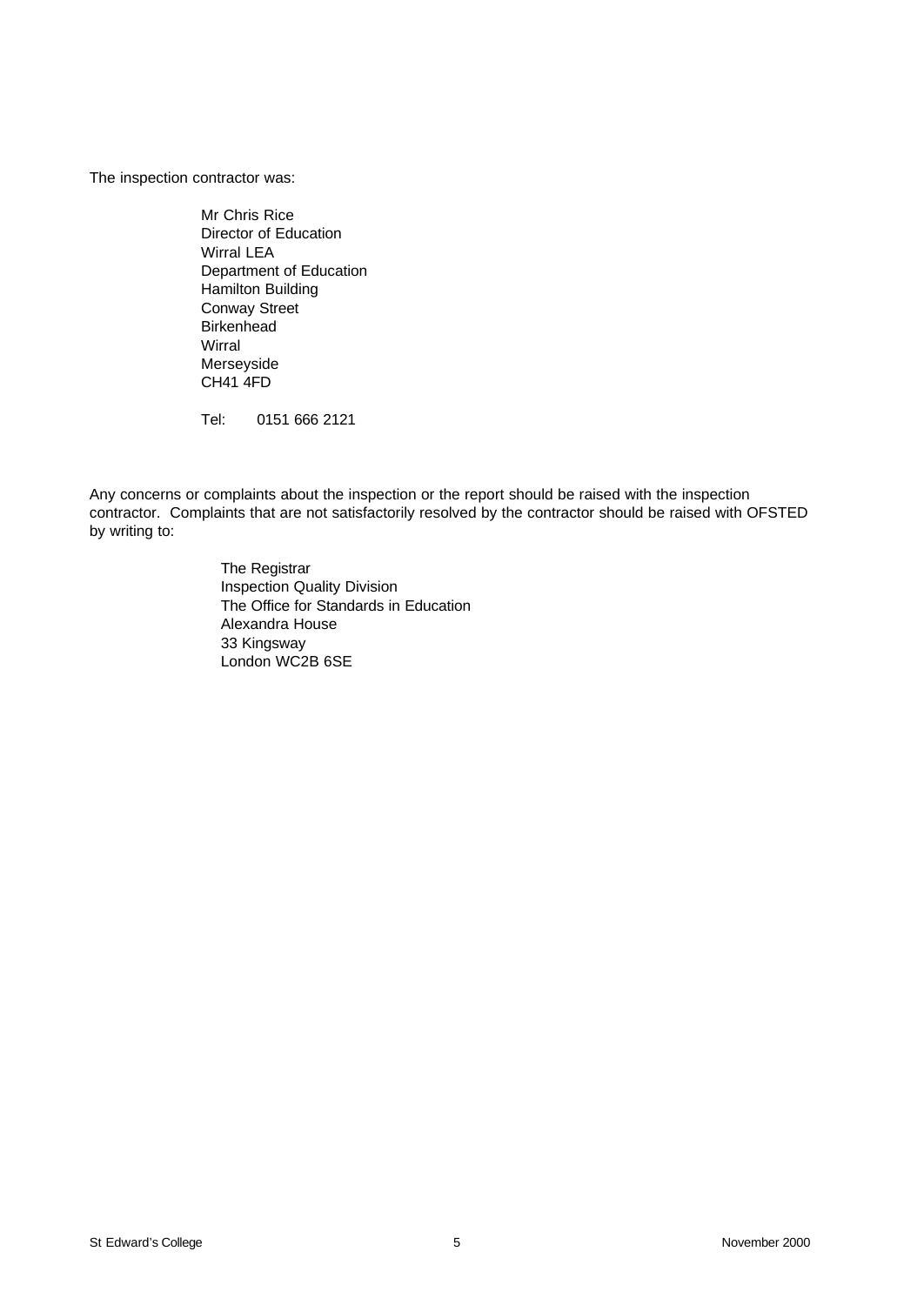The inspection contractor was:

Mr Chris Rice
Director of Education
Wirral LEA
Department of Education
Hamilton Building
Conway Street
Birkenhead
Wirral
Merseyside
CH41 4FD

Tel: 0151 666 2121

Any concerns or complaints about the inspection or the report should be raised with the inspection contractor. Complaints that are not satisfactorily resolved by the contractor should be raised with OFSTED by writing to:

The Registrar
Inspection Quality Division
The Office for Standards in Education
Alexandra House
33 Kingsway
London WC2B 6SE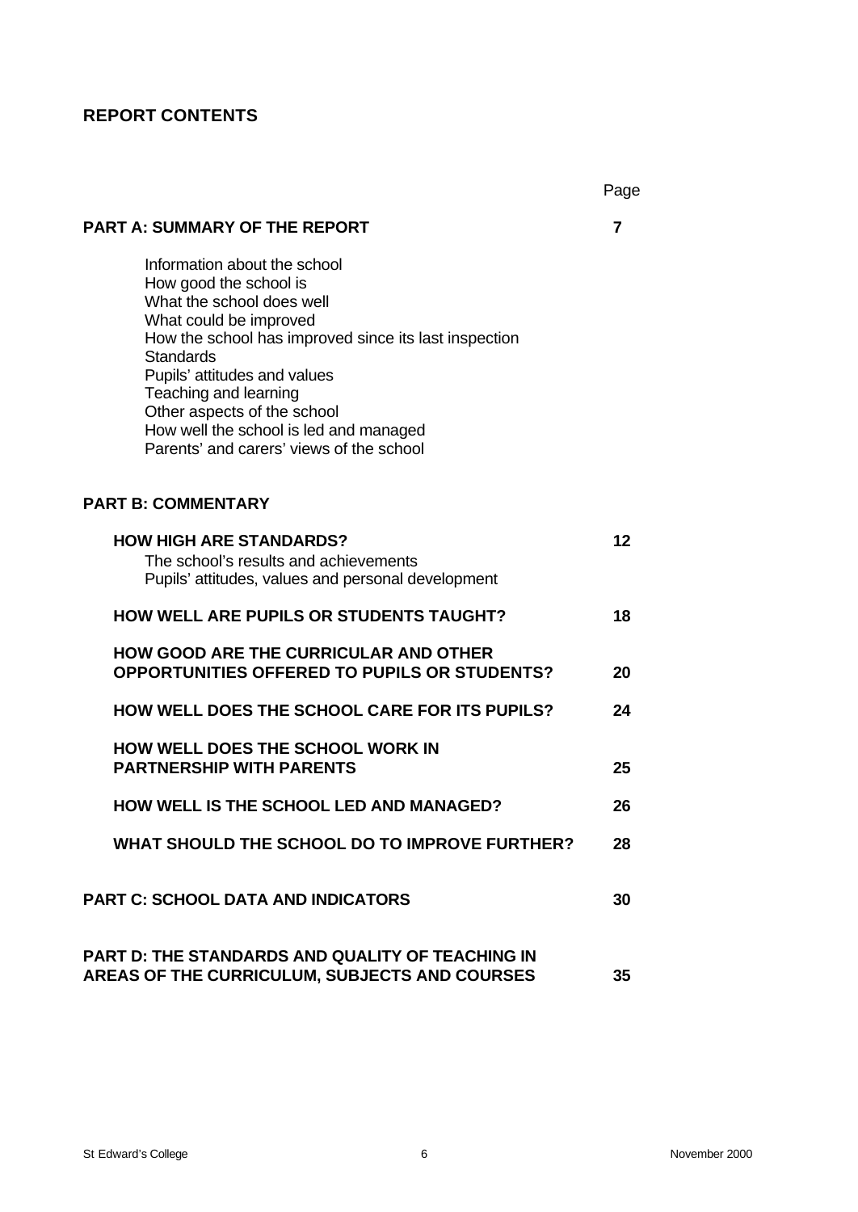## REPORT CONTENTS

| | Page |
|---|---|
| **PART A: SUMMARY OF THE REPORT** | **7** |
| Information about the school<br>How good the school is<br>What the school does well<br>What could be improved<br>How the school has improved since its last inspection<br>Standards<br>Pupils' attitudes and values<br>Teaching and learning<br>Other aspects of the school<br>How well the school is led and managed<br>Parents' and carers' views of the school | |
| **PART B: COMMENTARY** | |
| **HOW HIGH ARE STANDARDS?**<br>The school's results and achievements<br>Pupils' attitudes, values and personal development | **12** |
| **HOW WELL ARE PUPILS OR STUDENTS TAUGHT?** | **18** |
| **HOW GOOD ARE THE CURRICULAR AND OTHER OPPORTUNITIES OFFERED TO PUPILS OR STUDENTS?** | **20** |
| **HOW WELL DOES THE SCHOOL CARE FOR ITS PUPILS?** | **24** |
| **HOW WELL DOES THE SCHOOL WORK IN PARTNERSHIP WITH PARENTS** | **25** |
| **HOW WELL IS THE SCHOOL LED AND MANAGED?** | **26** |
| **WHAT SHOULD THE SCHOOL DO TO IMPROVE FURTHER?** | **28** |
| **PART C: SCHOOL DATA AND INDICATORS** | **30** |
| **PART D: THE STANDARDS AND QUALITY OF TEACHING IN AREAS OF THE CURRICULUM, SUBJECTS AND COURSES** | **35** |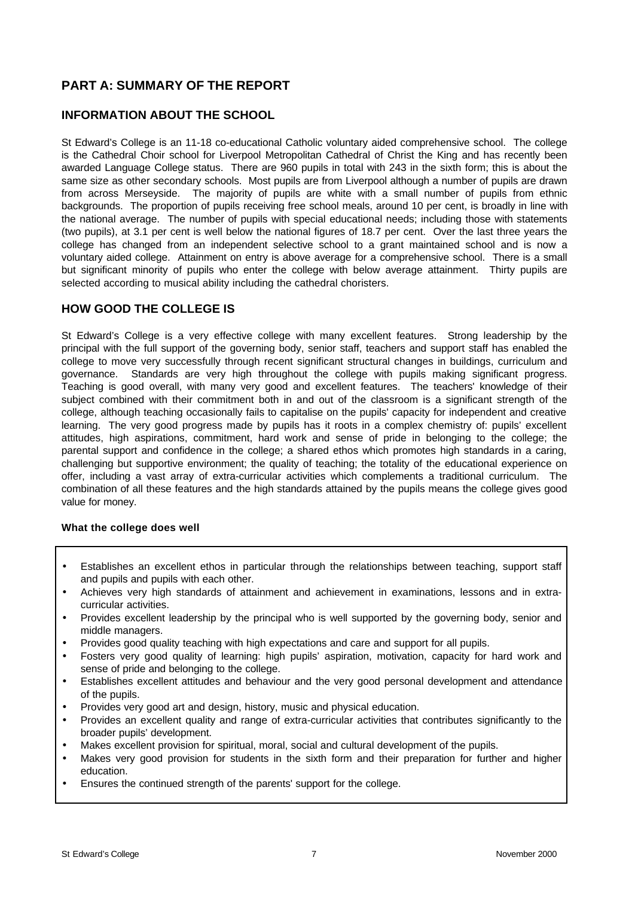## PART A: SUMMARY OF THE REPORT

### INFORMATION ABOUT THE SCHOOL

St Edward's College is an 11-18 co-educational Catholic voluntary aided comprehensive school. The college is the Cathedral Choir school for Liverpool Metropolitan Cathedral of Christ the King and has recently been awarded Language College status. There are 960 pupils in total with 243 in the sixth form; this is about the same size as other secondary schools. Most pupils are from Liverpool although a number of pupils are drawn from across Merseyside. The majority of pupils are white with a small number of pupils from ethnic backgrounds. The proportion of pupils receiving free school meals, around 10 per cent, is broadly in line with the national average. The number of pupils with special educational needs; including those with statements (two pupils), at 3.1 per cent is well below the national figures of 18.7 per cent. Over the last three years the college has changed from an independent selective school to a grant maintained school and is now a voluntary aided college. Attainment on entry is above average for a comprehensive school. There is a small but significant minority of pupils who enter the college with below average attainment. Thirty pupils are selected according to musical ability including the cathedral choristers.

### HOW GOOD THE COLLEGE IS

St Edward's College is a very effective college with many excellent features. Strong leadership by the principal with the full support of the governing body, senior staff, teachers and support staff has enabled the college to move very successfully through recent significant structural changes in buildings, curriculum and governance. Standards are very high throughout the college with pupils making significant progress. Teaching is good overall, with many very good and excellent features. The teachers' knowledge of their subject combined with their commitment both in and out of the classroom is a significant strength of the college, although teaching occasionally fails to capitalise on the pupils' capacity for independent and creative learning. The very good progress made by pupils has it roots in a complex chemistry of: pupils' excellent attitudes, high aspirations, commitment, hard work and sense of pride in belonging to the college; the parental support and confidence in the college; a shared ethos which promotes high standards in a caring, challenging but supportive environment; the quality of teaching; the totality of the educational experience on offer, including a vast array of extra-curricular activities which complements a traditional curriculum. The combination of all these features and the high standards attained by the pupils means the college gives good value for money.

**What the college does well**

- Establishes an excellent ethos in particular through the relationships between teaching, support staff and pupils and pupils with each other.
- Achieves very high standards of attainment and achievement in examinations, lessons and in extra-curricular activities.
- Provides excellent leadership by the principal who is well supported by the governing body, senior and middle managers.
- Provides good quality teaching with high expectations and care and support for all pupils.
- Fosters very good quality of learning: high pupils' aspiration, motivation, capacity for hard work and sense of pride and belonging to the college.
- Establishes excellent attitudes and behaviour and the very good personal development and attendance of the pupils.
- Provides very good art and design, history, music and physical education.
- Provides an excellent quality and range of extra-curricular activities that contributes significantly to the broader pupils' development.
- Makes excellent provision for spiritual, moral, social and cultural development of the pupils.
- Makes very good provision for students in the sixth form and their preparation for further and higher education.
- Ensures the continued strength of the parents' support for the college.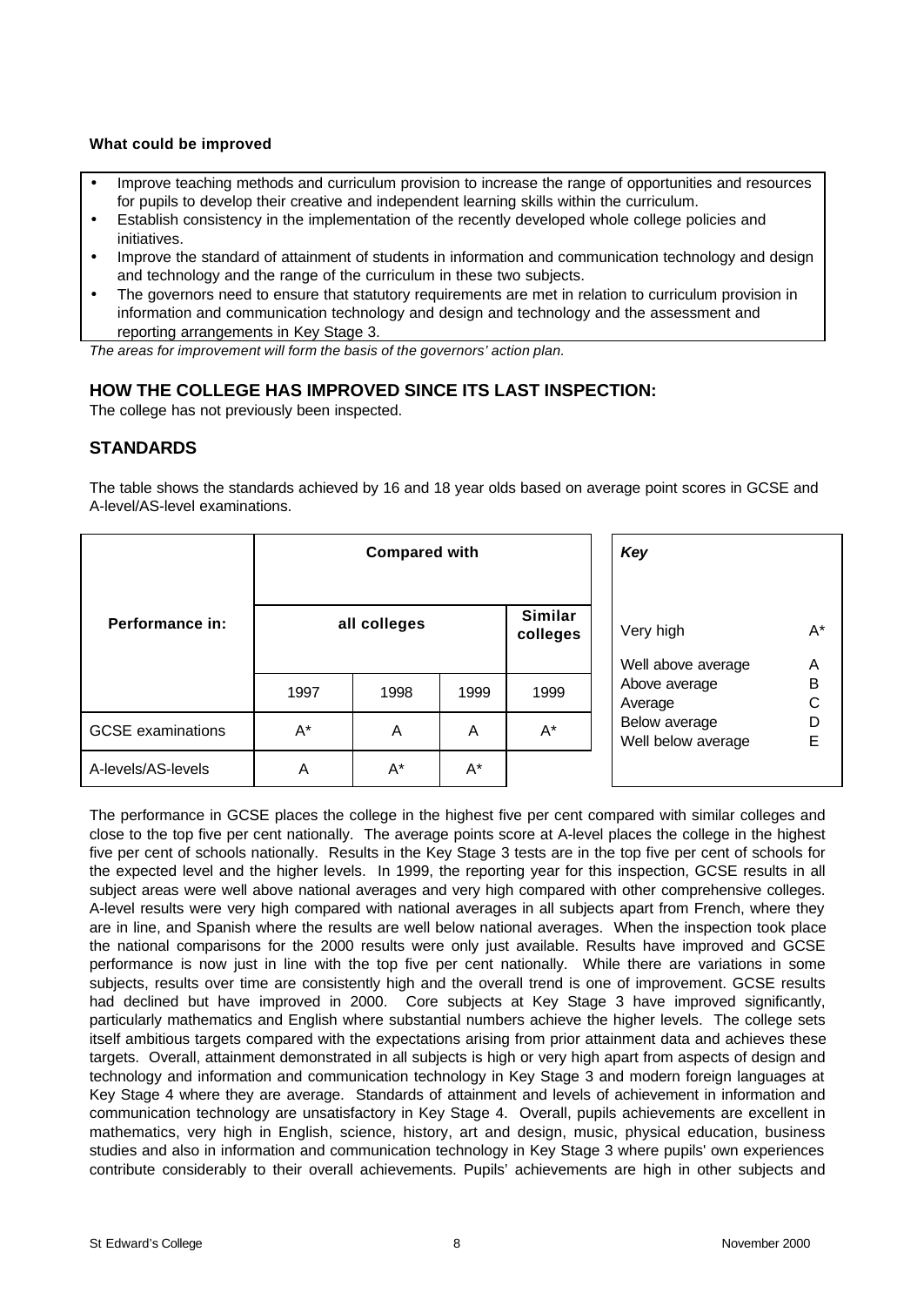**What could be improved**

- Improve teaching methods and curriculum provision to increase the range of opportunities and resources for pupils to develop their creative and independent learning skills within the curriculum.
- Establish consistency in the implementation of the recently developed whole college policies and initiatives.
- Improve the standard of attainment of students in information and communication technology and design and technology and the range of the curriculum in these two subjects.
- The governors need to ensure that statutory requirements are met in relation to curriculum provision in information and communication technology and design and technology and the assessment and reporting arrangements in Key Stage 3.

*The areas for improvement will form the basis of the governors' action plan.*

## HOW THE COLLEGE HAS IMPROVED SINCE ITS LAST INSPECTION:

The college has not previously been inspected.

## STANDARDS

The table shows the standards achieved by 16 and 18 year olds based on average point scores in GCSE and A-level/AS-level examinations.

| Performance in: | Compared with | | | |
|---|---|---|---|---|
| | all colleges | | | Similar colleges |
| | 1997 | 1998 | 1999 | 1999 |
| GCSE examinations | A* | A | A | A* |
| A-levels/AS-levels | A | A* | A* | |

| *Key* | |
|---|---|
| Very high | A* |
| Well above average | A |
| Above average | B |
| Average | C |
| Below average | D |
| Well below average | E |

The performance in GCSE places the college in the highest five per cent compared with similar colleges and close to the top five per cent nationally. The average points score at A-level places the college in the highest five per cent of schools nationally. Results in the Key Stage 3 tests are in the top five per cent of schools for the expected level and the higher levels. In 1999, the reporting year for this inspection, GCSE results in all subject areas were well above national averages and very high compared with other comprehensive colleges. A-level results were very high compared with national averages in all subjects apart from French, where they are in line, and Spanish where the results are well below national averages. When the inspection took place the national comparisons for the 2000 results were only just available. Results have improved and GCSE performance is now just in line with the top five per cent nationally. While there are variations in some subjects, results over time are consistently high and the overall trend is one of improvement. GCSE results had declined but have improved in 2000. Core subjects at Key Stage 3 have improved significantly, particularly mathematics and English where substantial numbers achieve the higher levels. The college sets itself ambitious targets compared with the expectations arising from prior attainment data and achieves these targets. Overall, attainment demonstrated in all subjects is high or very high apart from aspects of design and technology and information and communication technology in Key Stage 3 and modern foreign languages at Key Stage 4 where they are average. Standards of attainment and levels of achievement in information and communication technology are unsatisfactory in Key Stage 4. Overall, pupils achievements are excellent in mathematics, very high in English, science, history, art and design, music, physical education, business studies and also in information and communication technology in Key Stage 3 where pupils' own experiences contribute considerably to their overall achievements. Pupils' achievements are high in other subjects and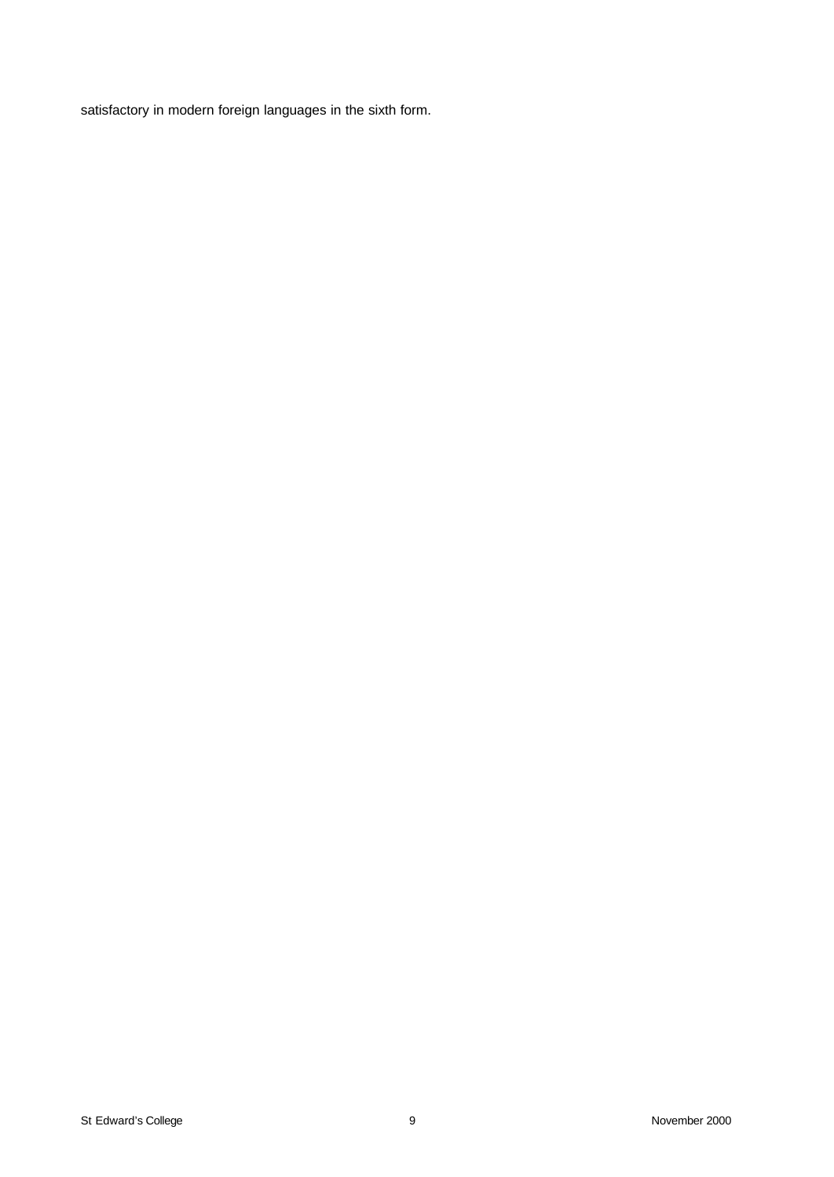satisfactory in modern foreign languages in the sixth form.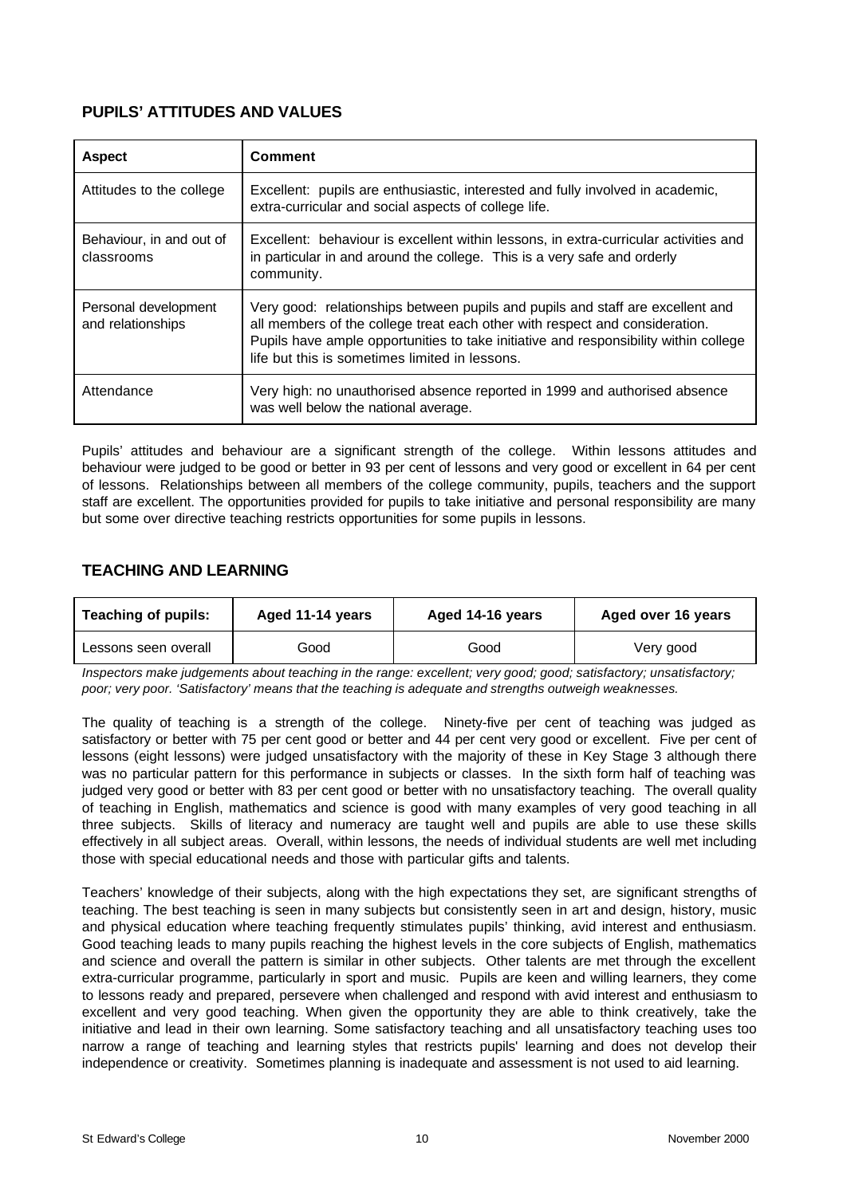## PUPILS' ATTITUDES AND VALUES

| Aspect | Comment |
| --- | --- |
| Attitudes to the college | Excellent: pupils are enthusiastic, interested and fully involved in academic, extra-curricular and social aspects of college life. |
| Behaviour, in and out of classrooms | Excellent: behaviour is excellent within lessons, in extra-curricular activities and in particular in and around the college. This is a very safe and orderly community. |
| Personal development and relationships | Very good: relationships between pupils and pupils and staff are excellent and all members of the college treat each other with respect and consideration. Pupils have ample opportunities to take initiative and responsibility within college life but this is sometimes limited in lessons. |
| Attendance | Very high: no unauthorised absence reported in 1999 and authorised absence was well below the national average. |

Pupils' attitudes and behaviour are a significant strength of the college. Within lessons attitudes and behaviour were judged to be good or better in 93 per cent of lessons and very good or excellent in 64 per cent of lessons. Relationships between all members of the college community, pupils, teachers and the support staff are excellent. The opportunities provided for pupils to take initiative and personal responsibility are many but some over directive teaching restricts opportunities for some pupils in lessons.

## TEACHING AND LEARNING

| Teaching of pupils: | Aged 11-14 years | Aged 14-16 years | Aged over 16 years |
| --- | --- | --- | --- |
| Lessons seen overall | Good | Good | Very good |

*Inspectors make judgements about teaching in the range: excellent; very good; good; satisfactory; unsatisfactory; poor; very poor. 'Satisfactory' means that the teaching is adequate and strengths outweigh weaknesses.*

The quality of teaching is a strength of the college. Ninety-five per cent of teaching was judged as satisfactory or better with 75 per cent good or better and 44 per cent very good or excellent. Five per cent of lessons (eight lessons) were judged unsatisfactory with the majority of these in Key Stage 3 although there was no particular pattern for this performance in subjects or classes. In the sixth form half of teaching was judged very good or better with 83 per cent good or better with no unsatisfactory teaching. The overall quality of teaching in English, mathematics and science is good with many examples of very good teaching in all three subjects. Skills of literacy and numeracy are taught well and pupils are able to use these skills effectively in all subject areas. Overall, within lessons, the needs of individual students are well met including those with special educational needs and those with particular gifts and talents.

Teachers' knowledge of their subjects, along with the high expectations they set, are significant strengths of teaching. The best teaching is seen in many subjects but consistently seen in art and design, history, music and physical education where teaching frequently stimulates pupils' thinking, avid interest and enthusiasm. Good teaching leads to many pupils reaching the highest levels in the core subjects of English, mathematics and science and overall the pattern is similar in other subjects. Other talents are met through the excellent extra-curricular programme, particularly in sport and music. Pupils are keen and willing learners, they come to lessons ready and prepared, persevere when challenged and respond with avid interest and enthusiasm to excellent and very good teaching. When given the opportunity they are able to think creatively, take the initiative and lead in their own learning. Some satisfactory teaching and all unsatisfactory teaching uses too narrow a range of teaching and learning styles that restricts pupils' learning and does not develop their independence or creativity. Sometimes planning is inadequate and assessment is not used to aid learning.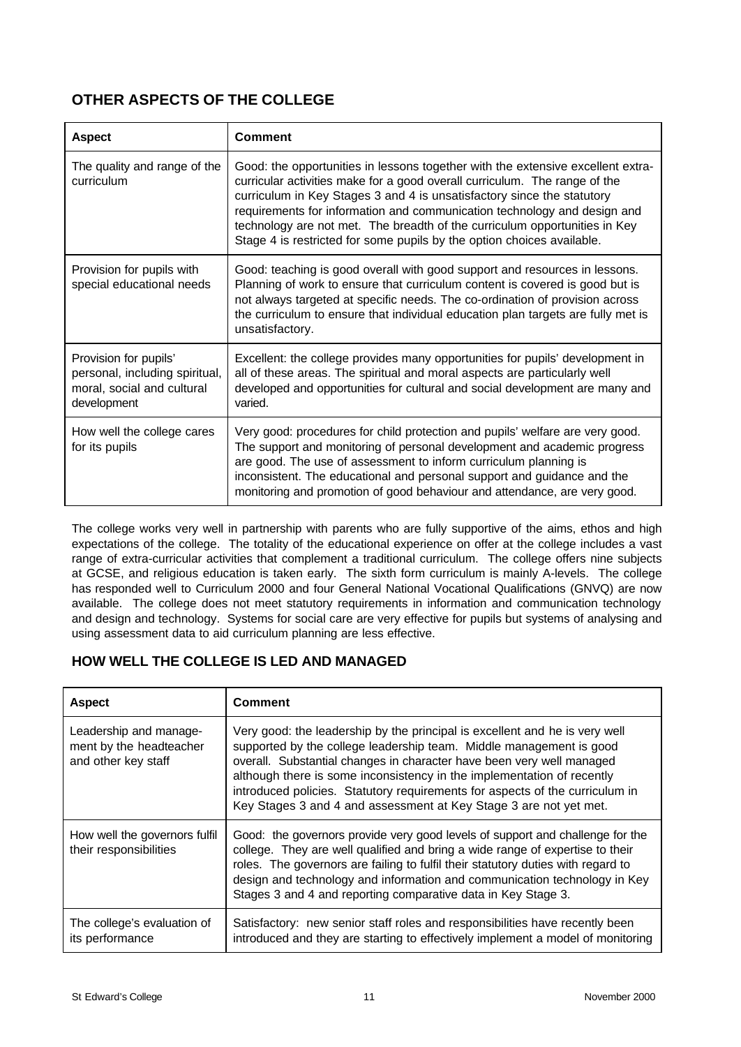## OTHER ASPECTS OF THE COLLEGE

| Aspect | Comment |
|---|---|
| The quality and range of the curriculum | Good: the opportunities in lessons together with the extensive excellent extra-curricular activities make for a good overall curriculum. The range of the curriculum in Key Stages 3 and 4 is unsatisfactory since the statutory requirements for information and communication technology and design and technology are not met. The breadth of the curriculum opportunities in Key Stage 4 is restricted for some pupils by the option choices available. |
| Provision for pupils with special educational needs | Good: teaching is good overall with good support and resources in lessons. Planning of work to ensure that curriculum content is covered is good but is not always targeted at specific needs. The co-ordination of provision across the curriculum to ensure that individual education plan targets are fully met is unsatisfactory. |
| Provision for pupils' personal, including spiritual, moral, social and cultural development | Excellent: the college provides many opportunities for pupils' development in all of these areas. The spiritual and moral aspects are particularly well developed and opportunities for cultural and social development are many and varied. |
| How well the college cares for its pupils | Very good: procedures for child protection and pupils' welfare are very good. The support and monitoring of personal development and academic progress are good. The use of assessment to inform curriculum planning is inconsistent. The educational and personal support and guidance and the monitoring and promotion of good behaviour and attendance, are very good. |

The college works very well in partnership with parents who are fully supportive of the aims, ethos and high expectations of the college. The totality of the educational experience on offer at the college includes a vast range of extra-curricular activities that complement a traditional curriculum. The college offers nine subjects at GCSE, and religious education is taken early. The sixth form curriculum is mainly A-levels. The college has responded well to Curriculum 2000 and four General National Vocational Qualifications (GNVQ) are now available. The college does not meet statutory requirements in information and communication technology and design and technology. Systems for social care are very effective for pupils but systems of analysing and using assessment data to aid curriculum planning are less effective.

## HOW WELL THE COLLEGE IS LED AND MANAGED

| Aspect | Comment |
|---|---|
| Leadership and management by the headteacher and other key staff | Very good: the leadership by the principal is excellent and he is very well supported by the college leadership team. Middle management is good overall. Substantial changes in character have been very well managed although there is some inconsistency in the implementation of recently introduced policies. Statutory requirements for aspects of the curriculum in Key Stages 3 and 4 and assessment at Key Stage 3 are not yet met. |
| How well the governors fulfil their responsibilities | Good: the governors provide very good levels of support and challenge for the college. They are well qualified and bring a wide range of expertise to their roles. The governors are failing to fulfil their statutory duties with regard to design and technology and information and communication technology in Key Stages 3 and 4 and reporting comparative data in Key Stage 3. |
| The college's evaluation of its performance | Satisfactory: new senior staff roles and responsibilities have recently been introduced and they are starting to effectively implement a model of monitoring |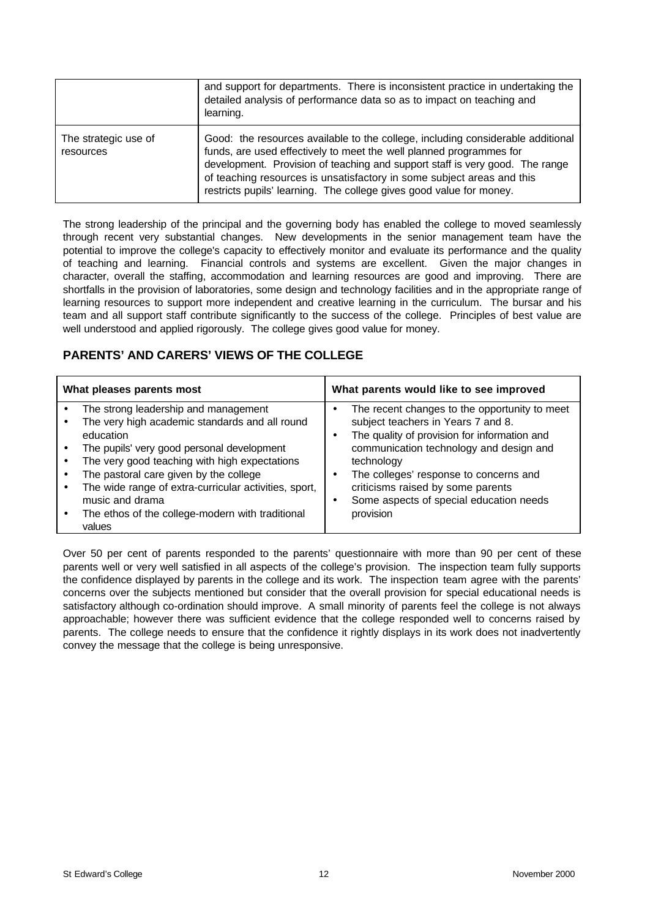| | |
|---|---|
| | and support for departments. There is inconsistent practice in undertaking the detailed analysis of performance data so as to impact on teaching and learning. |
| The strategic use of resources | Good: the resources available to the college, including considerable additional funds, are used effectively to meet the well planned programmes for development. Provision of teaching and support staff is very good. The range of teaching resources is unsatisfactory in some subject areas and this restricts pupils' learning. The college gives good value for money. |

The strong leadership of the principal and the governing body has enabled the college to moved seamlessly through recent very substantial changes. New developments in the senior management team have the potential to improve the college's capacity to effectively monitor and evaluate its performance and the quality of teaching and learning. Financial controls and systems are excellent. Given the major changes in character, overall the staffing, accommodation and learning resources are good and improving. There are shortfalls in the provision of laboratories, some design and technology facilities and in the appropriate range of learning resources to support more independent and creative learning in the curriculum. The bursar and his team and all support staff contribute significantly to the success of the college. Principles of best value are well understood and applied rigorously. The college gives good value for money.

## PARENTS' AND CARERS' VIEWS OF THE COLLEGE

| What pleases parents most | What parents would like to see improved |
|---|---|
| • The strong leadership and management<br>• The very high academic standards and all round education<br>• The pupils' very good personal development<br>• The very good teaching with high expectations<br>• The pastoral care given by the college<br>• The wide range of extra-curricular activities, sport, music and drama<br>• The ethos of the college-modern with traditional values | • The recent changes to the opportunity to meet subject teachers in Years 7 and 8.<br>• The quality of provision for information and communication technology and design and technology<br>• The colleges' response to concerns and criticisms raised by some parents<br>• Some aspects of special education needs provision |

Over 50 per cent of parents responded to the parents' questionnaire with more than 90 per cent of these parents well or very well satisfied in all aspects of the college's provision. The inspection team fully supports the confidence displayed by parents in the college and its work. The inspection team agree with the parents' concerns over the subjects mentioned but consider that the overall provision for special educational needs is satisfactory although co-ordination should improve. A small minority of parents feel the college is not always approachable; however there was sufficient evidence that the college responded well to concerns raised by parents. The college needs to ensure that the confidence it rightly displays in its work does not inadvertently convey the message that the college is being unresponsive.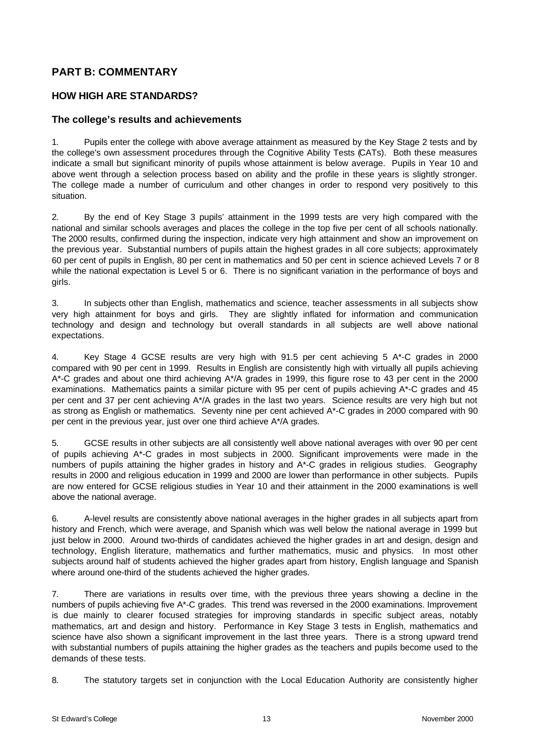## PART B: COMMENTARY

### HOW HIGH ARE STANDARDS?

#### The college's results and achievements

1. Pupils enter the college with above average attainment as measured by the Key Stage 2 tests and by the college's own assessment procedures through the Cognitive Ability Tests (CATs). Both these measures indicate a small but significant minority of pupils whose attainment is below average. Pupils in Year 10 and above went through a selection process based on ability and the profile in these years is slightly stronger. The college made a number of curriculum and other changes in order to respond very positively to this situation.

2. By the end of Key Stage 3 pupils' attainment in the 1999 tests are very high compared with the national and similar schools averages and places the college in the top five per cent of all schools nationally. The 2000 results, confirmed during the inspection, indicate very high attainment and show an improvement on the previous year. Substantial numbers of pupils attain the highest grades in all core subjects; approximately 60 per cent of pupils in English, 80 per cent in mathematics and 50 per cent in science achieved Levels 7 or 8 while the national expectation is Level 5 or 6. There is no significant variation in the performance of boys and girls.

3. In subjects other than English, mathematics and science, teacher assessments in all subjects show very high attainment for boys and girls. They are slightly inflated for information and communication technology and design and technology but overall standards in all subjects are well above national expectations.

4. Key Stage 4 GCSE results are very high with 91.5 per cent achieving 5 A*-C grades in 2000 compared with 90 per cent in 1999. Results in English are consistently high with virtually all pupils achieving A*-C grades and about one third achieving A*/A grades in 1999, this figure rose to 43 per cent in the 2000 examinations. Mathematics paints a similar picture with 95 per cent of pupils achieving A*-C grades and 45 per cent and 37 per cent achieving A*/A grades in the last two years. Science results are very high but not as strong as English or mathematics. Seventy nine per cent achieved A*-C grades in 2000 compared with 90 per cent in the previous year, just over one third achieve A*/A grades.

5. GCSE results in other subjects are all consistently well above national averages with over 90 per cent of pupils achieving A*-C grades in most subjects in 2000. Significant improvements were made in the numbers of pupils attaining the higher grades in history and A*-C grades in religious studies. Geography results in 2000 and religious education in 1999 and 2000 are lower than performance in other subjects. Pupils are now entered for GCSE religious studies in Year 10 and their attainment in the 2000 examinations is well above the national average.

6. A-level results are consistently above national averages in the higher grades in all subjects apart from history and French, which were average, and Spanish which was well below the national average in 1999 but just below in 2000. Around two-thirds of candidates achieved the higher grades in art and design, design and technology, English literature, mathematics and further mathematics, music and physics. In most other subjects around half of students achieved the higher grades apart from history, English language and Spanish where around one-third of the students achieved the higher grades.

7. There are variations in results over time, with the previous three years showing a decline in the numbers of pupils achieving five A*-C grades. This trend was reversed in the 2000 examinations. Improvement is due mainly to clearer focused strategies for improving standards in specific subject areas, notably mathematics, art and design and history. Performance in Key Stage 3 tests in English, mathematics and science have also shown a significant improvement in the last three years. There is a strong upward trend with substantial numbers of pupils attaining the higher grades as the teachers and pupils become used to the demands of these tests.

8. The statutory targets set in conjunction with the Local Education Authority are consistently higher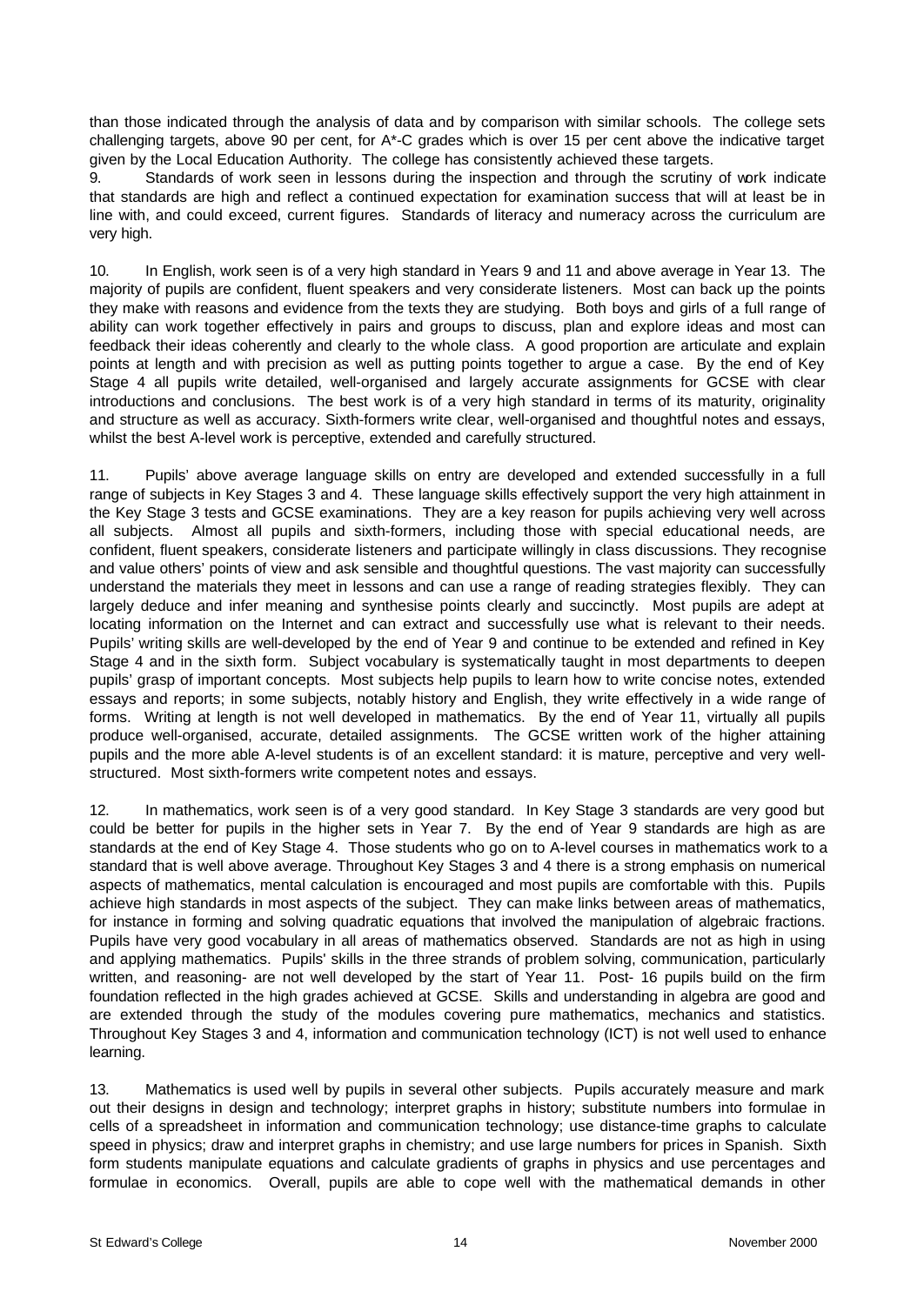than those indicated through the analysis of data and by comparison with similar schools. The college sets challenging targets, above 90 per cent, for A*-C grades which is over 15 per cent above the indicative target given by the Local Education Authority. The college has consistently achieved these targets.

9. Standards of work seen in lessons during the inspection and through the scrutiny of work indicate that standards are high and reflect a continued expectation for examination success that will at least be in line with, and could exceed, current figures. Standards of literacy and numeracy across the curriculum are very high.

10. In English, work seen is of a very high standard in Years 9 and 11 and above average in Year 13. The majority of pupils are confident, fluent speakers and very considerate listeners. Most can back up the points they make with reasons and evidence from the texts they are studying. Both boys and girls of a full range of ability can work together effectively in pairs and groups to discuss, plan and explore ideas and most can feedback their ideas coherently and clearly to the whole class. A good proportion are articulate and explain points at length and with precision as well as putting points together to argue a case. By the end of Key Stage 4 all pupils write detailed, well-organised and largely accurate assignments for GCSE with clear introductions and conclusions. The best work is of a very high standard in terms of its maturity, originality and structure as well as accuracy. Sixth-formers write clear, well-organised and thoughtful notes and essays, whilst the best A-level work is perceptive, extended and carefully structured.

11. Pupils' above average language skills on entry are developed and extended successfully in a full range of subjects in Key Stages 3 and 4. These language skills effectively support the very high attainment in the Key Stage 3 tests and GCSE examinations. They are a key reason for pupils achieving very well across all subjects. Almost all pupils and sixth-formers, including those with special educational needs, are confident, fluent speakers, considerate listeners and participate willingly in class discussions. They recognise and value others' points of view and ask sensible and thoughtful questions. The vast majority can successfully understand the materials they meet in lessons and can use a range of reading strategies flexibly. They can largely deduce and infer meaning and synthesise points clearly and succinctly. Most pupils are adept at locating information on the Internet and can extract and successfully use what is relevant to their needs. Pupils' writing skills are well-developed by the end of Year 9 and continue to be extended and refined in Key Stage 4 and in the sixth form. Subject vocabulary is systematically taught in most departments to deepen pupils' grasp of important concepts. Most subjects help pupils to learn how to write concise notes, extended essays and reports; in some subjects, notably history and English, they write effectively in a wide range of forms. Writing at length is not well developed in mathematics. By the end of Year 11, virtually all pupils produce well-organised, accurate, detailed assignments. The GCSE written work of the higher attaining pupils and the more able A-level students is of an excellent standard: it is mature, perceptive and very well-structured. Most sixth-formers write competent notes and essays.

12. In mathematics, work seen is of a very good standard. In Key Stage 3 standards are very good but could be better for pupils in the higher sets in Year 7. By the end of Year 9 standards are high as are standards at the end of Key Stage 4. Those students who go on to A-level courses in mathematics work to a standard that is well above average. Throughout Key Stages 3 and 4 there is a strong emphasis on numerical aspects of mathematics, mental calculation is encouraged and most pupils are comfortable with this. Pupils achieve high standards in most aspects of the subject. They can make links between areas of mathematics, for instance in forming and solving quadratic equations that involved the manipulation of algebraic fractions. Pupils have very good vocabulary in all areas of mathematics observed. Standards are not as high in using and applying mathematics. Pupils' skills in the three strands of problem solving, communication, particularly written, and reasoning- are not well developed by the start of Year 11. Post- 16 pupils build on the firm foundation reflected in the high grades achieved at GCSE. Skills and understanding in algebra are good and are extended through the study of the modules covering pure mathematics, mechanics and statistics. Throughout Key Stages 3 and 4, information and communication technology (ICT) is not well used to enhance learning.

13. Mathematics is used well by pupils in several other subjects. Pupils accurately measure and mark out their designs in design and technology; interpret graphs in history; substitute numbers into formulae in cells of a spreadsheet in information and communication technology; use distance-time graphs to calculate speed in physics; draw and interpret graphs in chemistry; and use large numbers for prices in Spanish. Sixth form students manipulate equations and calculate gradients of graphs in physics and use percentages and formulae in economics. Overall, pupils are able to cope well with the mathematical demands in other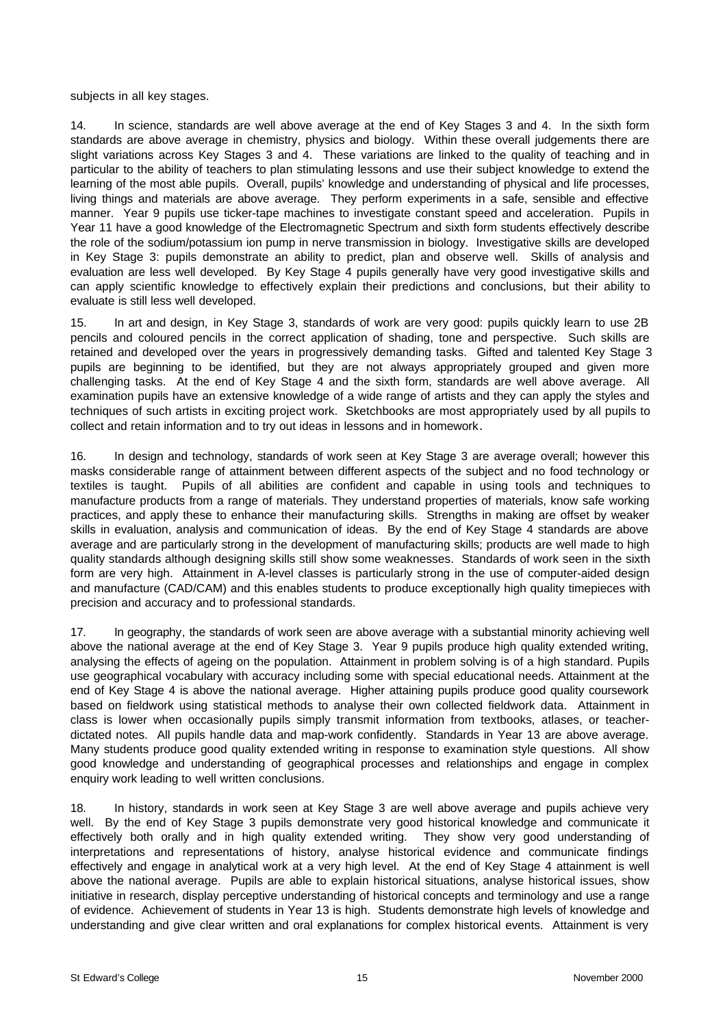subjects in all key stages.

14. In science, standards are well above average at the end of Key Stages 3 and 4. In the sixth form standards are above average in chemistry, physics and biology. Within these overall judgements there are slight variations across Key Stages 3 and 4. These variations are linked to the quality of teaching and in particular to the ability of teachers to plan stimulating lessons and use their subject knowledge to extend the learning of the most able pupils. Overall, pupils' knowledge and understanding of physical and life processes, living things and materials are above average. They perform experiments in a safe, sensible and effective manner. Year 9 pupils use ticker-tape machines to investigate constant speed and acceleration. Pupils in Year 11 have a good knowledge of the Electromagnetic Spectrum and sixth form students effectively describe the role of the sodium/potassium ion pump in nerve transmission in biology. Investigative skills are developed in Key Stage 3: pupils demonstrate an ability to predict, plan and observe well. Skills of analysis and evaluation are less well developed. By Key Stage 4 pupils generally have very good investigative skills and can apply scientific knowledge to effectively explain their predictions and conclusions, but their ability to evaluate is still less well developed.

15. In art and design, in Key Stage 3, standards of work are very good: pupils quickly learn to use 2B pencils and coloured pencils in the correct application of shading, tone and perspective. Such skills are retained and developed over the years in progressively demanding tasks. Gifted and talented Key Stage 3 pupils are beginning to be identified, but they are not always appropriately grouped and given more challenging tasks. At the end of Key Stage 4 and the sixth form, standards are well above average. All examination pupils have an extensive knowledge of a wide range of artists and they can apply the styles and techniques of such artists in exciting project work. Sketchbooks are most appropriately used by all pupils to collect and retain information and to try out ideas in lessons and in homework.

16. In design and technology, standards of work seen at Key Stage 3 are average overall; however this masks considerable range of attainment between different aspects of the subject and no food technology or textiles is taught. Pupils of all abilities are confident and capable in using tools and techniques to manufacture products from a range of materials. They understand properties of materials, know safe working practices, and apply these to enhance their manufacturing skills. Strengths in making are offset by weaker skills in evaluation, analysis and communication of ideas. By the end of Key Stage 4 standards are above average and are particularly strong in the development of manufacturing skills; products are well made to high quality standards although designing skills still show some weaknesses. Standards of work seen in the sixth form are very high. Attainment in A-level classes is particularly strong in the use of computer-aided design and manufacture (CAD/CAM) and this enables students to produce exceptionally high quality timepieces with precision and accuracy and to professional standards.

17. In geography, the standards of work seen are above average with a substantial minority achieving well above the national average at the end of Key Stage 3. Year 9 pupils produce high quality extended writing, analysing the effects of ageing on the population. Attainment in problem solving is of a high standard. Pupils use geographical vocabulary with accuracy including some with special educational needs. Attainment at the end of Key Stage 4 is above the national average. Higher attaining pupils produce good quality coursework based on fieldwork using statistical methods to analyse their own collected fieldwork data. Attainment in class is lower when occasionally pupils simply transmit information from textbooks, atlases, or teacher-dictated notes. All pupils handle data and map-work confidently. Standards in Year 13 are above average. Many students produce good quality extended writing in response to examination style questions. All show good knowledge and understanding of geographical processes and relationships and engage in complex enquiry work leading to well written conclusions.

18. In history, standards in work seen at Key Stage 3 are well above average and pupils achieve very well. By the end of Key Stage 3 pupils demonstrate very good historical knowledge and communicate it effectively both orally and in high quality extended writing. They show very good understanding of interpretations and representations of history, analyse historical evidence and communicate findings effectively and engage in analytical work at a very high level. At the end of Key Stage 4 attainment is well above the national average. Pupils are able to explain historical situations, analyse historical issues, show initiative in research, display perceptive understanding of historical concepts and terminology and use a range of evidence. Achievement of students in Year 13 is high. Students demonstrate high levels of knowledge and understanding and give clear written and oral explanations for complex historical events. Attainment is very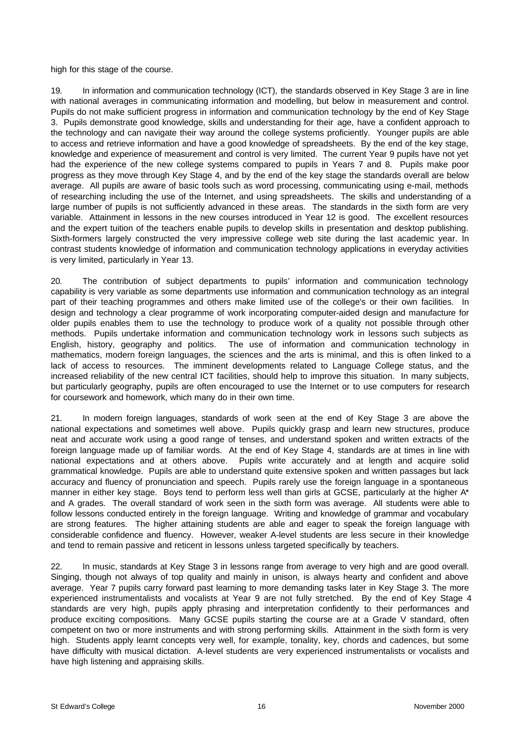high for this stage of the course.

19. In information and communication technology (ICT), the standards observed in Key Stage 3 are in line with national averages in communicating information and modelling, but below in measurement and control. Pupils do not make sufficient progress in information and communication technology by the end of Key Stage 3. Pupils demonstrate good knowledge, skills and understanding for their age, have a confident approach to the technology and can navigate their way around the college systems proficiently. Younger pupils are able to access and retrieve information and have a good knowledge of spreadsheets. By the end of the key stage, knowledge and experience of measurement and control is very limited. The current Year 9 pupils have not yet had the experience of the new college systems compared to pupils in Years 7 and 8. Pupils make poor progress as they move through Key Stage 4, and by the end of the key stage the standards overall are below average. All pupils are aware of basic tools such as word processing, communicating using e-mail, methods of researching including the use of the Internet, and using spreadsheets. The skills and understanding of a large number of pupils is not sufficiently advanced in these areas. The standards in the sixth form are very variable. Attainment in lessons in the new courses introduced in Year 12 is good. The excellent resources and the expert tuition of the teachers enable pupils to develop skills in presentation and desktop publishing. Sixth-formers largely constructed the very impressive college web site during the last academic year. In contrast students knowledge of information and communication technology applications in everyday activities is very limited, particularly in Year 13.

20. The contribution of subject departments to pupils' information and communication technology capability is very variable as some departments use information and communication technology as an integral part of their teaching programmes and others make limited use of the college's or their own facilities. In design and technology a clear programme of work incorporating computer-aided design and manufacture for older pupils enables them to use the technology to produce work of a quality not possible through other methods. Pupils undertake information and communication technology work in lessons such subjects as English, history, geography and politics. The use of information and communication technology in mathematics, modern foreign languages, the sciences and the arts is minimal, and this is often linked to a lack of access to resources. The imminent developments related to Language College status, and the increased reliability of the new central ICT facilities, should help to improve this situation. In many subjects, but particularly geography, pupils are often encouraged to use the Internet or to use computers for research for coursework and homework, which many do in their own time.

21. In modern foreign languages, standards of work seen at the end of Key Stage 3 are above the national expectations and sometimes well above. Pupils quickly grasp and learn new structures, produce neat and accurate work using a good range of tenses, and understand spoken and written extracts of the foreign language made up of familiar words. At the end of Key Stage 4, standards are at times in line with national expectations and at others above. Pupils write accurately and at length and acquire solid grammatical knowledge. Pupils are able to understand quite extensive spoken and written passages but lack accuracy and fluency of pronunciation and speech. Pupils rarely use the foreign language in a spontaneous manner in either key stage. Boys tend to perform less well than girls at GCSE, particularly at the higher A* and A grades. The overall standard of work seen in the sixth form was average. All students were able to follow lessons conducted entirely in the foreign language. Writing and knowledge of grammar and vocabulary are strong features. The higher attaining students are able and eager to speak the foreign language with considerable confidence and fluency. However, weaker A-level students are less secure in their knowledge and tend to remain passive and reticent in lessons unless targeted specifically by teachers.

22. In music, standards at Key Stage 3 in lessons range from average to very high and are good overall. Singing, though not always of top quality and mainly in unison, is always hearty and confident and above average. Year 7 pupils carry forward past learning to more demanding tasks later in Key Stage 3. The more experienced instrumentalists and vocalists at Year 9 are not fully stretched. By the end of Key Stage 4 standards are very high, pupils apply phrasing and interpretation confidently to their performances and produce exciting compositions. Many GCSE pupils starting the course are at a Grade V standard, often competent on two or more instruments and with strong performing skills. Attainment in the sixth form is very high. Students apply learnt concepts very well, for example, tonality, key, chords and cadences, but some have difficulty with musical dictation. A-level students are very experienced instrumentalists or vocalists and have high listening and appraising skills.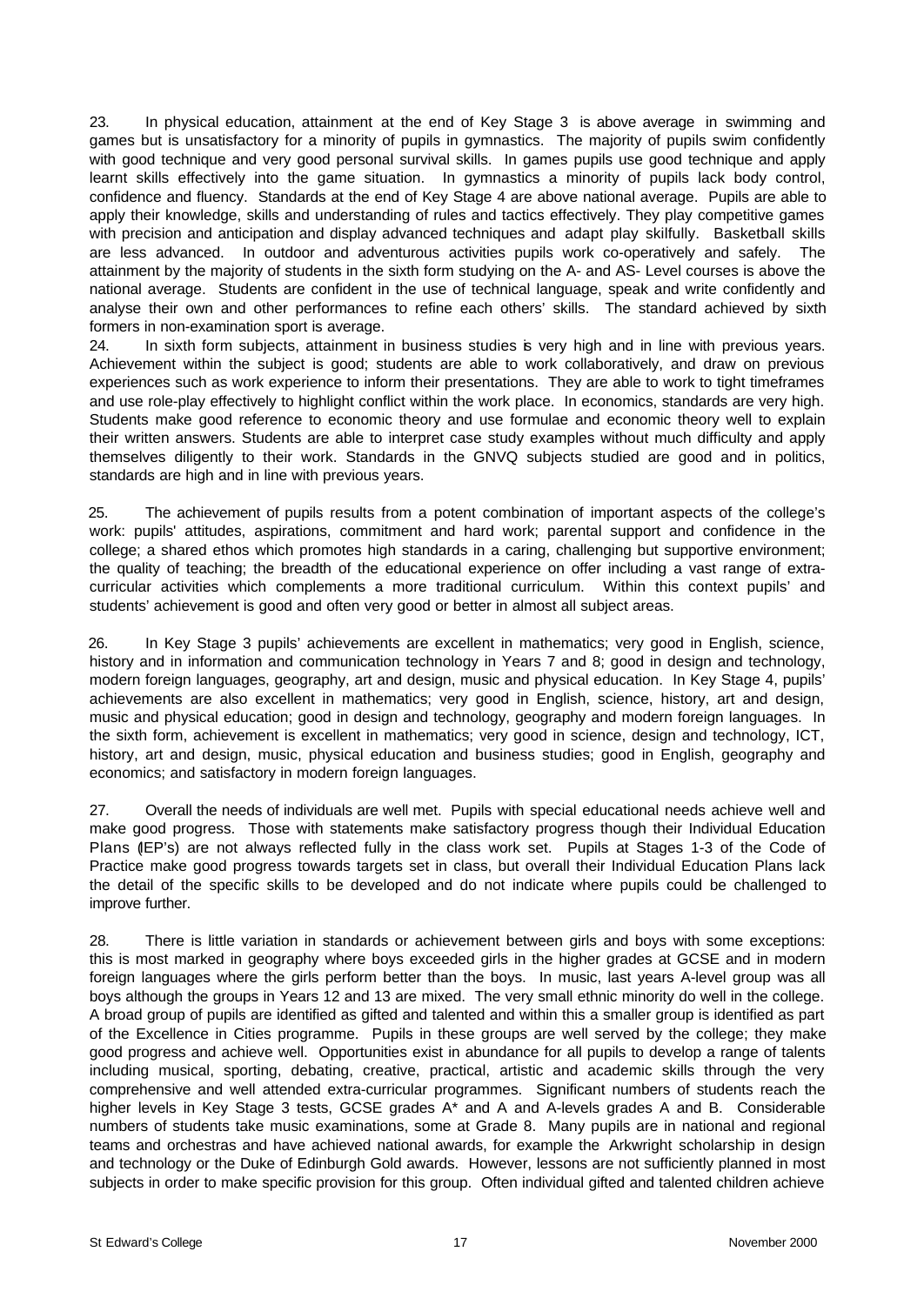23. In physical education, attainment at the end of Key Stage 3 is above average in swimming and games but is unsatisfactory for a minority of pupils in gymnastics. The majority of pupils swim confidently with good technique and very good personal survival skills. In games pupils use good technique and apply learnt skills effectively into the game situation. In gymnastics a minority of pupils lack body control, confidence and fluency. Standards at the end of Key Stage 4 are above national average. Pupils are able to apply their knowledge, skills and understanding of rules and tactics effectively. They play competitive games with precision and anticipation and display advanced techniques and adapt play skilfully. Basketball skills are less advanced. In outdoor and adventurous activities pupils work co-operatively and safely. The attainment by the majority of students in the sixth form studying on the A- and AS- Level courses is above the national average. Students are confident in the use of technical language, speak and write confidently and analyse their own and other performances to refine each others' skills. The standard achieved by sixth formers in non-examination sport is average.

24. In sixth form subjects, attainment in business studies is very high and in line with previous years. Achievement within the subject is good; students are able to work collaboratively, and draw on previous experiences such as work experience to inform their presentations. They are able to work to tight timeframes and use role-play effectively to highlight conflict within the work place. In economics, standards are very high. Students make good reference to economic theory and use formulae and economic theory well to explain their written answers. Students are able to interpret case study examples without much difficulty and apply themselves diligently to their work. Standards in the GNVQ subjects studied are good and in politics, standards are high and in line with previous years.

25. The achievement of pupils results from a potent combination of important aspects of the college's work: pupils' attitudes, aspirations, commitment and hard work; parental support and confidence in the college; a shared ethos which promotes high standards in a caring, challenging but supportive environment; the quality of teaching; the breadth of the educational experience on offer including a vast range of extra-curricular activities which complements a more traditional curriculum. Within this context pupils' and students' achievement is good and often very good or better in almost all subject areas.

26. In Key Stage 3 pupils' achievements are excellent in mathematics; very good in English, science, history and in information and communication technology in Years 7 and 8; good in design and technology, modern foreign languages, geography, art and design, music and physical education. In Key Stage 4, pupils' achievements are also excellent in mathematics; very good in English, science, history, art and design, music and physical education; good in design and technology, geography and modern foreign languages. In the sixth form, achievement is excellent in mathematics; very good in science, design and technology, ICT, history, art and design, music, physical education and business studies; good in English, geography and economics; and satisfactory in modern foreign languages.

27. Overall the needs of individuals are well met. Pupils with special educational needs achieve well and make good progress. Those with statements make satisfactory progress though their Individual Education Plans (IEP's) are not always reflected fully in the class work set. Pupils at Stages 1-3 of the Code of Practice make good progress towards targets set in class, but overall their Individual Education Plans lack the detail of the specific skills to be developed and do not indicate where pupils could be challenged to improve further.

28. There is little variation in standards or achievement between girls and boys with some exceptions: this is most marked in geography where boys exceeded girls in the higher grades at GCSE and in modern foreign languages where the girls perform better than the boys. In music, last years A-level group was all boys although the groups in Years 12 and 13 are mixed. The very small ethnic minority do well in the college. A broad group of pupils are identified as gifted and talented and within this a smaller group is identified as part of the Excellence in Cities programme. Pupils in these groups are well served by the college; they make good progress and achieve well. Opportunities exist in abundance for all pupils to develop a range of talents including musical, sporting, debating, creative, practical, artistic and academic skills through the very comprehensive and well attended extra-curricular programmes. Significant numbers of students reach the higher levels in Key Stage 3 tests, GCSE grades A* and A and A-levels grades A and B. Considerable numbers of students take music examinations, some at Grade 8. Many pupils are in national and regional teams and orchestras and have achieved national awards, for example the Arkwright scholarship in design and technology or the Duke of Edinburgh Gold awards. However, lessons are not sufficiently planned in most subjects in order to make specific provision for this group. Often individual gifted and talented children achieve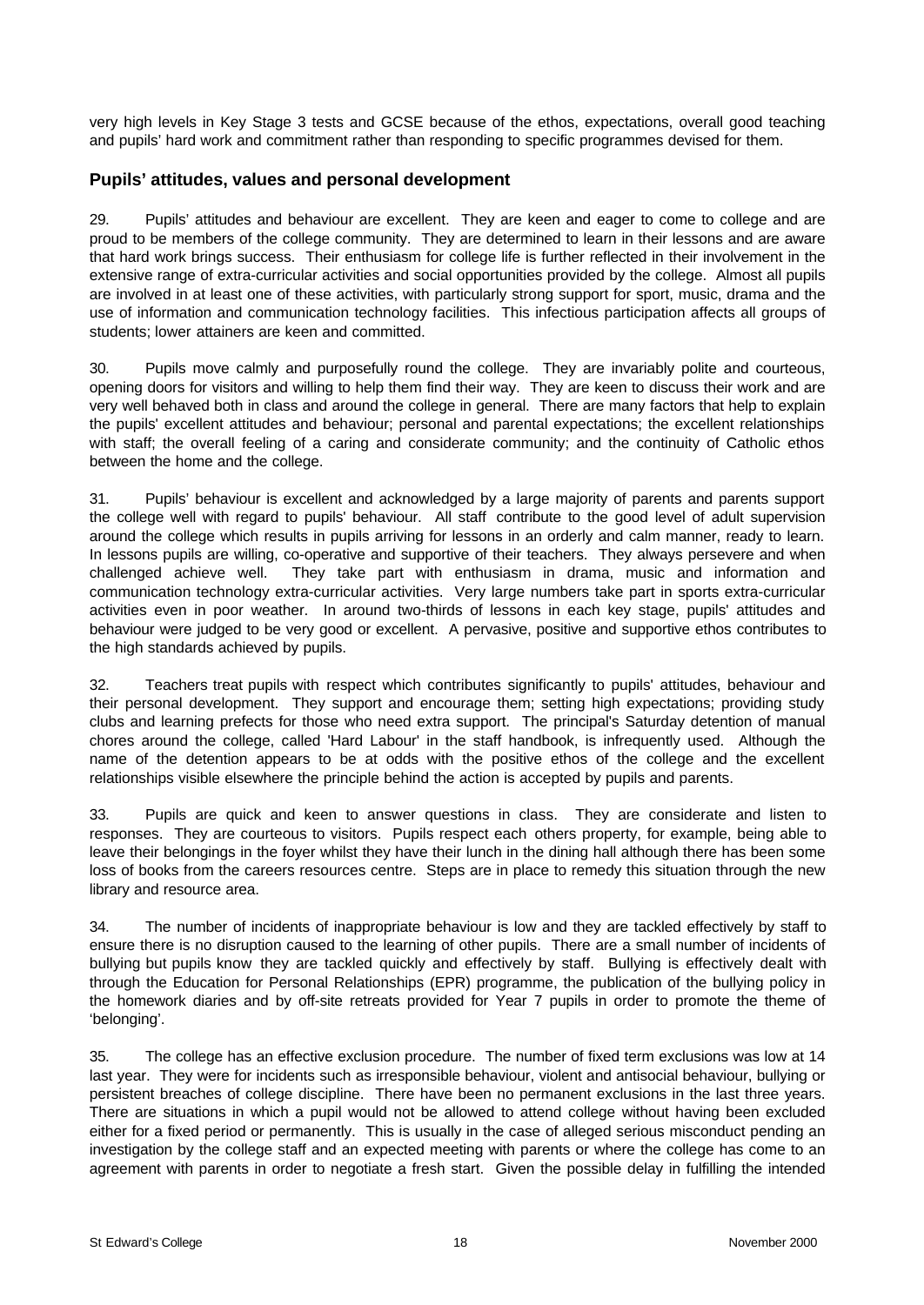very high levels in Key Stage 3 tests and GCSE because of the ethos, expectations, overall good teaching and pupils' hard work and commitment rather than responding to specific programmes devised for them.

### Pupils' attitudes, values and personal development

29. Pupils' attitudes and behaviour are excellent. They are keen and eager to come to college and are proud to be members of the college community. They are determined to learn in their lessons and are aware that hard work brings success. Their enthusiasm for college life is further reflected in their involvement in the extensive range of extra-curricular activities and social opportunities provided by the college. Almost all pupils are involved in at least one of these activities, with particularly strong support for sport, music, drama and the use of information and communication technology facilities. This infectious participation affects all groups of students; lower attainers are keen and committed.

30. Pupils move calmly and purposefully round the college. They are invariably polite and courteous, opening doors for visitors and willing to help them find their way. They are keen to discuss their work and are very well behaved both in class and around the college in general. There are many factors that help to explain the pupils' excellent attitudes and behaviour; personal and parental expectations; the excellent relationships with staff; the overall feeling of a caring and considerate community; and the continuity of Catholic ethos between the home and the college.

31. Pupils' behaviour is excellent and acknowledged by a large majority of parents and parents support the college well with regard to pupils' behaviour. All staff contribute to the good level of adult supervision around the college which results in pupils arriving for lessons in an orderly and calm manner, ready to learn. In lessons pupils are willing, co-operative and supportive of their teachers. They always persevere and when challenged achieve well. They take part with enthusiasm in drama, music and information and communication technology extra-curricular activities. Very large numbers take part in sports extra-curricular activities even in poor weather. In around two-thirds of lessons in each key stage, pupils' attitudes and behaviour were judged to be very good or excellent. A pervasive, positive and supportive ethos contributes to the high standards achieved by pupils.

32. Teachers treat pupils with respect which contributes significantly to pupils' attitudes, behaviour and their personal development. They support and encourage them; setting high expectations; providing study clubs and learning prefects for those who need extra support. The principal's Saturday detention of manual chores around the college, called 'Hard Labour' in the staff handbook, is infrequently used. Although the name of the detention appears to be at odds with the positive ethos of the college and the excellent relationships visible elsewhere the principle behind the action is accepted by pupils and parents.

33. Pupils are quick and keen to answer questions in class. They are considerate and listen to responses. They are courteous to visitors. Pupils respect each others property, for example, being able to leave their belongings in the foyer whilst they have their lunch in the dining hall although there has been some loss of books from the careers resources centre. Steps are in place to remedy this situation through the new library and resource area.

34. The number of incidents of inappropriate behaviour is low and they are tackled effectively by staff to ensure there is no disruption caused to the learning of other pupils. There are a small number of incidents of bullying but pupils know they are tackled quickly and effectively by staff. Bullying is effectively dealt with through the Education for Personal Relationships (EPR) programme, the publication of the bullying policy in the homework diaries and by off-site retreats provided for Year 7 pupils in order to promote the theme of 'belonging'.

35. The college has an effective exclusion procedure. The number of fixed term exclusions was low at 14 last year. They were for incidents such as irresponsible behaviour, violent and antisocial behaviour, bullying or persistent breaches of college discipline. There have been no permanent exclusions in the last three years. There are situations in which a pupil would not be allowed to attend college without having been excluded either for a fixed period or permanently. This is usually in the case of alleged serious misconduct pending an investigation by the college staff and an expected meeting with parents or where the college has come to an agreement with parents in order to negotiate a fresh start. Given the possible delay in fulfilling the intended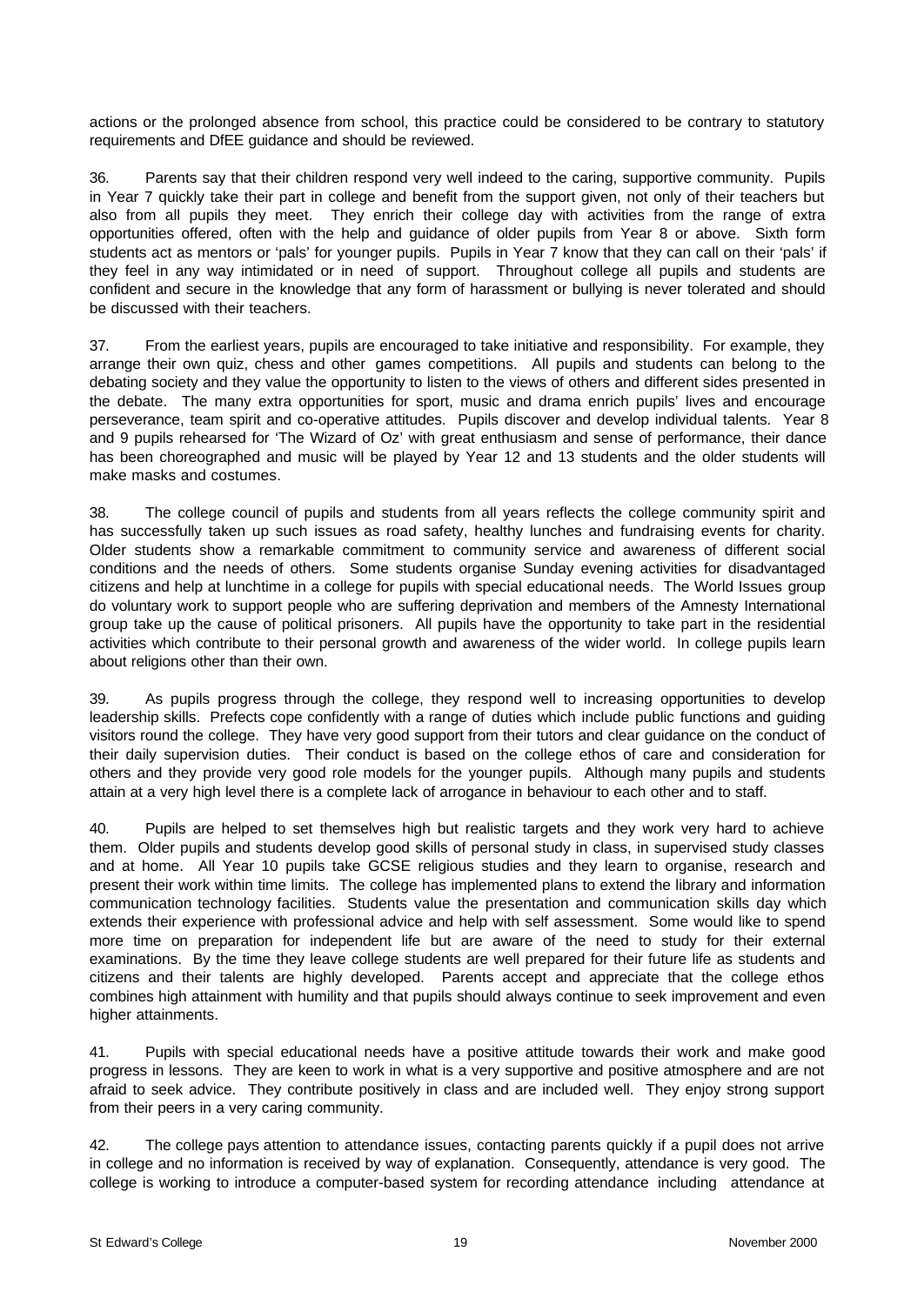actions or the prolonged absence from school, this practice could be considered to be contrary to statutory requirements and DfEE guidance and should be reviewed.

36. Parents say that their children respond very well indeed to the caring, supportive community. Pupils in Year 7 quickly take their part in college and benefit from the support given, not only of their teachers but also from all pupils they meet. They enrich their college day with activities from the range of extra opportunities offered, often with the help and guidance of older pupils from Year 8 or above. Sixth form students act as mentors or 'pals' for younger pupils. Pupils in Year 7 know that they can call on their 'pals' if they feel in any way intimidated or in need of support. Throughout college all pupils and students are confident and secure in the knowledge that any form of harassment or bullying is never tolerated and should be discussed with their teachers.

37. From the earliest years, pupils are encouraged to take initiative and responsibility. For example, they arrange their own quiz, chess and other games competitions. All pupils and students can belong to the debating society and they value the opportunity to listen to the views of others and different sides presented in the debate. The many extra opportunities for sport, music and drama enrich pupils' lives and encourage perseverance, team spirit and co-operative attitudes. Pupils discover and develop individual talents. Year 8 and 9 pupils rehearsed for 'The Wizard of Oz' with great enthusiasm and sense of performance, their dance has been choreographed and music will be played by Year 12 and 13 students and the older students will make masks and costumes.

38. The college council of pupils and students from all years reflects the college community spirit and has successfully taken up such issues as road safety, healthy lunches and fundraising events for charity. Older students show a remarkable commitment to community service and awareness of different social conditions and the needs of others. Some students organise Sunday evening activities for disadvantaged citizens and help at lunchtime in a college for pupils with special educational needs. The World Issues group do voluntary work to support people who are suffering deprivation and members of the Amnesty International group take up the cause of political prisoners. All pupils have the opportunity to take part in the residential activities which contribute to their personal growth and awareness of the wider world. In college pupils learn about religions other than their own.

39. As pupils progress through the college, they respond well to increasing opportunities to develop leadership skills. Prefects cope confidently with a range of duties which include public functions and guiding visitors round the college. They have very good support from their tutors and clear guidance on the conduct of their daily supervision duties. Their conduct is based on the college ethos of care and consideration for others and they provide very good role models for the younger pupils. Although many pupils and students attain at a very high level there is a complete lack of arrogance in behaviour to each other and to staff.

40. Pupils are helped to set themselves high but realistic targets and they work very hard to achieve them. Older pupils and students develop good skills of personal study in class, in supervised study classes and at home. All Year 10 pupils take GCSE religious studies and they learn to organise, research and present their work within time limits. The college has implemented plans to extend the library and information communication technology facilities. Students value the presentation and communication skills day which extends their experience with professional advice and help with self assessment. Some would like to spend more time on preparation for independent life but are aware of the need to study for their external examinations. By the time they leave college students are well prepared for their future life as students and citizens and their talents are highly developed. Parents accept and appreciate that the college ethos combines high attainment with humility and that pupils should always continue to seek improvement and even higher attainments.

41. Pupils with special educational needs have a positive attitude towards their work and make good progress in lessons. They are keen to work in what is a very supportive and positive atmosphere and are not afraid to seek advice. They contribute positively in class and are included well. They enjoy strong support from their peers in a very caring community.

42. The college pays attention to attendance issues, contacting parents quickly if a pupil does not arrive in college and no information is received by way of explanation. Consequently, attendance is very good. The college is working to introduce a computer-based system for recording attendance including attendance at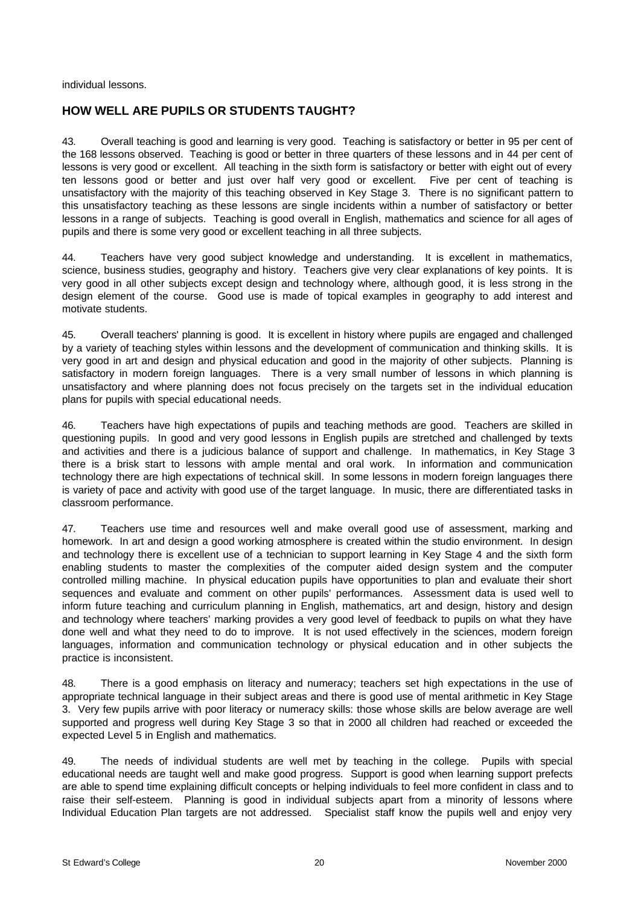individual lessons.

## HOW WELL ARE PUPILS OR STUDENTS TAUGHT?

43. Overall teaching is good and learning is very good. Teaching is satisfactory or better in 95 per cent of the 168 lessons observed. Teaching is good or better in three quarters of these lessons and in 44 per cent of lessons is very good or excellent. All teaching in the sixth form is satisfactory or better with eight out of every ten lessons good or better and just over half very good or excellent. Five per cent of teaching is unsatisfactory with the majority of this teaching observed in Key Stage 3. There is no significant pattern to this unsatisfactory teaching as these lessons are single incidents within a number of satisfactory or better lessons in a range of subjects. Teaching is good overall in English, mathematics and science for all ages of pupils and there is some very good or excellent teaching in all three subjects.

44. Teachers have very good subject knowledge and understanding. It is excellent in mathematics, science, business studies, geography and history. Teachers give very clear explanations of key points. It is very good in all other subjects except design and technology where, although good, it is less strong in the design element of the course. Good use is made of topical examples in geography to add interest and motivate students.

45. Overall teachers' planning is good. It is excellent in history where pupils are engaged and challenged by a variety of teaching styles within lessons and the development of communication and thinking skills. It is very good in art and design and physical education and good in the majority of other subjects. Planning is satisfactory in modern foreign languages. There is a very small number of lessons in which planning is unsatisfactory and where planning does not focus precisely on the targets set in the individual education plans for pupils with special educational needs.

46. Teachers have high expectations of pupils and teaching methods are good. Teachers are skilled in questioning pupils. In good and very good lessons in English pupils are stretched and challenged by texts and activities and there is a judicious balance of support and challenge. In mathematics, in Key Stage 3 there is a brisk start to lessons with ample mental and oral work. In information and communication technology there are high expectations of technical skill. In some lessons in modern foreign languages there is variety of pace and activity with good use of the target language. In music, there are differentiated tasks in classroom performance.

47. Teachers use time and resources well and make overall good use of assessment, marking and homework. In art and design a good working atmosphere is created within the studio environment. In design and technology there is excellent use of a technician to support learning in Key Stage 4 and the sixth form enabling students to master the complexities of the computer aided design system and the computer controlled milling machine. In physical education pupils have opportunities to plan and evaluate their short sequences and evaluate and comment on other pupils' performances. Assessment data is used well to inform future teaching and curriculum planning in English, mathematics, art and design, history and design and technology where teachers' marking provides a very good level of feedback to pupils on what they have done well and what they need to do to improve. It is not used effectively in the sciences, modern foreign languages, information and communication technology or physical education and in other subjects the practice is inconsistent.

48. There is a good emphasis on literacy and numeracy; teachers set high expectations in the use of appropriate technical language in their subject areas and there is good use of mental arithmetic in Key Stage 3. Very few pupils arrive with poor literacy or numeracy skills: those whose skills are below average are well supported and progress well during Key Stage 3 so that in 2000 all children had reached or exceeded the expected Level 5 in English and mathematics.

49. The needs of individual students are well met by teaching in the college. Pupils with special educational needs are taught well and make good progress. Support is good when learning support prefects are able to spend time explaining difficult concepts or helping individuals to feel more confident in class and to raise their self-esteem. Planning is good in individual subjects apart from a minority of lessons where Individual Education Plan targets are not addressed. Specialist staff know the pupils well and enjoy very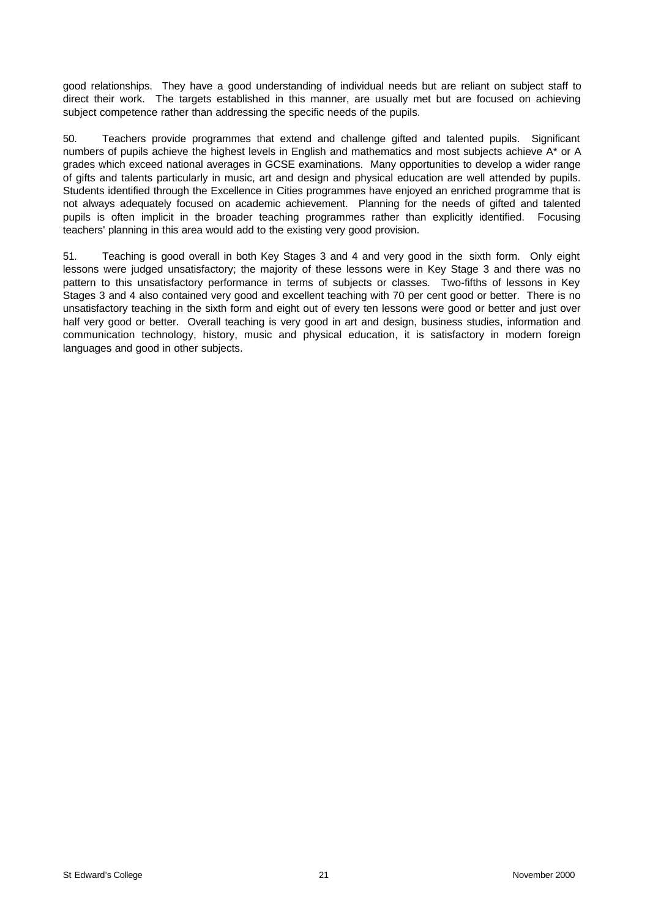good relationships. They have a good understanding of individual needs but are reliant on subject staff to direct their work. The targets established in this manner, are usually met but are focused on achieving subject competence rather than addressing the specific needs of the pupils.

50. Teachers provide programmes that extend and challenge gifted and talented pupils. Significant numbers of pupils achieve the highest levels in English and mathematics and most subjects achieve A* or A grades which exceed national averages in GCSE examinations. Many opportunities to develop a wider range of gifts and talents particularly in music, art and design and physical education are well attended by pupils. Students identified through the Excellence in Cities programmes have enjoyed an enriched programme that is not always adequately focused on academic achievement. Planning for the needs of gifted and talented pupils is often implicit in the broader teaching programmes rather than explicitly identified. Focusing teachers' planning in this area would add to the existing very good provision.

51. Teaching is good overall in both Key Stages 3 and 4 and very good in the sixth form. Only eight lessons were judged unsatisfactory; the majority of these lessons were in Key Stage 3 and there was no pattern to this unsatisfactory performance in terms of subjects or classes. Two-fifths of lessons in Key Stages 3 and 4 also contained very good and excellent teaching with 70 per cent good or better. There is no unsatisfactory teaching in the sixth form and eight out of every ten lessons were good or better and just over half very good or better. Overall teaching is very good in art and design, business studies, information and communication technology, history, music and physical education, it is satisfactory in modern foreign languages and good in other subjects.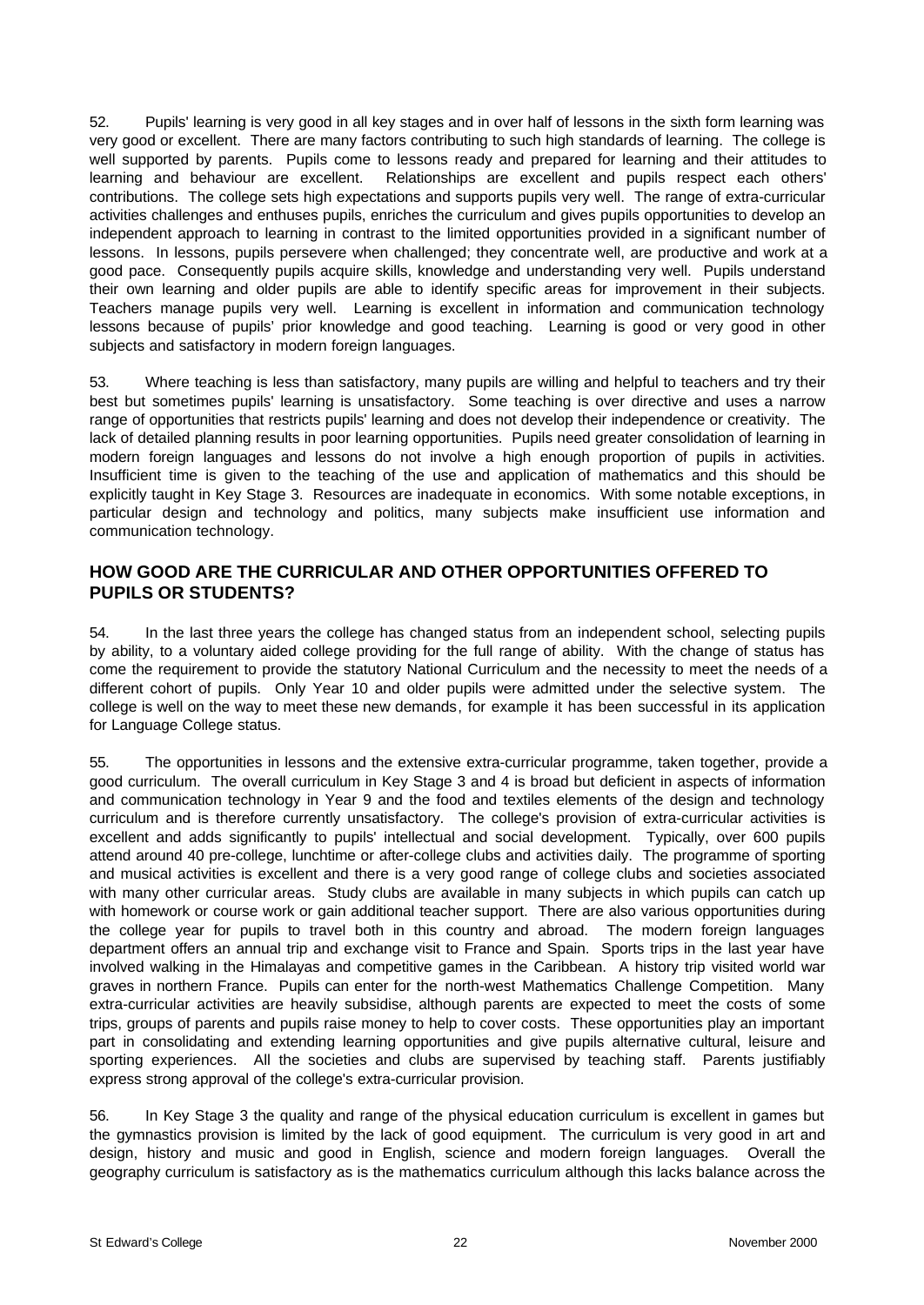52. Pupils' learning is very good in all key stages and in over half of lessons in the sixth form learning was very good or excellent. There are many factors contributing to such high standards of learning. The college is well supported by parents. Pupils come to lessons ready and prepared for learning and their attitudes to learning and behaviour are excellent. Relationships are excellent and pupils respect each others' contributions. The college sets high expectations and supports pupils very well. The range of extra-curricular activities challenges and enthuses pupils, enriches the curriculum and gives pupils opportunities to develop an independent approach to learning in contrast to the limited opportunities provided in a significant number of lessons. In lessons, pupils persevere when challenged; they concentrate well, are productive and work at a good pace. Consequently pupils acquire skills, knowledge and understanding very well. Pupils understand their own learning and older pupils are able to identify specific areas for improvement in their subjects. Teachers manage pupils very well. Learning is excellent in information and communication technology lessons because of pupils' prior knowledge and good teaching. Learning is good or very good in other subjects and satisfactory in modern foreign languages.

53. Where teaching is less than satisfactory, many pupils are willing and helpful to teachers and try their best but sometimes pupils' learning is unsatisfactory. Some teaching is over directive and uses a narrow range of opportunities that restricts pupils' learning and does not develop their independence or creativity. The lack of detailed planning results in poor learning opportunities. Pupils need greater consolidation of learning in modern foreign languages and lessons do not involve a high enough proportion of pupils in activities. Insufficient time is given to the teaching of the use and application of mathematics and this should be explicitly taught in Key Stage 3. Resources are inadequate in economics. With some notable exceptions, in particular design and technology and politics, many subjects make insufficient use information and communication technology.

## HOW GOOD ARE THE CURRICULAR AND OTHER OPPORTUNITIES OFFERED TO PUPILS OR STUDENTS?

54. In the last three years the college has changed status from an independent school, selecting pupils by ability, to a voluntary aided college providing for the full range of ability. With the change of status has come the requirement to provide the statutory National Curriculum and the necessity to meet the needs of a different cohort of pupils. Only Year 10 and older pupils were admitted under the selective system. The college is well on the way to meet these new demands, for example it has been successful in its application for Language College status.

55. The opportunities in lessons and the extensive extra-curricular programme, taken together, provide a good curriculum. The overall curriculum in Key Stage 3 and 4 is broad but deficient in aspects of information and communication technology in Year 9 and the food and textiles elements of the design and technology curriculum and is therefore currently unsatisfactory. The college's provision of extra-curricular activities is excellent and adds significantly to pupils' intellectual and social development. Typically, over 600 pupils attend around 40 pre-college, lunchtime or after-college clubs and activities daily. The programme of sporting and musical activities is excellent and there is a very good range of college clubs and societies associated with many other curricular areas. Study clubs are available in many subjects in which pupils can catch up with homework or course work or gain additional teacher support. There are also various opportunities during the college year for pupils to travel both in this country and abroad. The modern foreign languages department offers an annual trip and exchange visit to France and Spain. Sports trips in the last year have involved walking in the Himalayas and competitive games in the Caribbean. A history trip visited world war graves in northern France. Pupils can enter for the north-west Mathematics Challenge Competition. Many extra-curricular activities are heavily subsidise, although parents are expected to meet the costs of some trips, groups of parents and pupils raise money to help to cover costs. These opportunities play an important part in consolidating and extending learning opportunities and give pupils alternative cultural, leisure and sporting experiences. All the societies and clubs are supervised by teaching staff. Parents justifiably express strong approval of the college's extra-curricular provision.

56. In Key Stage 3 the quality and range of the physical education curriculum is excellent in games but the gymnastics provision is limited by the lack of good equipment. The curriculum is very good in art and design, history and music and good in English, science and modern foreign languages. Overall the geography curriculum is satisfactory as is the mathematics curriculum although this lacks balance across the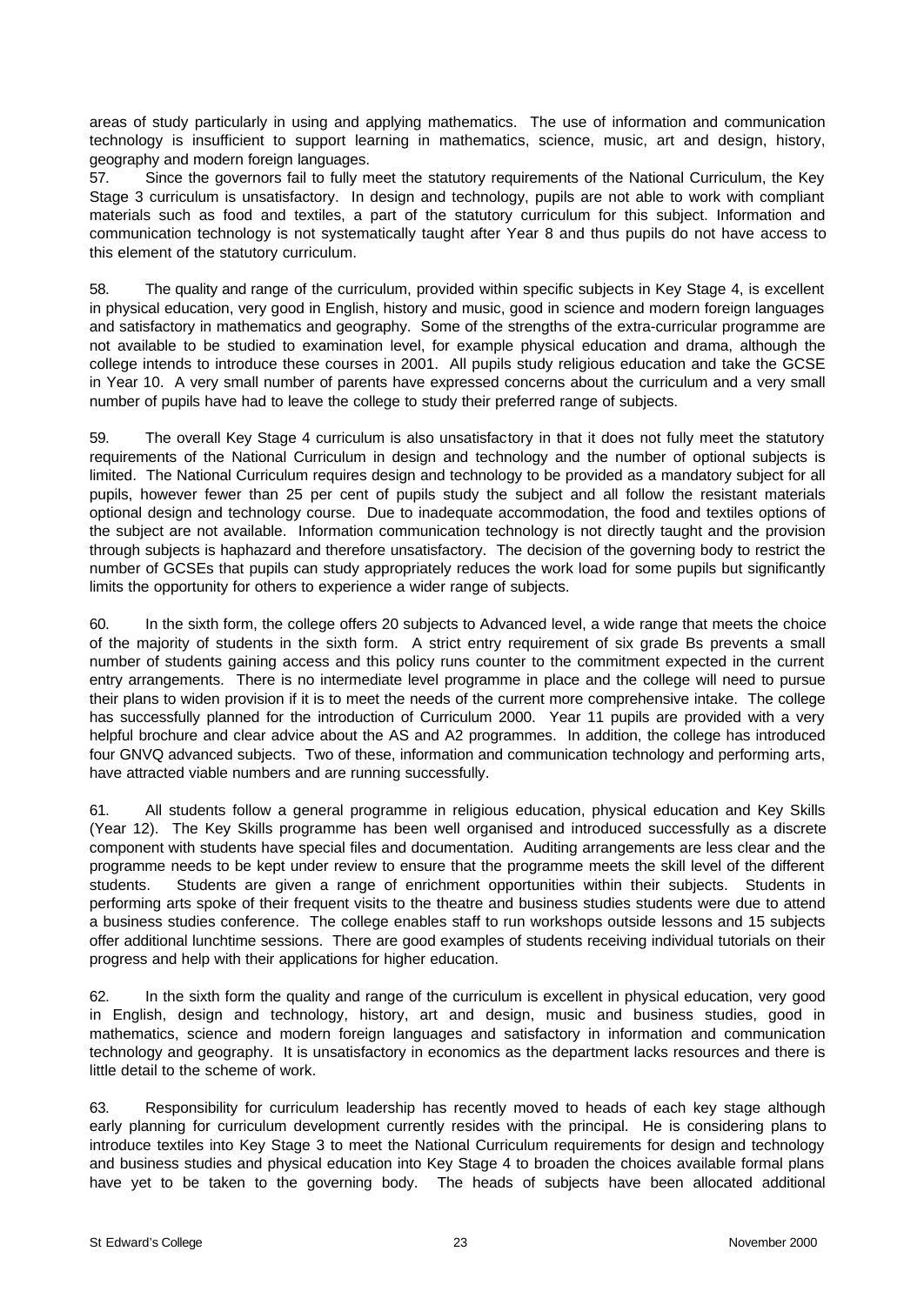areas of study particularly in using and applying mathematics. The use of information and communication technology is insufficient to support learning in mathematics, science, music, art and design, history, geography and modern foreign languages.

57. Since the governors fail to fully meet the statutory requirements of the National Curriculum, the Key Stage 3 curriculum is unsatisfactory. In design and technology, pupils are not able to work with compliant materials such as food and textiles, a part of the statutory curriculum for this subject. Information and communication technology is not systematically taught after Year 8 and thus pupils do not have access to this element of the statutory curriculum.

58. The quality and range of the curriculum, provided within specific subjects in Key Stage 4, is excellent in physical education, very good in English, history and music, good in science and modern foreign languages and satisfactory in mathematics and geography. Some of the strengths of the extra-curricular programme are not available to be studied to examination level, for example physical education and drama, although the college intends to introduce these courses in 2001. All pupils study religious education and take the GCSE in Year 10. A very small number of parents have expressed concerns about the curriculum and a very small number of pupils have had to leave the college to study their preferred range of subjects.

59. The overall Key Stage 4 curriculum is also unsatisfactory in that it does not fully meet the statutory requirements of the National Curriculum in design and technology and the number of optional subjects is limited. The National Curriculum requires design and technology to be provided as a mandatory subject for all pupils, however fewer than 25 per cent of pupils study the subject and all follow the resistant materials optional design and technology course. Due to inadequate accommodation, the food and textiles options of the subject are not available. Information communication technology is not directly taught and the provision through subjects is haphazard and therefore unsatisfactory. The decision of the governing body to restrict the number of GCSEs that pupils can study appropriately reduces the work load for some pupils but significantly limits the opportunity for others to experience a wider range of subjects.

60. In the sixth form, the college offers 20 subjects to Advanced level, a wide range that meets the choice of the majority of students in the sixth form. A strict entry requirement of six grade Bs prevents a small number of students gaining access and this policy runs counter to the commitment expected in the current entry arrangements. There is no intermediate level programme in place and the college will need to pursue their plans to widen provision if it is to meet the needs of the current more comprehensive intake. The college has successfully planned for the introduction of Curriculum 2000. Year 11 pupils are provided with a very helpful brochure and clear advice about the AS and A2 programmes. In addition, the college has introduced four GNVQ advanced subjects. Two of these, information and communication technology and performing arts, have attracted viable numbers and are running successfully.

61. All students follow a general programme in religious education, physical education and Key Skills (Year 12). The Key Skills programme has been well organised and introduced successfully as a discrete component with students have special files and documentation. Auditing arrangements are less clear and the programme needs to be kept under review to ensure that the programme meets the skill level of the different students. Students are given a range of enrichment opportunities within their subjects. Students in performing arts spoke of their frequent visits to the theatre and business studies students were due to attend a business studies conference. The college enables staff to run workshops outside lessons and 15 subjects offer additional lunchtime sessions. There are good examples of students receiving individual tutorials on their progress and help with their applications for higher education.

62. In the sixth form the quality and range of the curriculum is excellent in physical education, very good in English, design and technology, history, art and design, music and business studies, good in mathematics, science and modern foreign languages and satisfactory in information and communication technology and geography. It is unsatisfactory in economics as the department lacks resources and there is little detail to the scheme of work.

63. Responsibility for curriculum leadership has recently moved to heads of each key stage although early planning for curriculum development currently resides with the principal. He is considering plans to introduce textiles into Key Stage 3 to meet the National Curriculum requirements for design and technology and business studies and physical education into Key Stage 4 to broaden the choices available formal plans have yet to be taken to the governing body. The heads of subjects have been allocated additional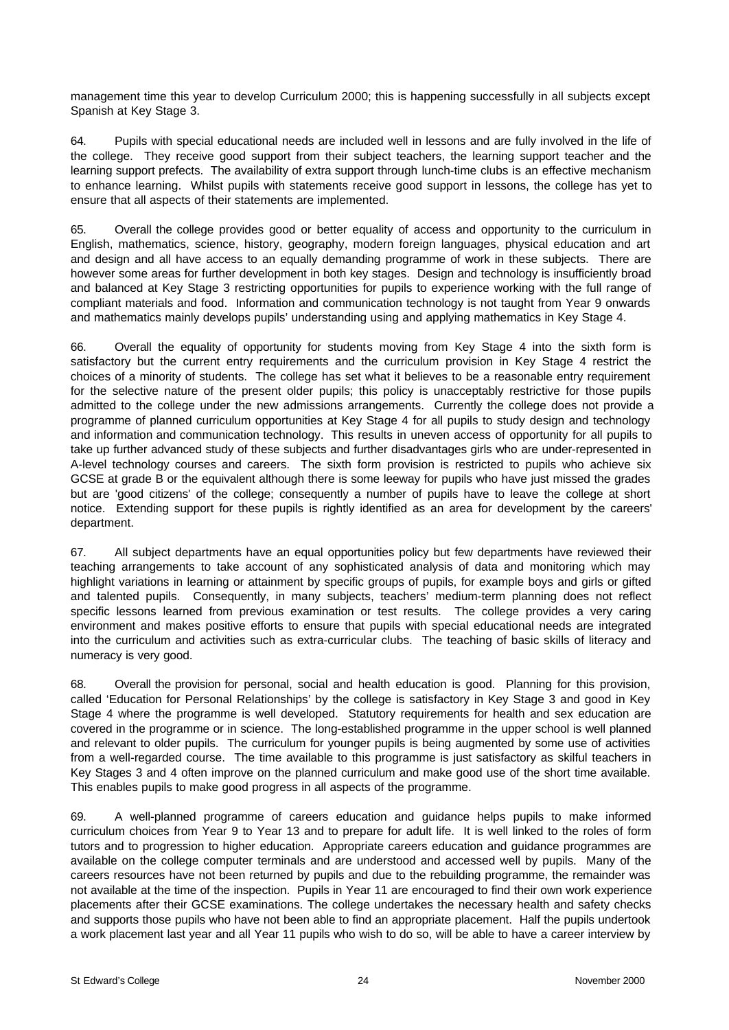management time this year to develop Curriculum 2000; this is happening successfully in all subjects except Spanish at Key Stage 3.

64. Pupils with special educational needs are included well in lessons and are fully involved in the life of the college. They receive good support from their subject teachers, the learning support teacher and the learning support prefects. The availability of extra support through lunch-time clubs is an effective mechanism to enhance learning. Whilst pupils with statements receive good support in lessons, the college has yet to ensure that all aspects of their statements are implemented.

65. Overall the college provides good or better equality of access and opportunity to the curriculum in English, mathematics, science, history, geography, modern foreign languages, physical education and art and design and all have access to an equally demanding programme of work in these subjects. There are however some areas for further development in both key stages. Design and technology is insufficiently broad and balanced at Key Stage 3 restricting opportunities for pupils to experience working with the full range of compliant materials and food. Information and communication technology is not taught from Year 9 onwards and mathematics mainly develops pupils' understanding using and applying mathematics in Key Stage 4.

66. Overall the equality of opportunity for students moving from Key Stage 4 into the sixth form is satisfactory but the current entry requirements and the curriculum provision in Key Stage 4 restrict the choices of a minority of students. The college has set what it believes to be a reasonable entry requirement for the selective nature of the present older pupils; this policy is unacceptably restrictive for those pupils admitted to the college under the new admissions arrangements. Currently the college does not provide a programme of planned curriculum opportunities at Key Stage 4 for all pupils to study design and technology and information and communication technology. This results in uneven access of opportunity for all pupils to take up further advanced study of these subjects and further disadvantages girls who are under-represented in A-level technology courses and careers. The sixth form provision is restricted to pupils who achieve six GCSE at grade B or the equivalent although there is some leeway for pupils who have just missed the grades but are 'good citizens' of the college; consequently a number of pupils have to leave the college at short notice. Extending support for these pupils is rightly identified as an area for development by the careers' department.

67. All subject departments have an equal opportunities policy but few departments have reviewed their teaching arrangements to take account of any sophisticated analysis of data and monitoring which may highlight variations in learning or attainment by specific groups of pupils, for example boys and girls or gifted and talented pupils. Consequently, in many subjects, teachers' medium-term planning does not reflect specific lessons learned from previous examination or test results. The college provides a very caring environment and makes positive efforts to ensure that pupils with special educational needs are integrated into the curriculum and activities such as extra-curricular clubs. The teaching of basic skills of literacy and numeracy is very good.

68. Overall the provision for personal, social and health education is good. Planning for this provision, called 'Education for Personal Relationships' by the college is satisfactory in Key Stage 3 and good in Key Stage 4 where the programme is well developed. Statutory requirements for health and sex education are covered in the programme or in science. The long-established programme in the upper school is well planned and relevant to older pupils. The curriculum for younger pupils is being augmented by some use of activities from a well-regarded course. The time available to this programme is just satisfactory as skilful teachers in Key Stages 3 and 4 often improve on the planned curriculum and make good use of the short time available. This enables pupils to make good progress in all aspects of the programme.

69. A well-planned programme of careers education and guidance helps pupils to make informed curriculum choices from Year 9 to Year 13 and to prepare for adult life. It is well linked to the roles of form tutors and to progression to higher education. Appropriate careers education and guidance programmes are available on the college computer terminals and are understood and accessed well by pupils. Many of the careers resources have not been returned by pupils and due to the rebuilding programme, the remainder was not available at the time of the inspection. Pupils in Year 11 are encouraged to find their own work experience placements after their GCSE examinations. The college undertakes the necessary health and safety checks and supports those pupils who have not been able to find an appropriate placement. Half the pupils undertook a work placement last year and all Year 11 pupils who wish to do so, will be able to have a career interview by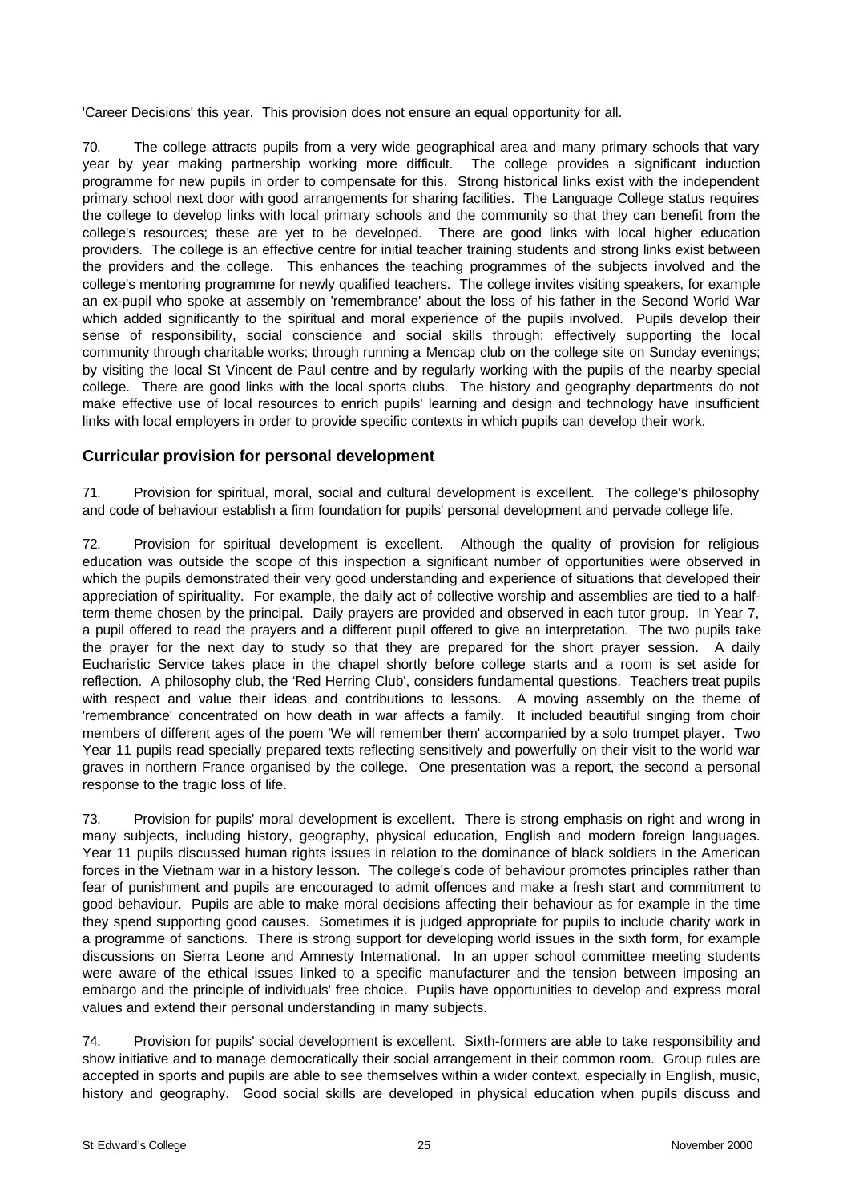'Career Decisions' this year. This provision does not ensure an equal opportunity for all.

70. The college attracts pupils from a very wide geographical area and many primary schools that vary year by year making partnership working more difficult. The college provides a significant induction programme for new pupils in order to compensate for this. Strong historical links exist with the independent primary school next door with good arrangements for sharing facilities. The Language College status requires the college to develop links with local primary schools and the community so that they can benefit from the college's resources; these are yet to be developed. There are good links with local higher education providers. The college is an effective centre for initial teacher training students and strong links exist between the providers and the college. This enhances the teaching programmes of the subjects involved and the college's mentoring programme for newly qualified teachers. The college invites visiting speakers, for example an ex-pupil who spoke at assembly on 'remembrance' about the loss of his father in the Second World War which added significantly to the spiritual and moral experience of the pupils involved. Pupils develop their sense of responsibility, social conscience and social skills through: effectively supporting the local community through charitable works; through running a Mencap club on the college site on Sunday evenings; by visiting the local St Vincent de Paul centre and by regularly working with the pupils of the nearby special college. There are good links with the local sports clubs. The history and geography departments do not make effective use of local resources to enrich pupils' learning and design and technology have insufficient links with local employers in order to provide specific contexts in which pupils can develop their work.

## Curricular provision for personal development

71. Provision for spiritual, moral, social and cultural development is excellent. The college's philosophy and code of behaviour establish a firm foundation for pupils' personal development and pervade college life.

72. Provision for spiritual development is excellent. Although the quality of provision for religious education was outside the scope of this inspection a significant number of opportunities were observed in which the pupils demonstrated their very good understanding and experience of situations that developed their appreciation of spirituality. For example, the daily act of collective worship and assemblies are tied to a half-term theme chosen by the principal. Daily prayers are provided and observed in each tutor group. In Year 7, a pupil offered to read the prayers and a different pupil offered to give an interpretation. The two pupils take the prayer for the next day to study so that they are prepared for the short prayer session. A daily Eucharistic Service takes place in the chapel shortly before college starts and a room is set aside for reflection. A philosophy club, the 'Red Herring Club', considers fundamental questions. Teachers treat pupils with respect and value their ideas and contributions to lessons. A moving assembly on the theme of 'remembrance' concentrated on how death in war affects a family. It included beautiful singing from choir members of different ages of the poem 'We will remember them' accompanied by a solo trumpet player. Two Year 11 pupils read specially prepared texts reflecting sensitively and powerfully on their visit to the world war graves in northern France organised by the college. One presentation was a report, the second a personal response to the tragic loss of life.

73. Provision for pupils' moral development is excellent. There is strong emphasis on right and wrong in many subjects, including history, geography, physical education, English and modern foreign languages. Year 11 pupils discussed human rights issues in relation to the dominance of black soldiers in the American forces in the Vietnam war in a history lesson. The college's code of behaviour promotes principles rather than fear of punishment and pupils are encouraged to admit offences and make a fresh start and commitment to good behaviour. Pupils are able to make moral decisions affecting their behaviour as for example in the time they spend supporting good causes. Sometimes it is judged appropriate for pupils to include charity work in a programme of sanctions. There is strong support for developing world issues in the sixth form, for example discussions on Sierra Leone and Amnesty International. In an upper school committee meeting students were aware of the ethical issues linked to a specific manufacturer and the tension between imposing an embargo and the principle of individuals' free choice. Pupils have opportunities to develop and express moral values and extend their personal understanding in many subjects.

74. Provision for pupils' social development is excellent. Sixth-formers are able to take responsibility and show initiative and to manage democratically their social arrangement in their common room. Group rules are accepted in sports and pupils are able to see themselves within a wider context, especially in English, music, history and geography. Good social skills are developed in physical education when pupils discuss and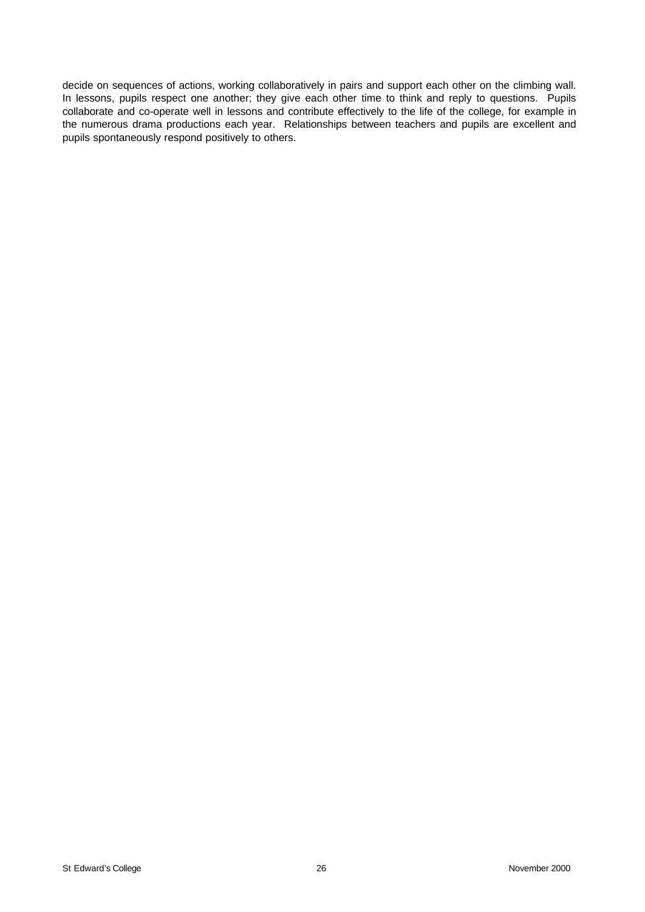decide on sequences of actions, working collaboratively in pairs and support each other on the climbing wall. In lessons, pupils respect one another; they give each other time to think and reply to questions. Pupils collaborate and co-operate well in lessons and contribute effectively to the life of the college, for example in the numerous drama productions each year. Relationships between teachers and pupils are excellent and pupils spontaneously respond positively to others.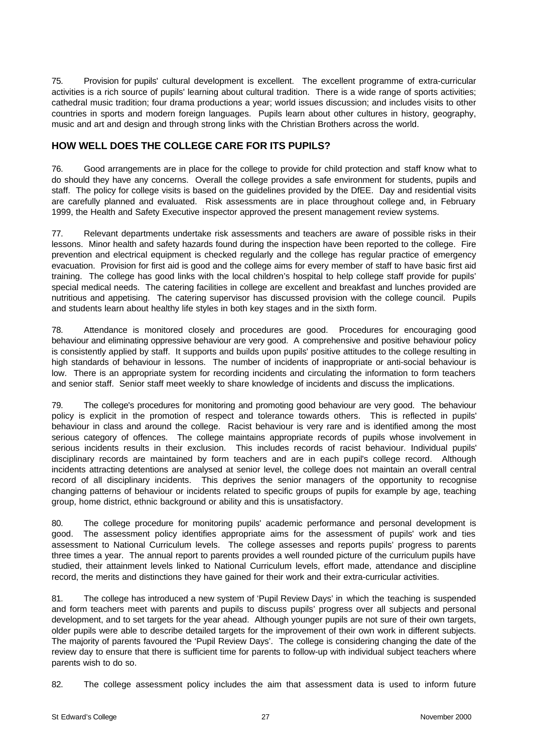75. Provision for pupils' cultural development is excellent. The excellent programme of extra-curricular activities is a rich source of pupils' learning about cultural tradition. There is a wide range of sports activities; cathedral music tradition; four drama productions a year; world issues discussion; and includes visits to other countries in sports and modern foreign languages. Pupils learn about other cultures in history, geography, music and art and design and through strong links with the Christian Brothers across the world.

## HOW WELL DOES THE COLLEGE CARE FOR ITS PUPILS?

76. Good arrangements are in place for the college to provide for child protection and staff know what to do should they have any concerns. Overall the college provides a safe environment for students, pupils and staff. The policy for college visits is based on the guidelines provided by the DfEE. Day and residential visits are carefully planned and evaluated. Risk assessments are in place throughout college and, in February 1999, the Health and Safety Executive inspector approved the present management review systems.

77. Relevant departments undertake risk assessments and teachers are aware of possible risks in their lessons. Minor health and safety hazards found during the inspection have been reported to the college. Fire prevention and electrical equipment is checked regularly and the college has regular practice of emergency evacuation. Provision for first aid is good and the college aims for every member of staff to have basic first aid training. The college has good links with the local children's hospital to help college staff provide for pupils' special medical needs. The catering facilities in college are excellent and breakfast and lunches provided are nutritious and appetising. The catering supervisor has discussed provision with the college council. Pupils and students learn about healthy life styles in both key stages and in the sixth form.

78. Attendance is monitored closely and procedures are good. Procedures for encouraging good behaviour and eliminating oppressive behaviour are very good. A comprehensive and positive behaviour policy is consistently applied by staff. It supports and builds upon pupils' positive attitudes to the college resulting in high standards of behaviour in lessons. The number of incidents of inappropriate or anti-social behaviour is low. There is an appropriate system for recording incidents and circulating the information to form teachers and senior staff. Senior staff meet weekly to share knowledge of incidents and discuss the implications.

79. The college's procedures for monitoring and promoting good behaviour are very good. The behaviour policy is explicit in the promotion of respect and tolerance towards others. This is reflected in pupils' behaviour in class and around the college. Racist behaviour is very rare and is identified among the most serious category of offences. The college maintains appropriate records of pupils whose involvement in serious incidents results in their exclusion. This includes records of racist behaviour. Individual pupils' disciplinary records are maintained by form teachers and are in each pupil's college record. Although incidents attracting detentions are analysed at senior level, the college does not maintain an overall central record of all disciplinary incidents. This deprives the senior managers of the opportunity to recognise changing patterns of behaviour or incidents related to specific groups of pupils for example by age, teaching group, home district, ethnic background or ability and this is unsatisfactory.

80. The college procedure for monitoring pupils' academic performance and personal development is good. The assessment policy identifies appropriate aims for the assessment of pupils' work and ties assessment to National Curriculum levels. The college assesses and reports pupils' progress to parents three times a year. The annual report to parents provides a well rounded picture of the curriculum pupils have studied, their attainment levels linked to National Curriculum levels, effort made, attendance and discipline record, the merits and distinctions they have gained for their work and their extra-curricular activities.

81. The college has introduced a new system of 'Pupil Review Days' in which the teaching is suspended and form teachers meet with parents and pupils to discuss pupils' progress over all subjects and personal development, and to set targets for the year ahead. Although younger pupils are not sure of their own targets, older pupils were able to describe detailed targets for the improvement of their own work in different subjects. The majority of parents favoured the 'Pupil Review Days'. The college is considering changing the date of the review day to ensure that there is sufficient time for parents to follow-up with individual subject teachers where parents wish to do so.

82. The college assessment policy includes the aim that assessment data is used to inform future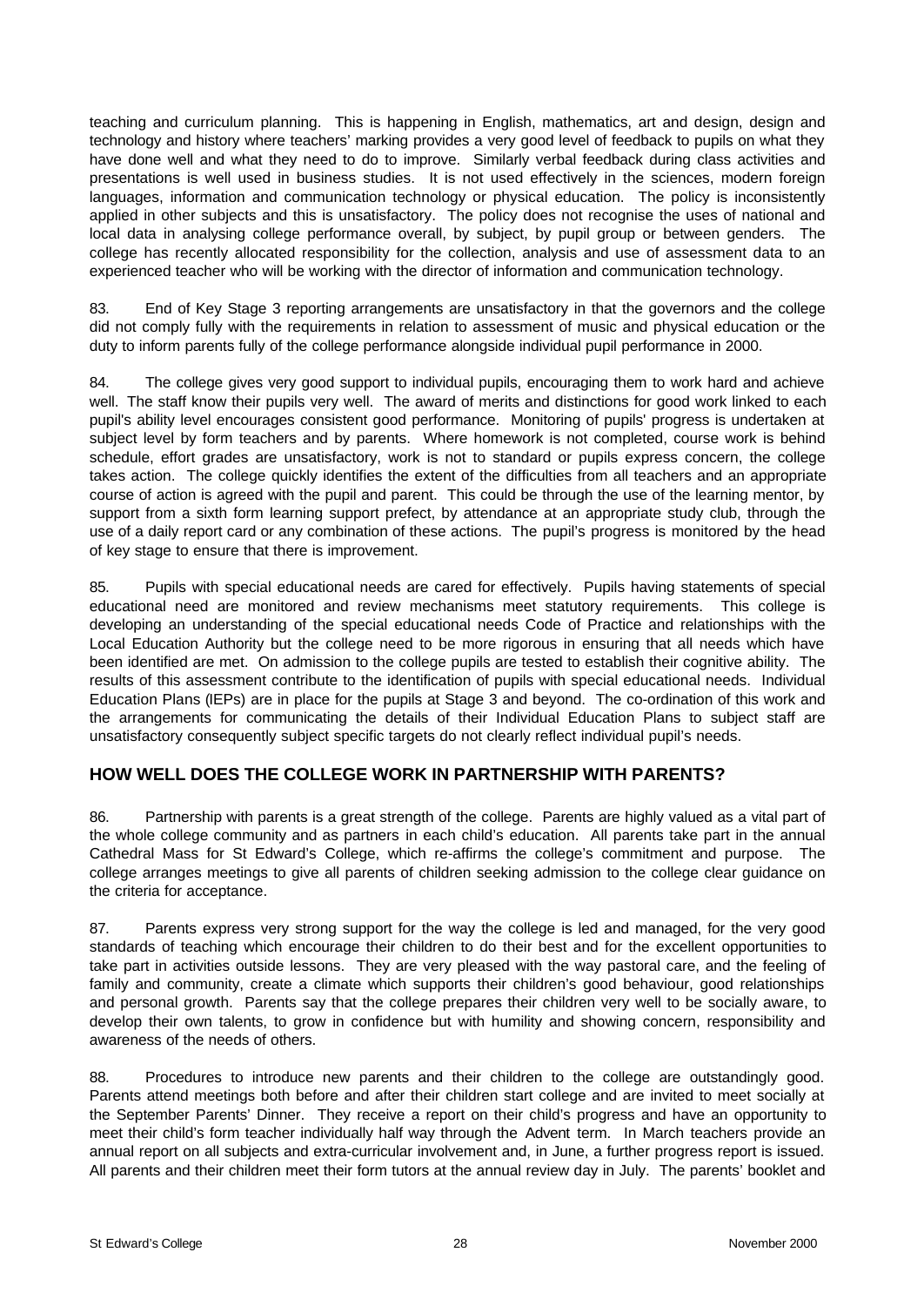teaching and curriculum planning. This is happening in English, mathematics, art and design, design and technology and history where teachers' marking provides a very good level of feedback to pupils on what they have done well and what they need to do to improve. Similarly verbal feedback during class activities and presentations is well used in business studies. It is not used effectively in the sciences, modern foreign languages, information and communication technology or physical education. The policy is inconsistently applied in other subjects and this is unsatisfactory. The policy does not recognise the uses of national and local data in analysing college performance overall, by subject, by pupil group or between genders. The college has recently allocated responsibility for the collection, analysis and use of assessment data to an experienced teacher who will be working with the director of information and communication technology.

83. End of Key Stage 3 reporting arrangements are unsatisfactory in that the governors and the college did not comply fully with the requirements in relation to assessment of music and physical education or the duty to inform parents fully of the college performance alongside individual pupil performance in 2000.

84. The college gives very good support to individual pupils, encouraging them to work hard and achieve well. The staff know their pupils very well. The award of merits and distinctions for good work linked to each pupil's ability level encourages consistent good performance. Monitoring of pupils' progress is undertaken at subject level by form teachers and by parents. Where homework is not completed, course work is behind schedule, effort grades are unsatisfactory, work is not to standard or pupils express concern, the college takes action. The college quickly identifies the extent of the difficulties from all teachers and an appropriate course of action is agreed with the pupil and parent. This could be through the use of the learning mentor, by support from a sixth form learning support prefect, by attendance at an appropriate study club, through the use of a daily report card or any combination of these actions. The pupil's progress is monitored by the head of key stage to ensure that there is improvement.

85. Pupils with special educational needs are cared for effectively. Pupils having statements of special educational need are monitored and review mechanisms meet statutory requirements. This college is developing an understanding of the special educational needs Code of Practice and relationships with the Local Education Authority but the college need to be more rigorous in ensuring that all needs which have been identified are met. On admission to the college pupils are tested to establish their cognitive ability. The results of this assessment contribute to the identification of pupils with special educational needs. Individual Education Plans (IEPs) are in place for the pupils at Stage 3 and beyond. The co-ordination of this work and the arrangements for communicating the details of their Individual Education Plans to subject staff are unsatisfactory consequently subject specific targets do not clearly reflect individual pupil's needs.

## HOW WELL DOES THE COLLEGE WORK IN PARTNERSHIP WITH PARENTS?

86. Partnership with parents is a great strength of the college. Parents are highly valued as a vital part of the whole college community and as partners in each child's education. All parents take part in the annual Cathedral Mass for St Edward's College, which re-affirms the college's commitment and purpose. The college arranges meetings to give all parents of children seeking admission to the college clear guidance on the criteria for acceptance.

87. Parents express very strong support for the way the college is led and managed, for the very good standards of teaching which encourage their children to do their best and for the excellent opportunities to take part in activities outside lessons. They are very pleased with the way pastoral care, and the feeling of family and community, create a climate which supports their children's good behaviour, good relationships and personal growth. Parents say that the college prepares their children very well to be socially aware, to develop their own talents, to grow in confidence but with humility and showing concern, responsibility and awareness of the needs of others.

88. Procedures to introduce new parents and their children to the college are outstandingly good. Parents attend meetings both before and after their children start college and are invited to meet socially at the September Parents' Dinner. They receive a report on their child's progress and have an opportunity to meet their child's form teacher individually half way through the Advent term. In March teachers provide an annual report on all subjects and extra-curricular involvement and, in June, a further progress report is issued. All parents and their children meet their form tutors at the annual review day in July. The parents' booklet and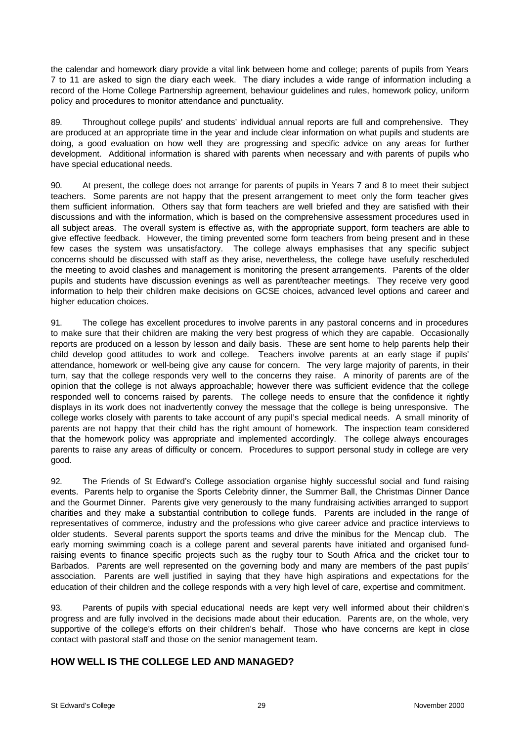the calendar and homework diary provide a vital link between home and college; parents of pupils from Years 7 to 11 are asked to sign the diary each week. The diary includes a wide range of information including a record of the Home College Partnership agreement, behaviour guidelines and rules, homework policy, uniform policy and procedures to monitor attendance and punctuality.

89. Throughout college pupils' and students' individual annual reports are full and comprehensive. They are produced at an appropriate time in the year and include clear information on what pupils and students are doing, a good evaluation on how well they are progressing and specific advice on any areas for further development. Additional information is shared with parents when necessary and with parents of pupils who have special educational needs.

90. At present, the college does not arrange for parents of pupils in Years 7 and 8 to meet their subject teachers. Some parents are not happy that the present arrangement to meet only the form teacher gives them sufficient information. Others say that form teachers are well briefed and they are satisfied with their discussions and with the information, which is based on the comprehensive assessment procedures used in all subject areas. The overall system is effective as, with the appropriate support, form teachers are able to give effective feedback. However, the timing prevented some form teachers from being present and in these few cases the system was unsatisfactory. The college always emphasises that any specific subject concerns should be discussed with staff as they arise, nevertheless, the college have usefully rescheduled the meeting to avoid clashes and management is monitoring the present arrangements. Parents of the older pupils and students have discussion evenings as well as parent/teacher meetings. They receive very good information to help their children make decisions on GCSE choices, advanced level options and career and higher education choices.

91. The college has excellent procedures to involve parents in any pastoral concerns and in procedures to make sure that their children are making the very best progress of which they are capable. Occasionally reports are produced on a lesson by lesson and daily basis. These are sent home to help parents help their child develop good attitudes to work and college. Teachers involve parents at an early stage if pupils' attendance, homework or well-being give any cause for concern. The very large majority of parents, in their turn, say that the college responds very well to the concerns they raise. A minority of parents are of the opinion that the college is not always approachable; however there was sufficient evidence that the college responded well to concerns raised by parents. The college needs to ensure that the confidence it rightly displays in its work does not inadvertently convey the message that the college is being unresponsive. The college works closely with parents to take account of any pupil's special medical needs. A small minority of parents are not happy that their child has the right amount of homework. The inspection team considered that the homework policy was appropriate and implemented accordingly. The college always encourages parents to raise any areas of difficulty or concern. Procedures to support personal study in college are very good.

92. The Friends of St Edward's College association organise highly successful social and fund raising events. Parents help to organise the Sports Celebrity dinner, the Summer Ball, the Christmas Dinner Dance and the Gourmet Dinner. Parents give very generously to the many fundraising activities arranged to support charities and they make a substantial contribution to college funds. Parents are included in the range of representatives of commerce, industry and the professions who give career advice and practice interviews to older students. Several parents support the sports teams and drive the minibus for the Mencap club. The early morning swimming coach is a college parent and several parents have initiated and organised fund-raising events to finance specific projects such as the rugby tour to South Africa and the cricket tour to Barbados. Parents are well represented on the governing body and many are members of the past pupils' association. Parents are well justified in saying that they have high aspirations and expectations for the education of their children and the college responds with a very high level of care, expertise and commitment.

93. Parents of pupils with special educational needs are kept very well informed about their children's progress and are fully involved in the decisions made about their education. Parents are, on the whole, very supportive of the college's efforts on their children's behalf. Those who have concerns are kept in close contact with pastoral staff and those on the senior management team.

## HOW WELL IS THE COLLEGE LED AND MANAGED?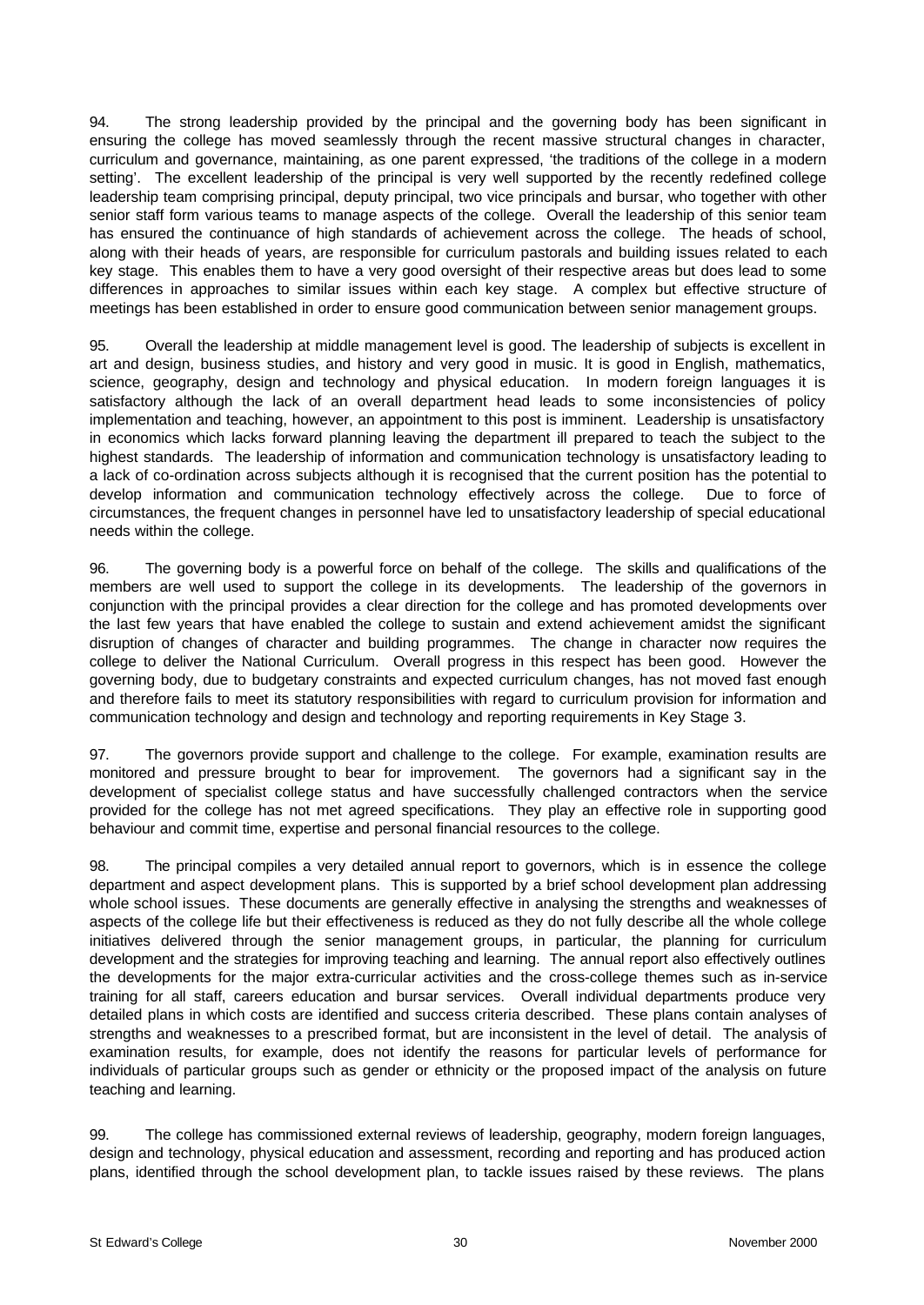94. The strong leadership provided by the principal and the governing body has been significant in ensuring the college has moved seamlessly through the recent massive structural changes in character, curriculum and governance, maintaining, as one parent expressed, 'the traditions of the college in a modern setting'. The excellent leadership of the principal is very well supported by the recently redefined college leadership team comprising principal, deputy principal, two vice principals and bursar, who together with other senior staff form various teams to manage aspects of the college. Overall the leadership of this senior team has ensured the continuance of high standards of achievement across the college. The heads of school, along with their heads of years, are responsible for curriculum pastorals and building issues related to each key stage. This enables them to have a very good oversight of their respective areas but does lead to some differences in approaches to similar issues within each key stage. A complex but effective structure of meetings has been established in order to ensure good communication between senior management groups.

95. Overall the leadership at middle management level is good. The leadership of subjects is excellent in art and design, business studies, and history and very good in music. It is good in English, mathematics, science, geography, design and technology and physical education. In modern foreign languages it is satisfactory although the lack of an overall department head leads to some inconsistencies of policy implementation and teaching, however, an appointment to this post is imminent. Leadership is unsatisfactory in economics which lacks forward planning leaving the department ill prepared to teach the subject to the highest standards. The leadership of information and communication technology is unsatisfactory leading to a lack of co-ordination across subjects although it is recognised that the current position has the potential to develop information and communication technology effectively across the college. Due to force of circumstances, the frequent changes in personnel have led to unsatisfactory leadership of special educational needs within the college.

96. The governing body is a powerful force on behalf of the college. The skills and qualifications of the members are well used to support the college in its developments. The leadership of the governors in conjunction with the principal provides a clear direction for the college and has promoted developments over the last few years that have enabled the college to sustain and extend achievement amidst the significant disruption of changes of character and building programmes. The change in character now requires the college to deliver the National Curriculum. Overall progress in this respect has been good. However the governing body, due to budgetary constraints and expected curriculum changes, has not moved fast enough and therefore fails to meet its statutory responsibilities with regard to curriculum provision for information and communication technology and design and technology and reporting requirements in Key Stage 3.

97. The governors provide support and challenge to the college. For example, examination results are monitored and pressure brought to bear for improvement. The governors had a significant say in the development of specialist college status and have successfully challenged contractors when the service provided for the college has not met agreed specifications. They play an effective role in supporting good behaviour and commit time, expertise and personal financial resources to the college.

98. The principal compiles a very detailed annual report to governors, which is in essence the college department and aspect development plans. This is supported by a brief school development plan addressing whole school issues. These documents are generally effective in analysing the strengths and weaknesses of aspects of the college life but their effectiveness is reduced as they do not fully describe all the whole college initiatives delivered through the senior management groups, in particular, the planning for curriculum development and the strategies for improving teaching and learning. The annual report also effectively outlines the developments for the major extra-curricular activities and the cross-college themes such as in-service training for all staff, careers education and bursar services. Overall individual departments produce very detailed plans in which costs are identified and success criteria described. These plans contain analyses of strengths and weaknesses to a prescribed format, but are inconsistent in the level of detail. The analysis of examination results, for example, does not identify the reasons for particular levels of performance for individuals of particular groups such as gender or ethnicity or the proposed impact of the analysis on future teaching and learning.

99. The college has commissioned external reviews of leadership, geography, modern foreign languages, design and technology, physical education and assessment, recording and reporting and has produced action plans, identified through the school development plan, to tackle issues raised by these reviews. The plans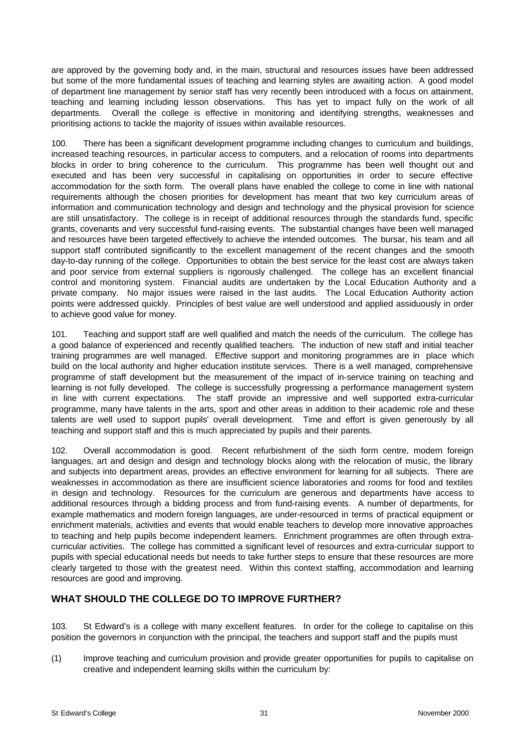are approved by the governing body and, in the main, structural and resources issues have been addressed but some of the more fundamental issues of teaching and learning styles are awaiting action. A good model of department line management by senior staff has very recently been introduced with a focus on attainment, teaching and learning including lesson observations. This has yet to impact fully on the work of all departments. Overall the college is effective in monitoring and identifying strengths, weaknesses and prioritising actions to tackle the majority of issues within available resources.

100. There has been a significant development programme including changes to curriculum and buildings, increased teaching resources, in particular access to computers, and a relocation of rooms into departments blocks in order to bring coherence to the curriculum. This programme has been well thought out and executed and has been very successful in capitalising on opportunities in order to secure effective accommodation for the sixth form. The overall plans have enabled the college to come in line with national requirements although the chosen priorities for development has meant that two key curriculum areas of information and communication technology and design and technology and the physical provision for science are still unsatisfactory. The college is in receipt of additional resources through the standards fund, specific grants, covenants and very successful fund-raising events. The substantial changes have been well managed and resources have been targeted effectively to achieve the intended outcomes. The bursar, his team and all support staff contributed significantly to the excellent management of the recent changes and the smooth day-to-day running of the college. Opportunities to obtain the best service for the least cost are always taken and poor service from external suppliers is rigorously challenged. The college has an excellent financial control and monitoring system. Financial audits are undertaken by the Local Education Authority and a private company. No major issues were raised in the last audits. The Local Education Authority action points were addressed quickly. Principles of best value are well understood and applied assiduously in order to achieve good value for money.

101. Teaching and support staff are well qualified and match the needs of the curriculum. The college has a good balance of experienced and recently qualified teachers. The induction of new staff and initial teacher training programmes are well managed. Effective support and monitoring programmes are in place which build on the local authority and higher education institute services. There is a well managed, comprehensive programme of staff development but the measurement of the impact of in-service training on teaching and learning is not fully developed. The college is successfully progressing a performance management system in line with current expectations. The staff provide an impressive and well supported extra-curricular programme, many have talents in the arts, sport and other areas in addition to their academic role and these talents are well used to support pupils' overall development. Time and effort is given generously by all teaching and support staff and this is much appreciated by pupils and their parents.

102. Overall accommodation is good. Recent refurbishment of the sixth form centre, modern foreign languages, art and design and design and technology blocks along with the relocation of music, the library and subjects into department areas, provides an effective environment for learning for all subjects. There are weaknesses in accommodation as there are insufficient science laboratories and rooms for food and textiles in design and technology. Resources for the curriculum are generous and departments have access to additional resources through a bidding process and from fund-raising events. A number of departments, for example mathematics and modern foreign languages, are under-resourced in terms of practical equipment or enrichment materials, activities and events that would enable teachers to develop more innovative approaches to teaching and help pupils become independent learners. Enrichment programmes are often through extra-curricular activities. The college has committed a significant level of resources and extra-curricular support to pupils with special educational needs but needs to take further steps to ensure that these resources are more clearly targeted to those with the greatest need. Within this context staffing, accommodation and learning resources are good and improving.

## WHAT SHOULD THE COLLEGE DO TO IMPROVE FURTHER?

103. St Edward's is a college with many excellent features. In order for the college to capitalise on this position the governors in conjunction with the principal, the teachers and support staff and the pupils must

(1) Improve teaching and curriculum provision and provide greater opportunities for pupils to capitalise on creative and independent learning skills within the curriculum by: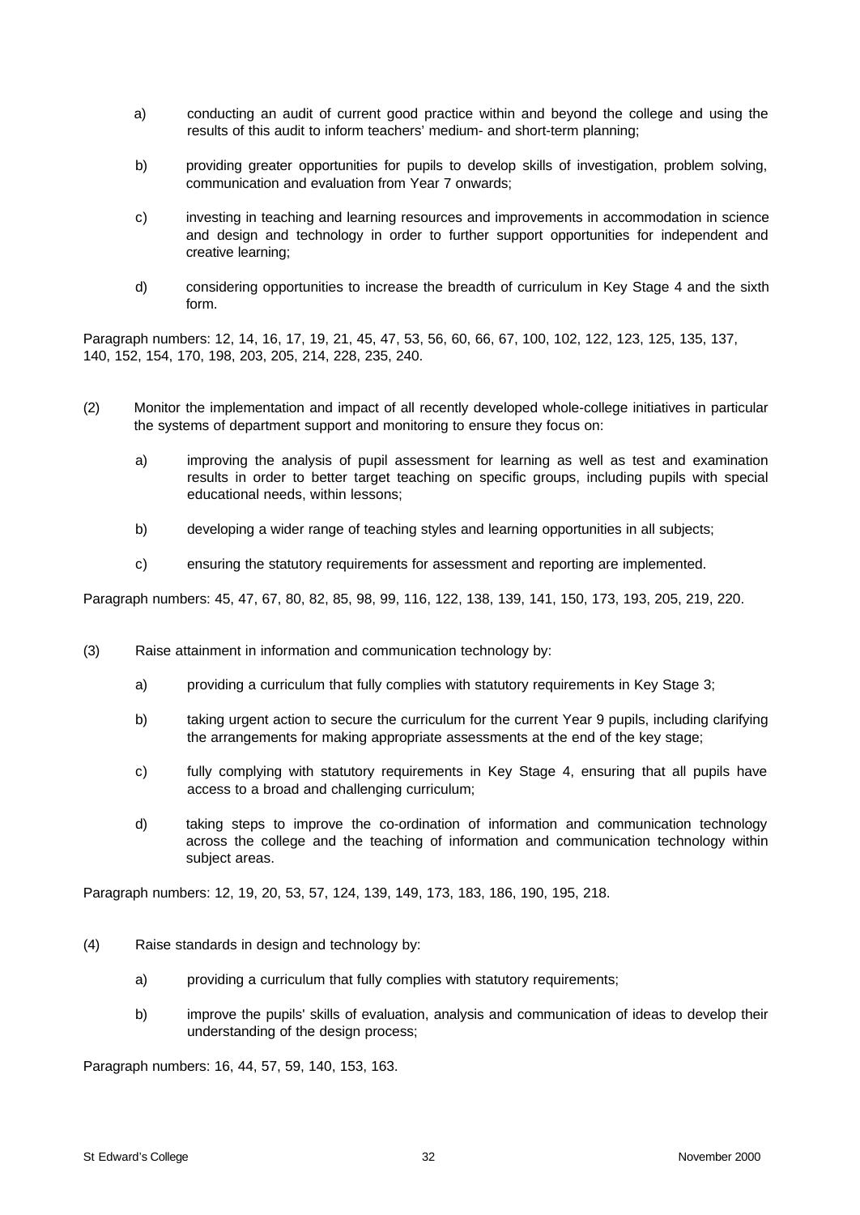a) conducting an audit of current good practice within and beyond the college and using the results of this audit to inform teachers' medium- and short-term planning;

b) providing greater opportunities for pupils to develop skills of investigation, problem solving, communication and evaluation from Year 7 onwards;

c) investing in teaching and learning resources and improvements in accommodation in science and design and technology in order to further support opportunities for independent and creative learning;

d) considering opportunities to increase the breadth of curriculum in Key Stage 4 and the sixth form.

Paragraph numbers: 12, 14, 16, 17, 19, 21, 45, 47, 53, 56, 60, 66, 67, 100, 102, 122, 123, 125, 135, 137, 140, 152, 154, 170, 198, 203, 205, 214, 228, 235, 240.

(2) Monitor the implementation and impact of all recently developed whole-college initiatives in particular the systems of department support and monitoring to ensure they focus on:

a) improving the analysis of pupil assessment for learning as well as test and examination results in order to better target teaching on specific groups, including pupils with special educational needs, within lessons;

b) developing a wider range of teaching styles and learning opportunities in all subjects;

c) ensuring the statutory requirements for assessment and reporting are implemented.

Paragraph numbers: 45, 47, 67, 80, 82, 85, 98, 99, 116, 122, 138, 139, 141, 150, 173, 193, 205, 219, 220.

(3) Raise attainment in information and communication technology by:

a) providing a curriculum that fully complies with statutory requirements in Key Stage 3;

b) taking urgent action to secure the curriculum for the current Year 9 pupils, including clarifying the arrangements for making appropriate assessments at the end of the key stage;

c) fully complying with statutory requirements in Key Stage 4, ensuring that all pupils have access to a broad and challenging curriculum;

d) taking steps to improve the co-ordination of information and communication technology across the college and the teaching of information and communication technology within subject areas.

Paragraph numbers: 12, 19, 20, 53, 57, 124, 139, 149, 173, 183, 186, 190, 195, 218.

(4) Raise standards in design and technology by:

a) providing a curriculum that fully complies with statutory requirements;

b) improve the pupils' skills of evaluation, analysis and communication of ideas to develop their understanding of the design process;

Paragraph numbers: 16, 44, 57, 59, 140, 153, 163.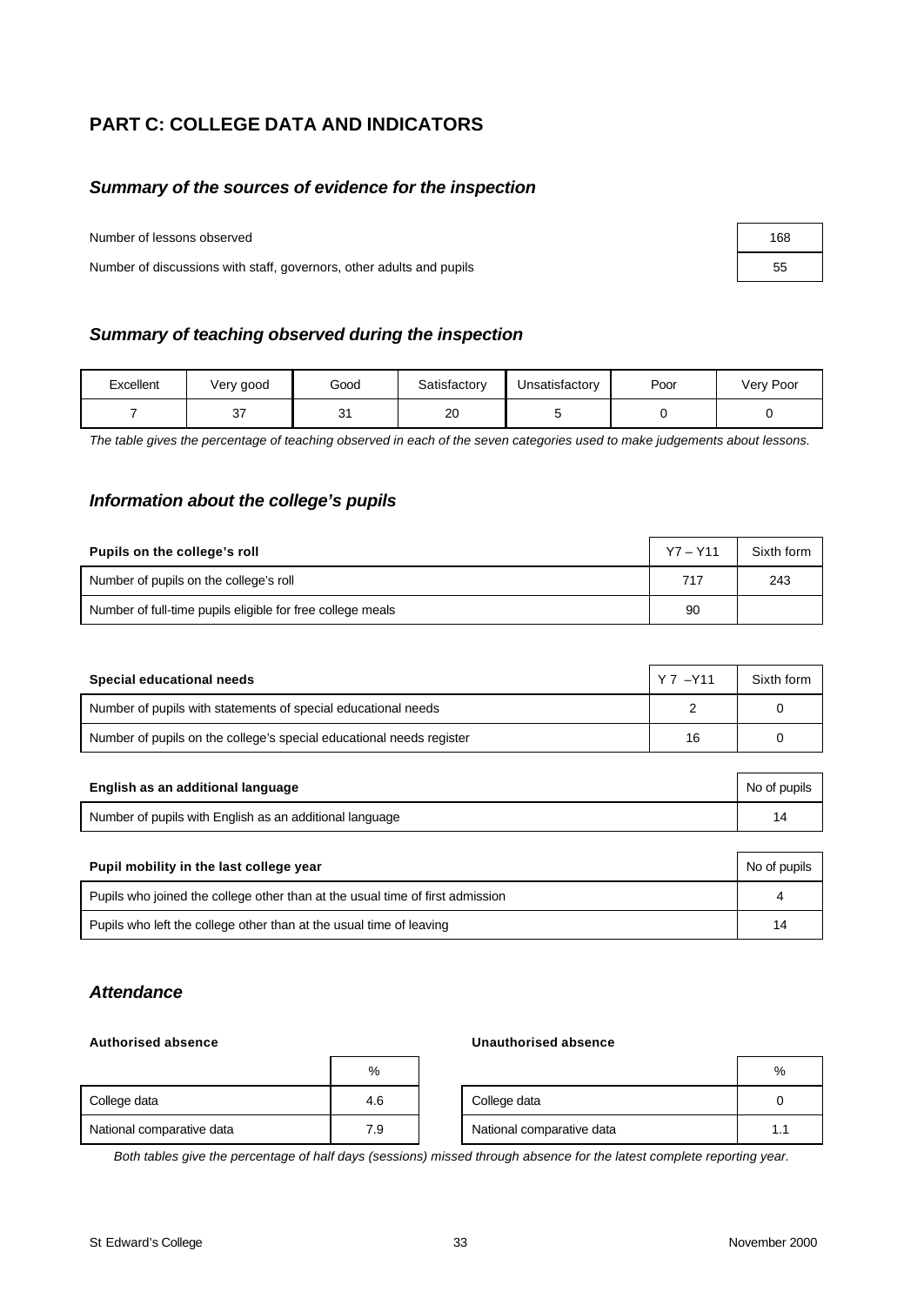## PART C: COLLEGE DATA AND INDICATORS

### *Summary of the sources of evidence for the inspection*

| | |
|---|---|
| Number of lessons observed | 168 |
| Number of discussions with staff, governors, other adults and pupils | 55 |

### *Summary of teaching observed during the inspection*

| Excellent | Very good | Good | Satisfactory | Unsatisfactory | Poor | Very Poor |
|---|---|---|---|---|---|---|
| 7 | 37 | 31 | 20 | 5 | 0 | 0 |

*The table gives the percentage of teaching observed in each of the seven categories used to make judgements about lessons.*

### *Information about the college's pupils*

| Pupils on the college's roll | Y7 – Y11 | Sixth form |
|---|---|---|
| Number of pupils on the college's roll | 717 | 243 |
| Number of full-time pupils eligible for free college meals | 90 | |

| Special educational needs | Y 7 –Y11 | Sixth form |
|---|---|---|
| Number of pupils with statements of special educational needs | 2 | 0 |
| Number of pupils on the college's special educational needs register | 16 | 0 |

| English as an additional language | No of pupils |
|---|---|
| Number of pupils with English as an additional language | 14 |

| Pupil mobility in the last college year | No of pupils |
|---|---|
| Pupils who joined the college other than at the usual time of first admission | 4 |
| Pupils who left the college other than at the usual time of leaving | 14 |

### *Attendance*

**Authorised absence**

| | % |
|---|---|
| College data | 4.6 |
| National comparative data | 7.9 |

**Unauthorised absence**

| | % |
|---|---|
| College data | 0 |
| National comparative data | 1.1 |

*Both tables give the percentage of half days (sessions) missed through absence for the latest complete reporting year.*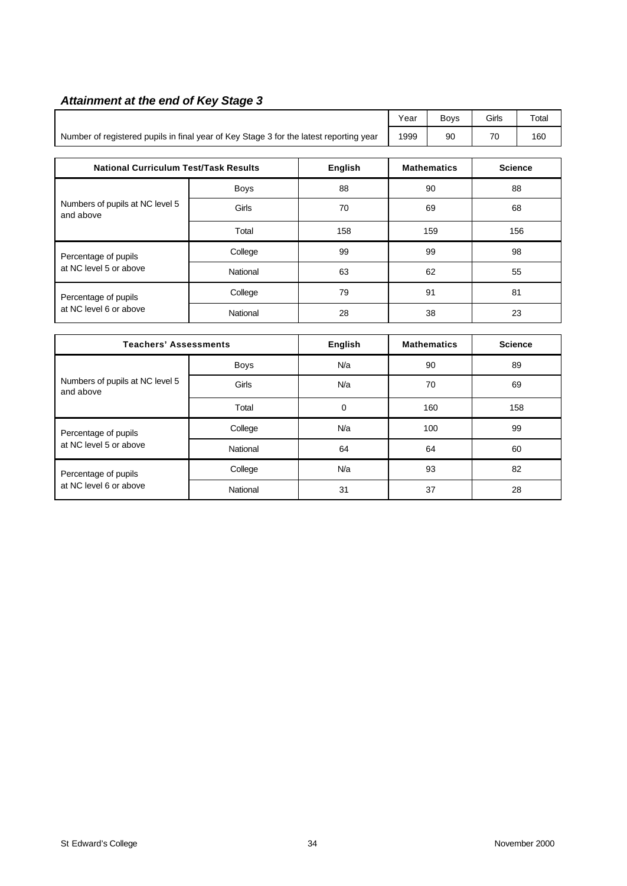### *Attainment at the end of Key Stage 3*

| | Year | Boys | Girls | Total |
|---|---|---|---|---|
| Number of registered pupils in final year of Key Stage 3 for the latest reporting year | 1999 | 90 | 70 | 160 |

| National Curriculum Test/Task Results | | English | Mathematics | Science |
|---|---|---|---|---|
| Numbers of pupils at NC level 5 and above | Boys | 88 | 90 | 88 |
| | Girls | 70 | 69 | 68 |
| | Total | 158 | 159 | 156 |
| Percentage of pupils at NC level 5 or above | College | 99 | 99 | 98 |
| | National | 63 | 62 | 55 |
| Percentage of pupils at NC level 6 or above | College | 79 | 91 | 81 |
| | National | 28 | 38 | 23 |

| Teachers' Assessments | | English | Mathematics | Science |
|---|---|---|---|---|
| Numbers of pupils at NC level 5 and above | Boys | N/a | 90 | 89 |
| | Girls | N/a | 70 | 69 |
| | Total | 0 | 160 | 158 |
| Percentage of pupils at NC level 5 or above | College | N/a | 100 | 99 |
| | National | 64 | 64 | 60 |
| Percentage of pupils at NC level 6 or above | College | N/a | 93 | 82 |
| | National | 31 | 37 | 28 |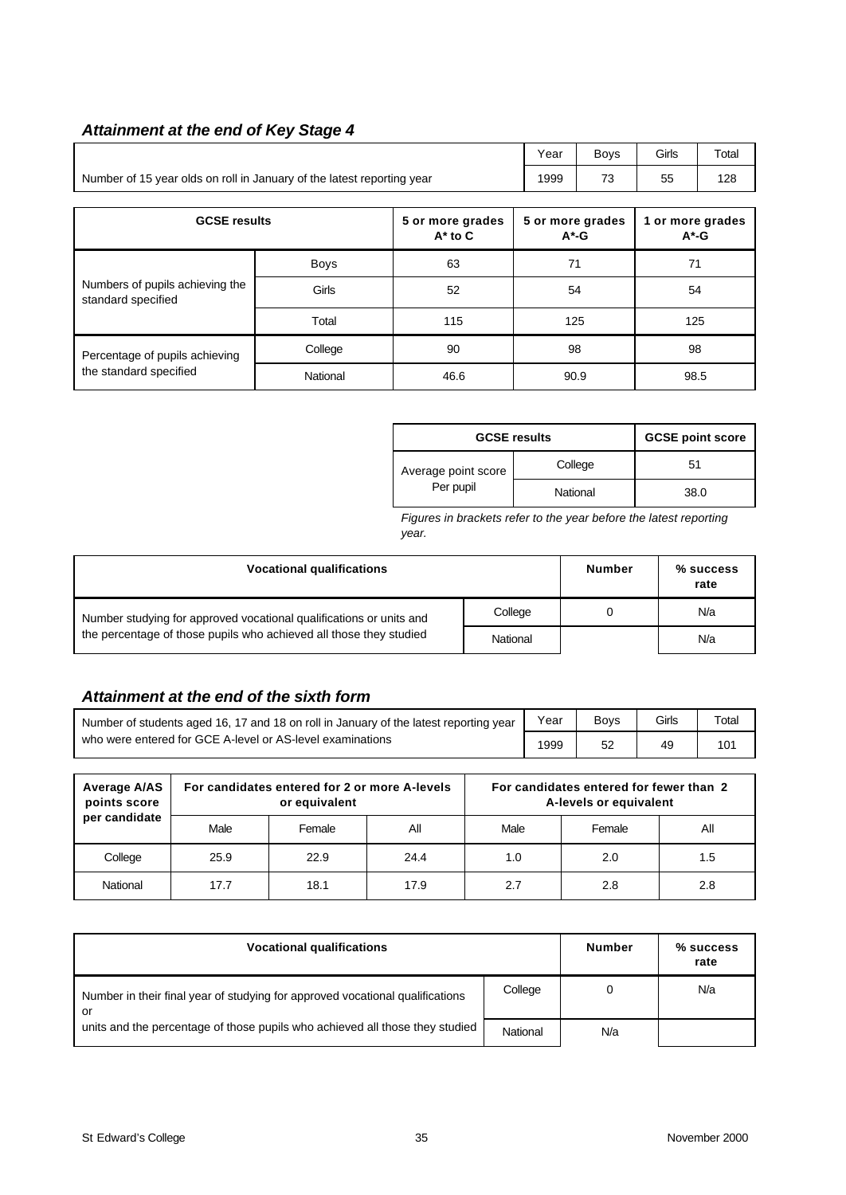### *Attainment at the end of Key Stage 4*

| | Year | Boys | Girls | Total |
|---|---|---|---|---|
| Number of 15 year olds on roll in January of the latest reporting year | 1999 | 73 | 55 | 128 |

| GCSE results | | 5 or more grades A* to C | 5 or more grades A*-G | 1 or more grades A*-G |
|---|---|---|---|---|
| Numbers of pupils achieving the standard specified | Boys | 63 | 71 | 71 |
| | Girls | 52 | 54 | 54 |
| | Total | 115 | 125 | 125 |
| Percentage of pupils achieving the standard specified | College | 90 | 98 | 98 |
| | National | 46.6 | 90.9 | 98.5 |

| GCSE results | | GCSE point score |
|---|---|---|
| Average point score Per pupil | College | 51 |
| | National | 38.0 |

*Figures in brackets refer to the year before the latest reporting year.*

| Vocational qualifications | | Number | % success rate |
|---|---|---|---|
| Number studying for approved vocational qualifications or units and the percentage of those pupils who achieved all those they studied | College | 0 | N/a |
| | National | | N/a |

### *Attainment at the end of the sixth form*

| | Year | Boys | Girls | Total |
|---|---|---|---|---|
| Number of students aged 16, 17 and 18 on roll in January of the latest reporting year who were entered for GCE A-level or AS-level examinations | 1999 | 52 | 49 | 101 |

| Average A/AS points score per candidate | For candidates entered for 2 or more A-levels or equivalent | | | For candidates entered for fewer than 2 A-levels or equivalent | | |
|---|---|---|---|---|---|---|
| | Male | Female | All | Male | Female | All |
| College | 25.9 | 22.9 | 24.4 | 1.0 | 2.0 | 1.5 |
| National | 17.7 | 18.1 | 17.9 | 2.7 | 2.8 | 2.8 |

| Vocational qualifications | | Number | % success rate |
|---|---|---|---|
| Number in their final year of studying for approved vocational qualifications or units and the percentage of those pupils who achieved all those they studied | College | 0 | N/a |
| | National | N/a | |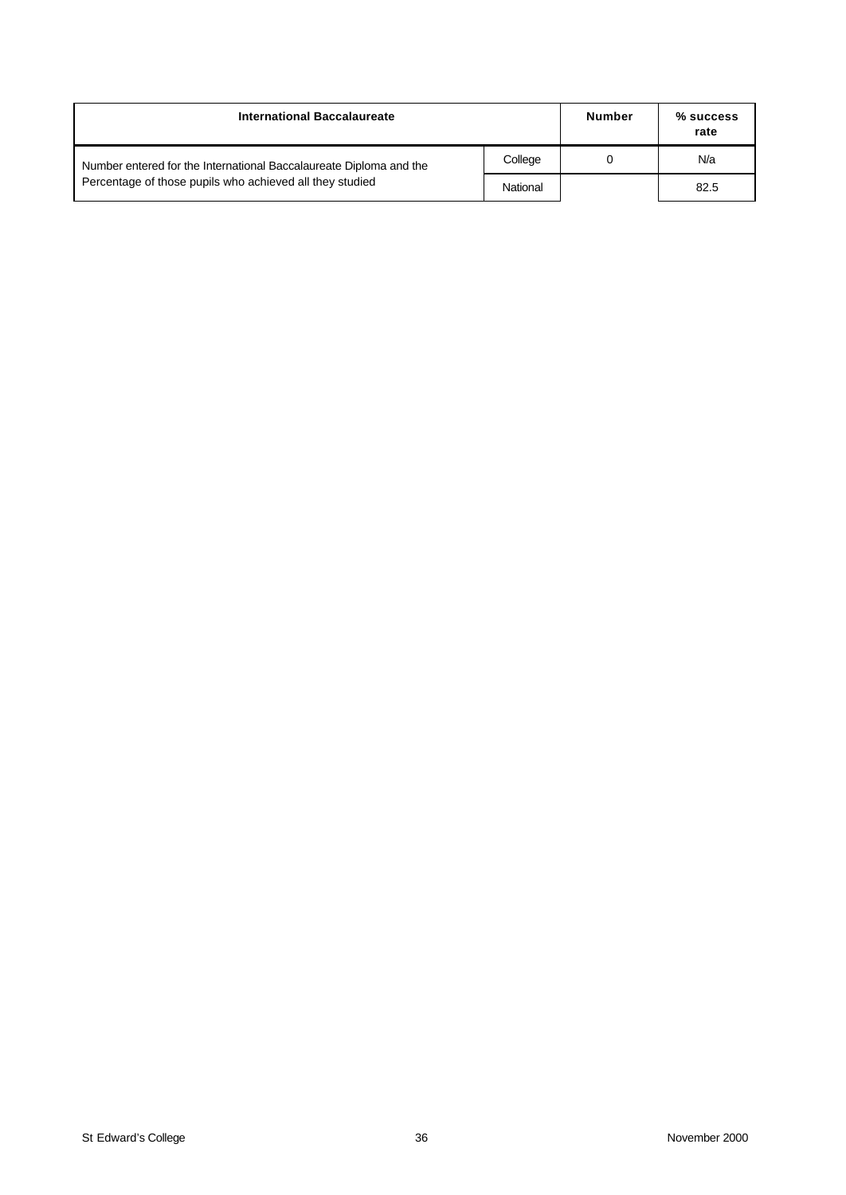| International Baccalaureate | | Number | % success rate |
|---|---|---|---|
| Number entered for the International Baccalaureate Diploma and the Percentage of those pupils who achieved all they studied | College | 0 | N/a |
| | National | | 82.5 |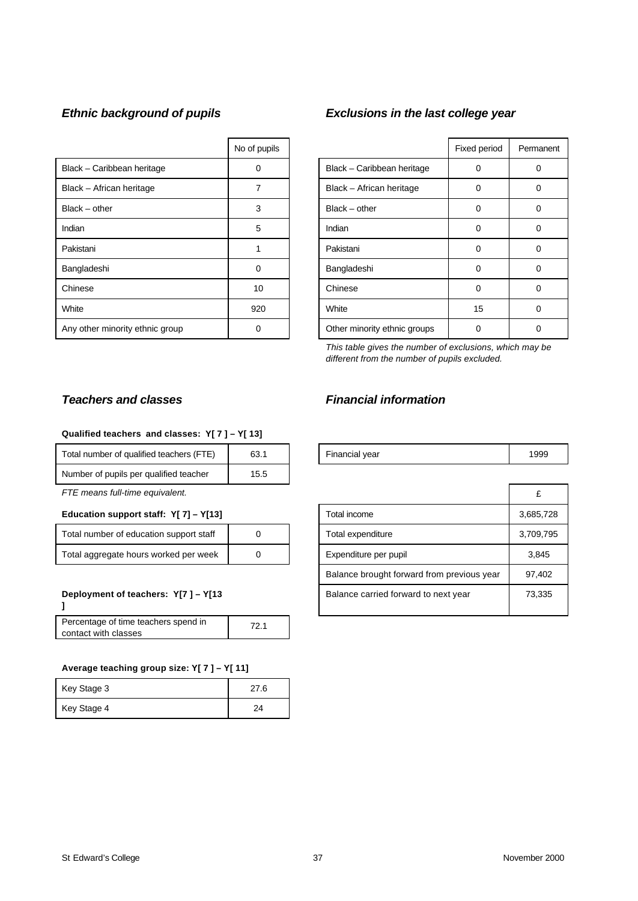### *Ethnic background of pupils*

| | No of pupils |
|---|---|
| Black – Caribbean heritage | 0 |
| Black – African heritage | 7 |
| Black – other | 3 |
| Indian | 5 |
| Pakistani | 1 |
| Bangladeshi | 0 |
| Chinese | 10 |
| White | 920 |
| Any other minority ethnic group | 0 |

### *Exclusions in the last college year*

| | Fixed period | Permanent |
|---|---|---|
| Black – Caribbean heritage | 0 | 0 |
| Black – African heritage | 0 | 0 |
| Black – other | 0 | 0 |
| Indian | 0 | 0 |
| Pakistani | 0 | 0 |
| Bangladeshi | 0 | 0 |
| Chinese | 0 | 0 |
| White | 15 | 0 |
| Other minority ethnic groups | 0 | 0 |

*This table gives the number of exclusions, which may be different from the number of pupils excluded.*

### *Teachers and classes*

**Qualified teachers and classes: Y[ 7 ] – Y[ 13]**

| | |
|---|---|
| Total number of qualified teachers (FTE) | 63.1 |
| Number of pupils per qualified teacher | 15.5 |

*FTE means full-time equivalent.*

**Education support staff: Y[ 7] – Y[13]**

| | |
|---|---|
| Total number of education support staff | 0 |
| Total aggregate hours worked per week | 0 |

**Deployment of teachers: Y[7 ] – Y[13 ]**

| | |
|---|---|
| Percentage of time teachers spend in contact with classes | 72.1 |

**Average teaching group size: Y[ 7 ] – Y[ 11]**

| | |
|---|---|
| Key Stage 3 | 27.6 |
| Key Stage 4 | 24 |

### *Financial information*

| | |
|---|---|
| Financial year | 1999 |

| | £ |
|---|---|
| Total income | 3,685,728 |
| Total expenditure | 3,709,795 |
| Expenditure per pupil | 3,845 |
| Balance brought forward from previous year | 97,402 |
| Balance carried forward to next year | 73,335 |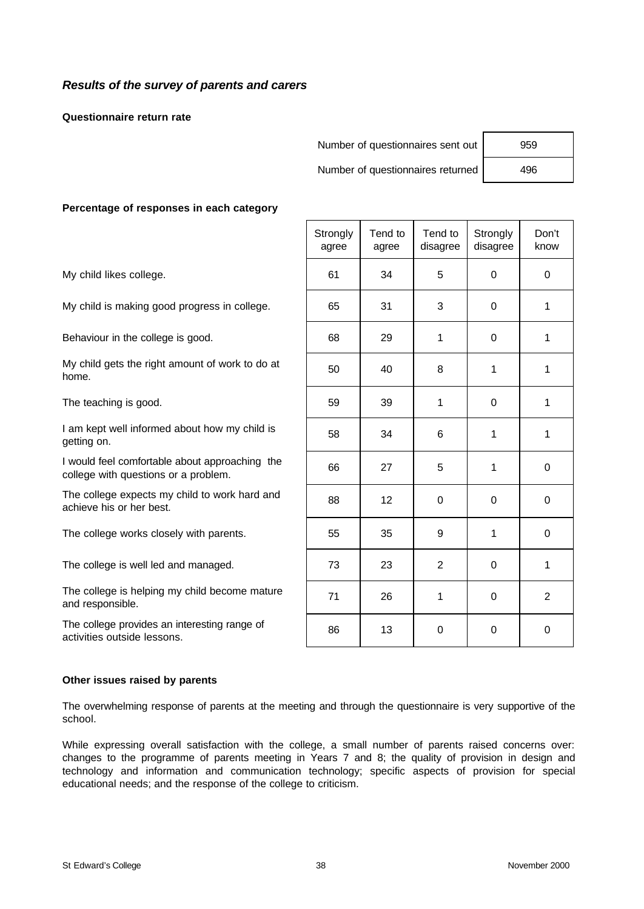## *Results of the survey of parents and carers*

**Questionnaire return rate**

| | |
|---|---|
| Number of questionnaires sent out | 959 |
| Number of questionnaires returned | 496 |

**Percentage of responses in each category**

| | Strongly agree | Tend to agree | Tend to disagree | Strongly disagree | Don't know |
|---|---|---|---|---|---|
| My child likes college. | 61 | 34 | 5 | 0 | 0 |
| My child is making good progress in college. | 65 | 31 | 3 | 0 | 1 |
| Behaviour in the college is good. | 68 | 29 | 1 | 0 | 1 |
| My child gets the right amount of work to do at home. | 50 | 40 | 8 | 1 | 1 |
| The teaching is good. | 59 | 39 | 1 | 0 | 1 |
| I am kept well informed about how my child is getting on. | 58 | 34 | 6 | 1 | 1 |
| I would feel comfortable about approaching the college with questions or a problem. | 66 | 27 | 5 | 1 | 0 |
| The college expects my child to work hard and achieve his or her best. | 88 | 12 | 0 | 0 | 0 |
| The college works closely with parents. | 55 | 35 | 9 | 1 | 0 |
| The college is well led and managed. | 73 | 23 | 2 | 0 | 1 |
| The college is helping my child become mature and responsible. | 71 | 26 | 1 | 0 | 2 |
| The college provides an interesting range of activities outside lessons. | 86 | 13 | 0 | 0 | 0 |

**Other issues raised by parents**

The overwhelming response of parents at the meeting and through the questionnaire is very supportive of the school.

While expressing overall satisfaction with the college, a small number of parents raised concerns over: changes to the programme of parents meeting in Years 7 and 8; the quality of provision in design and technology and information and communication technology; specific aspects of provision for special educational needs; and the response of the college to criticism.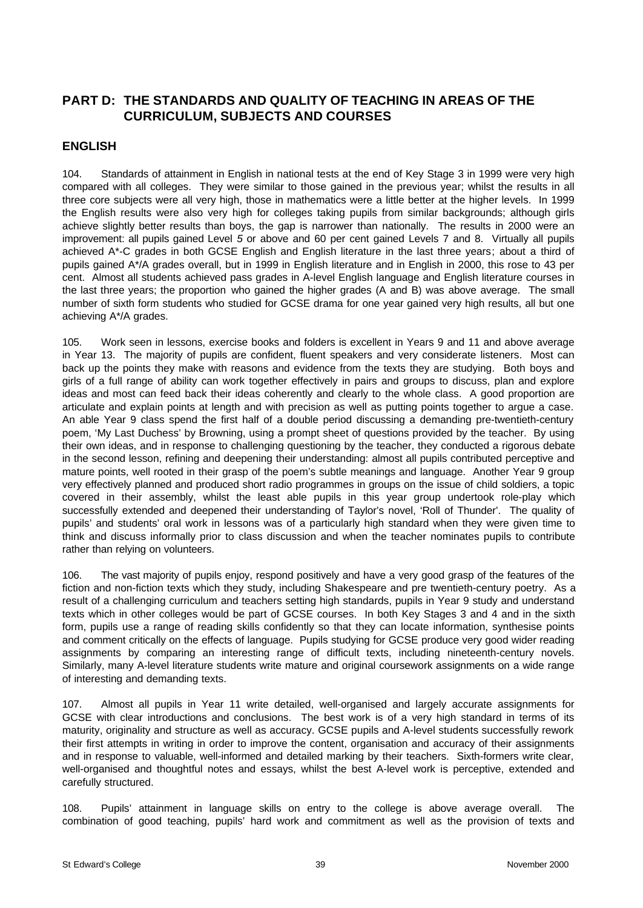## PART D: THE STANDARDS AND QUALITY OF TEACHING IN AREAS OF THE CURRICULUM, SUBJECTS AND COURSES

## ENGLISH

104. Standards of attainment in English in national tests at the end of Key Stage 3 in 1999 were very high compared with all colleges. They were similar to those gained in the previous year; whilst the results in all three core subjects were all very high, those in mathematics were a little better at the higher levels. In 1999 the English results were also very high for colleges taking pupils from similar backgrounds; although girls achieve slightly better results than boys, the gap is narrower than nationally. The results in 2000 were an improvement: all pupils gained Level *5* or above and 60 per cent gained Levels 7 and 8. Virtually all pupils achieved A*-C grades in both GCSE English and English literature in the last three years; about a third of pupils gained A*/A grades overall, but in 1999 in English literature and in English in 2000, this rose to 43 per cent. Almost all students achieved pass grades in A-level English language and English literature courses in the last three years; the proportion who gained the higher grades (A and B) was above average. The small number of sixth form students who studied for GCSE drama for one year gained very high results, all but one achieving A*/A grades.

105. Work seen in lessons, exercise books and folders is excellent in Years 9 and 11 and above average in Year 13. The majority of pupils are confident, fluent speakers and very considerate listeners. Most can back up the points they make with reasons and evidence from the texts they are studying. Both boys and girls of a full range of ability can work together effectively in pairs and groups to discuss, plan and explore ideas and most can feed back their ideas coherently and clearly to the whole class. A good proportion are articulate and explain points at length and with precision as well as putting points together to argue a case. An able Year 9 class spend the first half of a double period discussing a demanding pre-twentieth-century poem, 'My Last Duchess' by Browning, using a prompt sheet of questions provided by the teacher. By using their own ideas, and in response to challenging questioning by the teacher, they conducted a rigorous debate in the second lesson, refining and deepening their understanding: almost all pupils contributed perceptive and mature points, well rooted in their grasp of the poem's subtle meanings and language. Another Year 9 group very effectively planned and produced short radio programmes in groups on the issue of child soldiers, a topic covered in their assembly, whilst the least able pupils in this year group undertook role-play which successfully extended and deepened their understanding of Taylor's novel, 'Roll of Thunder'. The quality of pupils' and students' oral work in lessons was of a particularly high standard when they were given time to think and discuss informally prior to class discussion and when the teacher nominates pupils to contribute rather than relying on volunteers.

106. The vast majority of pupils enjoy, respond positively and have a very good grasp of the features of the fiction and non-fiction texts which they study, including Shakespeare and pre twentieth-century poetry. As a result of a challenging curriculum and teachers setting high standards, pupils in Year 9 study and understand texts which in other colleges would be part of GCSE courses. In both Key Stages 3 and 4 and in the sixth form, pupils use a range of reading skills confidently so that they can locate information, synthesise points and comment critically on the effects of language. Pupils studying for GCSE produce very good wider reading assignments by comparing an interesting range of difficult texts, including nineteenth-century novels. Similarly, many A-level literature students write mature and original coursework assignments on a wide range of interesting and demanding texts.

107. Almost all pupils in Year 11 write detailed, well-organised and largely accurate assignments for GCSE with clear introductions and conclusions. The best work is of a very high standard in terms of its maturity, originality and structure as well as accuracy. GCSE pupils and A-level students successfully rework their first attempts in writing in order to improve the content, organisation and accuracy of their assignments and in response to valuable, well-informed and detailed marking by their teachers. Sixth-formers write clear, well-organised and thoughtful notes and essays, whilst the best A-level work is perceptive, extended and carefully structured.

108. Pupils' attainment in language skills on entry to the college is above average overall. The combination of good teaching, pupils' hard work and commitment as well as the provision of texts and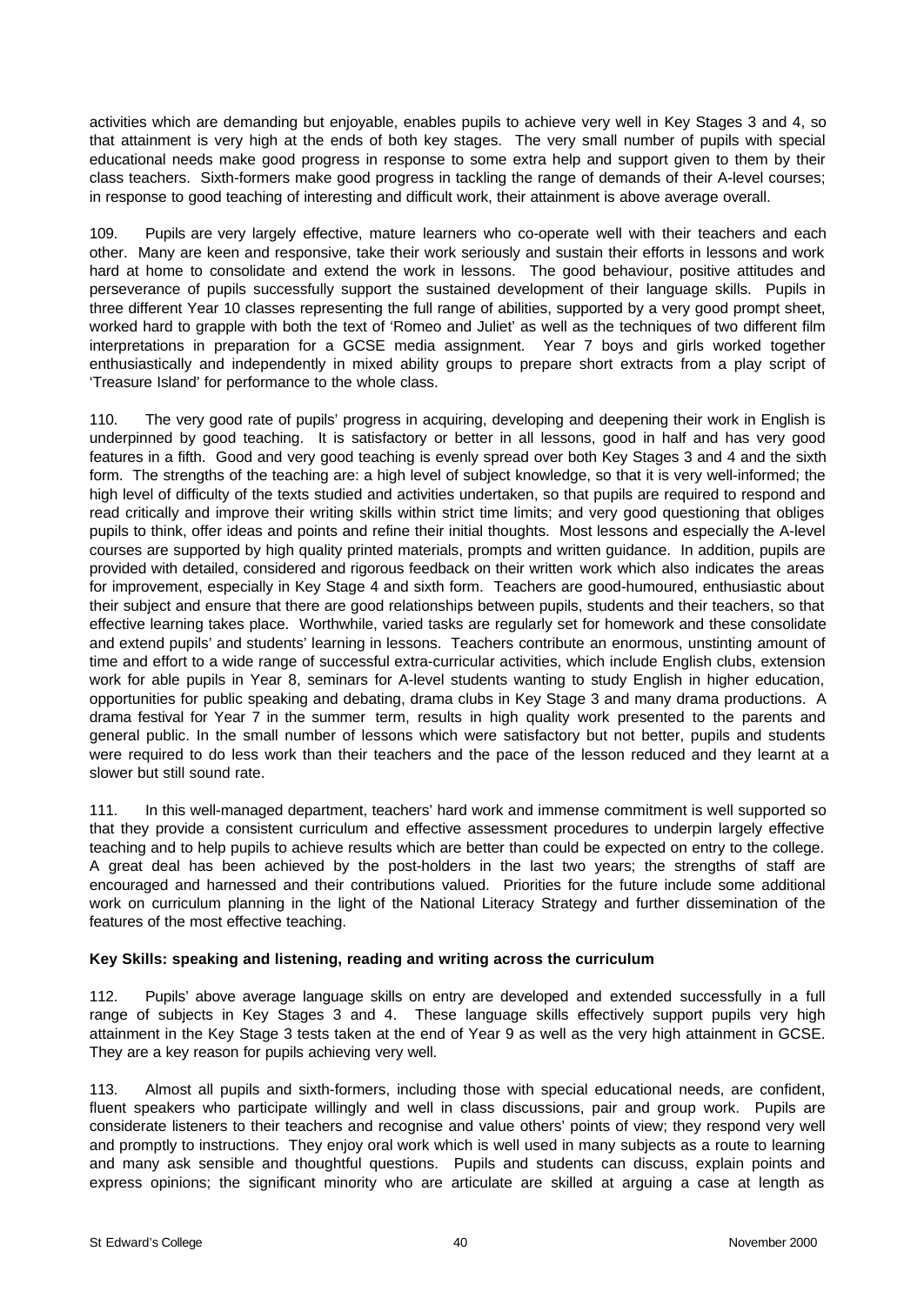activities which are demanding but enjoyable, enables pupils to achieve very well in Key Stages 3 and 4, so that attainment is very high at the ends of both key stages. The very small number of pupils with special educational needs make good progress in response to some extra help and support given to them by their class teachers. Sixth-formers make good progress in tackling the range of demands of their A-level courses; in response to good teaching of interesting and difficult work, their attainment is above average overall.

109. Pupils are very largely effective, mature learners who co-operate well with their teachers and each other. Many are keen and responsive, take their work seriously and sustain their efforts in lessons and work hard at home to consolidate and extend the work in lessons. The good behaviour, positive attitudes and perseverance of pupils successfully support the sustained development of their language skills. Pupils in three different Year 10 classes representing the full range of abilities, supported by a very good prompt sheet, worked hard to grapple with both the text of 'Romeo and Juliet' as well as the techniques of two different film interpretations in preparation for a GCSE media assignment. Year 7 boys and girls worked together enthusiastically and independently in mixed ability groups to prepare short extracts from a play script of 'Treasure Island' for performance to the whole class.

110. The very good rate of pupils' progress in acquiring, developing and deepening their work in English is underpinned by good teaching. It is satisfactory or better in all lessons, good in half and has very good features in a fifth. Good and very good teaching is evenly spread over both Key Stages 3 and 4 and the sixth form. The strengths of the teaching are: a high level of subject knowledge, so that it is very well-informed; the high level of difficulty of the texts studied and activities undertaken, so that pupils are required to respond and read critically and improve their writing skills within strict time limits; and very good questioning that obliges pupils to think, offer ideas and points and refine their initial thoughts. Most lessons and especially the A-level courses are supported by high quality printed materials, prompts and written guidance. In addition, pupils are provided with detailed, considered and rigorous feedback on their written work which also indicates the areas for improvement, especially in Key Stage 4 and sixth form. Teachers are good-humoured, enthusiastic about their subject and ensure that there are good relationships between pupils, students and their teachers, so that effective learning takes place. Worthwhile, varied tasks are regularly set for homework and these consolidate and extend pupils' and students' learning in lessons. Teachers contribute an enormous, unstinting amount of time and effort to a wide range of successful extra-curricular activities, which include English clubs, extension work for able pupils in Year 8, seminars for A-level students wanting to study English in higher education, opportunities for public speaking and debating, drama clubs in Key Stage 3 and many drama productions. A drama festival for Year 7 in the summer term, results in high quality work presented to the parents and general public. In the small number of lessons which were satisfactory but not better, pupils and students were required to do less work than their teachers and the pace of the lesson reduced and they learnt at a slower but still sound rate.

111. In this well-managed department, teachers' hard work and immense commitment is well supported so that they provide a consistent curriculum and effective assessment procedures to underpin largely effective teaching and to help pupils to achieve results which are better than could be expected on entry to the college. A great deal has been achieved by the post-holders in the last two years; the strengths of staff are encouraged and harnessed and their contributions valued. Priorities for the future include some additional work on curriculum planning in the light of the National Literacy Strategy and further dissemination of the features of the most effective teaching.

**Key Skills: speaking and listening, reading and writing across the curriculum**

112. Pupils' above average language skills on entry are developed and extended successfully in a full range of subjects in Key Stages 3 and 4. These language skills effectively support pupils very high attainment in the Key Stage 3 tests taken at the end of Year 9 as well as the very high attainment in GCSE. They are a key reason for pupils achieving very well.

113. Almost all pupils and sixth-formers, including those with special educational needs, are confident, fluent speakers who participate willingly and well in class discussions, pair and group work. Pupils are considerate listeners to their teachers and recognise and value others' points of view; they respond very well and promptly to instructions. They enjoy oral work which is well used in many subjects as a route to learning and many ask sensible and thoughtful questions. Pupils and students can discuss, explain points and express opinions; the significant minority who are articulate are skilled at arguing a case at length as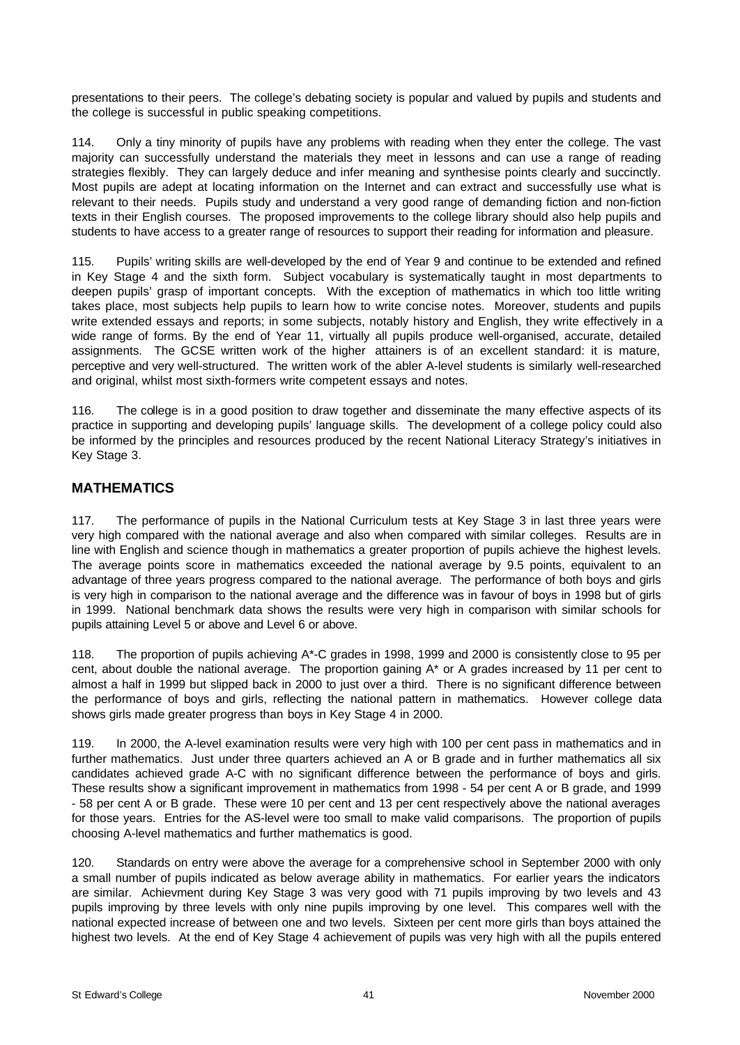presentations to their peers. The college's debating society is popular and valued by pupils and students and the college is successful in public speaking competitions.

114. Only a tiny minority of pupils have any problems with reading when they enter the college. The vast majority can successfully understand the materials they meet in lessons and can use a range of reading strategies flexibly. They can largely deduce and infer meaning and synthesise points clearly and succinctly. Most pupils are adept at locating information on the Internet and can extract and successfully use what is relevant to their needs. Pupils study and understand a very good range of demanding fiction and non-fiction texts in their English courses. The proposed improvements to the college library should also help pupils and students to have access to a greater range of resources to support their reading for information and pleasure.

115. Pupils' writing skills are well-developed by the end of Year 9 and continue to be extended and refined in Key Stage 4 and the sixth form. Subject vocabulary is systematically taught in most departments to deepen pupils' grasp of important concepts. With the exception of mathematics in which too little writing takes place, most subjects help pupils to learn how to write concise notes. Moreover, students and pupils write extended essays and reports; in some subjects, notably history and English, they write effectively in a wide range of forms. By the end of Year 11, virtually all pupils produce well-organised, accurate, detailed assignments. The GCSE written work of the higher attainers is of an excellent standard: it is mature, perceptive and very well-structured. The written work of the abler A-level students is similarly well-researched and original, whilst most sixth-formers write competent essays and notes.

116. The college is in a good position to draw together and disseminate the many effective aspects of its practice in supporting and developing pupils' language skills. The development of a college policy could also be informed by the principles and resources produced by the recent National Literacy Strategy's initiatives in Key Stage 3.

## MATHEMATICS

117. The performance of pupils in the National Curriculum tests at Key Stage 3 in last three years were very high compared with the national average and also when compared with similar colleges. Results are in line with English and science though in mathematics a greater proportion of pupils achieve the highest levels. The average points score in mathematics exceeded the national average by 9.5 points, equivalent to an advantage of three years progress compared to the national average. The performance of both boys and girls is very high in comparison to the national average and the difference was in favour of boys in 1998 but of girls in 1999. National benchmark data shows the results were very high in comparison with similar schools for pupils attaining Level 5 or above and Level 6 or above.

118. The proportion of pupils achieving A*-C grades in 1998, 1999 and 2000 is consistently close to 95 per cent, about double the national average. The proportion gaining A* or A grades increased by 11 per cent to almost a half in 1999 but slipped back in 2000 to just over a third. There is no significant difference between the performance of boys and girls, reflecting the national pattern in mathematics. However college data shows girls made greater progress than boys in Key Stage 4 in 2000.

119. In 2000, the A-level examination results were very high with 100 per cent pass in mathematics and in further mathematics. Just under three quarters achieved an A or B grade and in further mathematics all six candidates achieved grade A-C with no significant difference between the performance of boys and girls. These results show a significant improvement in mathematics from 1998 - 54 per cent A or B grade, and 1999 - 58 per cent A or B grade. These were 10 per cent and 13 per cent respectively above the national averages for those years. Entries for the AS-level were too small to make valid comparisons. The proportion of pupils choosing A-level mathematics and further mathematics is good.

120. Standards on entry were above the average for a comprehensive school in September 2000 with only a small number of pupils indicated as below average ability in mathematics. For earlier years the indicators are similar. Achievment during Key Stage 3 was very good with 71 pupils improving by two levels and 43 pupils improving by three levels with only nine pupils improving by one level. This compares well with the national expected increase of between one and two levels. Sixteen per cent more girls than boys attained the highest two levels. At the end of Key Stage 4 achievement of pupils was very high with all the pupils entered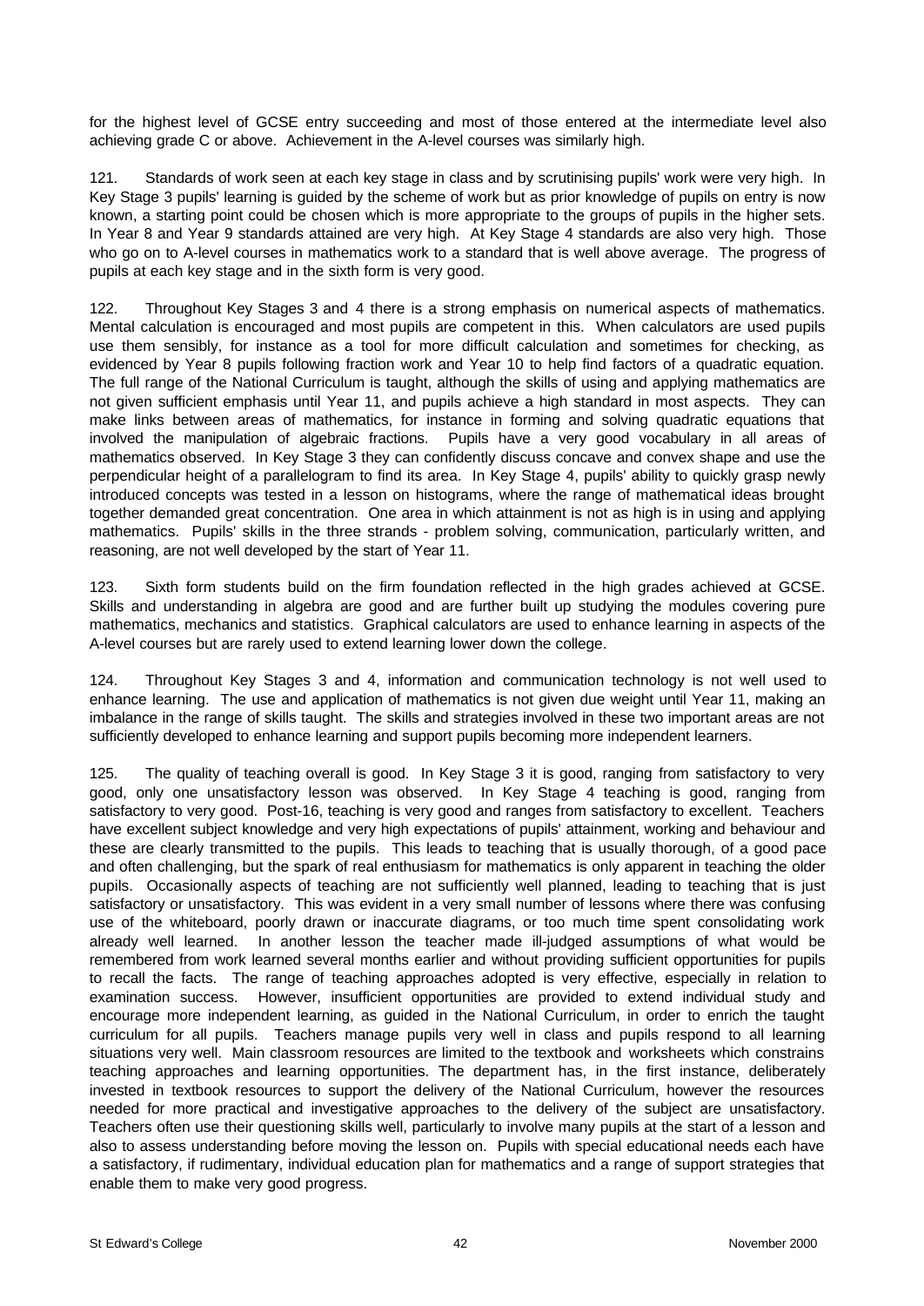for the highest level of GCSE entry succeeding and most of those entered at the intermediate level also achieving grade C or above. Achievement in the A-level courses was similarly high.

121. Standards of work seen at each key stage in class and by scrutinising pupils' work were very high. In Key Stage 3 pupils' learning is guided by the scheme of work but as prior knowledge of pupils on entry is now known, a starting point could be chosen which is more appropriate to the groups of pupils in the higher sets. In Year 8 and Year 9 standards attained are very high. At Key Stage 4 standards are also very high. Those who go on to A-level courses in mathematics work to a standard that is well above average. The progress of pupils at each key stage and in the sixth form is very good.

122. Throughout Key Stages 3 and 4 there is a strong emphasis on numerical aspects of mathematics. Mental calculation is encouraged and most pupils are competent in this. When calculators are used pupils use them sensibly, for instance as a tool for more difficult calculation and sometimes for checking, as evidenced by Year 8 pupils following fraction work and Year 10 to help find factors of a quadratic equation. The full range of the National Curriculum is taught, although the skills of using and applying mathematics are not given sufficient emphasis until Year 11, and pupils achieve a high standard in most aspects. They can make links between areas of mathematics, for instance in forming and solving quadratic equations that involved the manipulation of algebraic fractions. Pupils have a very good vocabulary in all areas of mathematics observed. In Key Stage 3 they can confidently discuss concave and convex shape and use the perpendicular height of a parallelogram to find its area. In Key Stage 4, pupils' ability to quickly grasp newly introduced concepts was tested in a lesson on histograms, where the range of mathematical ideas brought together demanded great concentration. One area in which attainment is not as high is in using and applying mathematics. Pupils' skills in the three strands - problem solving, communication, particularly written, and reasoning, are not well developed by the start of Year 11.

123. Sixth form students build on the firm foundation reflected in the high grades achieved at GCSE. Skills and understanding in algebra are good and are further built up studying the modules covering pure mathematics, mechanics and statistics. Graphical calculators are used to enhance learning in aspects of the A-level courses but are rarely used to extend learning lower down the college.

124. Throughout Key Stages 3 and 4, information and communication technology is not well used to enhance learning. The use and application of mathematics is not given due weight until Year 11, making an imbalance in the range of skills taught. The skills and strategies involved in these two important areas are not sufficiently developed to enhance learning and support pupils becoming more independent learners.

125. The quality of teaching overall is good. In Key Stage 3 it is good, ranging from satisfactory to very good, only one unsatisfactory lesson was observed. In Key Stage 4 teaching is good, ranging from satisfactory to very good. Post-16, teaching is very good and ranges from satisfactory to excellent. Teachers have excellent subject knowledge and very high expectations of pupils' attainment, working and behaviour and these are clearly transmitted to the pupils. This leads to teaching that is usually thorough, of a good pace and often challenging, but the spark of real enthusiasm for mathematics is only apparent in teaching the older pupils. Occasionally aspects of teaching are not sufficiently well planned, leading to teaching that is just satisfactory or unsatisfactory. This was evident in a very small number of lessons where there was confusing use of the whiteboard, poorly drawn or inaccurate diagrams, or too much time spent consolidating work already well learned. In another lesson the teacher made ill-judged assumptions of what would be remembered from work learned several months earlier and without providing sufficient opportunities for pupils to recall the facts. The range of teaching approaches adopted is very effective, especially in relation to examination success. However, insufficient opportunities are provided to extend individual study and encourage more independent learning, as guided in the National Curriculum, in order to enrich the taught curriculum for all pupils. Teachers manage pupils very well in class and pupils respond to all learning situations very well. Main classroom resources are limited to the textbook and worksheets which constrains teaching approaches and learning opportunities. The department has, in the first instance, deliberately invested in textbook resources to support the delivery of the National Curriculum, however the resources needed for more practical and investigative approaches to the delivery of the subject are unsatisfactory. Teachers often use their questioning skills well, particularly to involve many pupils at the start of a lesson and also to assess understanding before moving the lesson on. Pupils with special educational needs each have a satisfactory, if rudimentary, individual education plan for mathematics and a range of support strategies that enable them to make very good progress.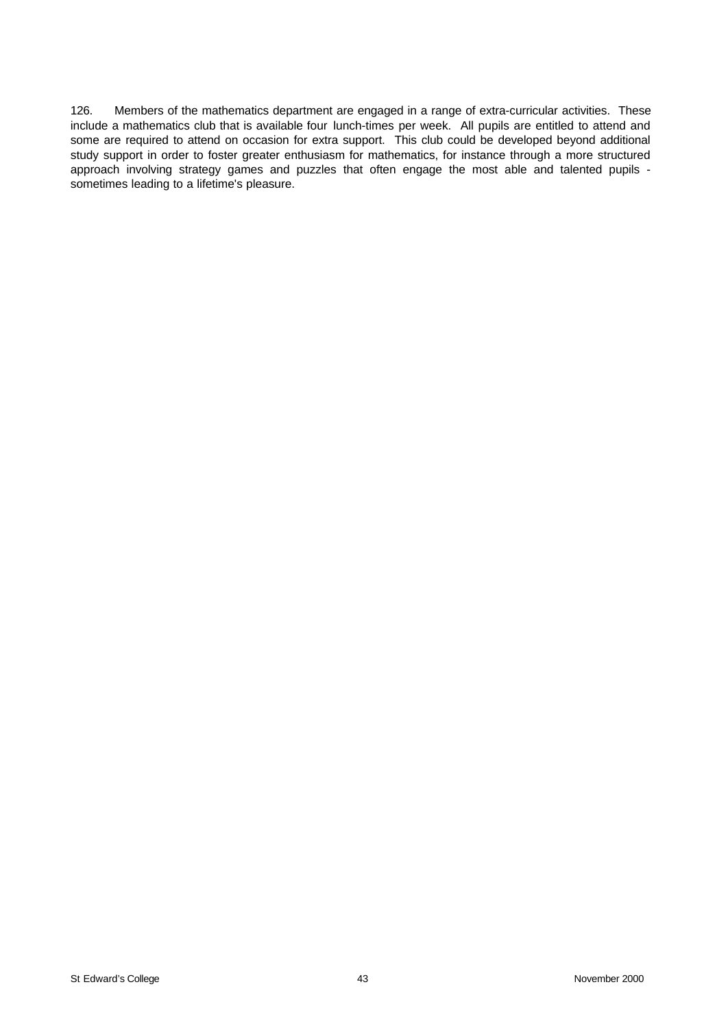126. Members of the mathematics department are engaged in a range of extra-curricular activities. These include a mathematics club that is available four lunch-times per week. All pupils are entitled to attend and some are required to attend on occasion for extra support. This club could be developed beyond additional study support in order to foster greater enthusiasm for mathematics, for instance through a more structured approach involving strategy games and puzzles that often engage the most able and talented pupils - sometimes leading to a lifetime's pleasure.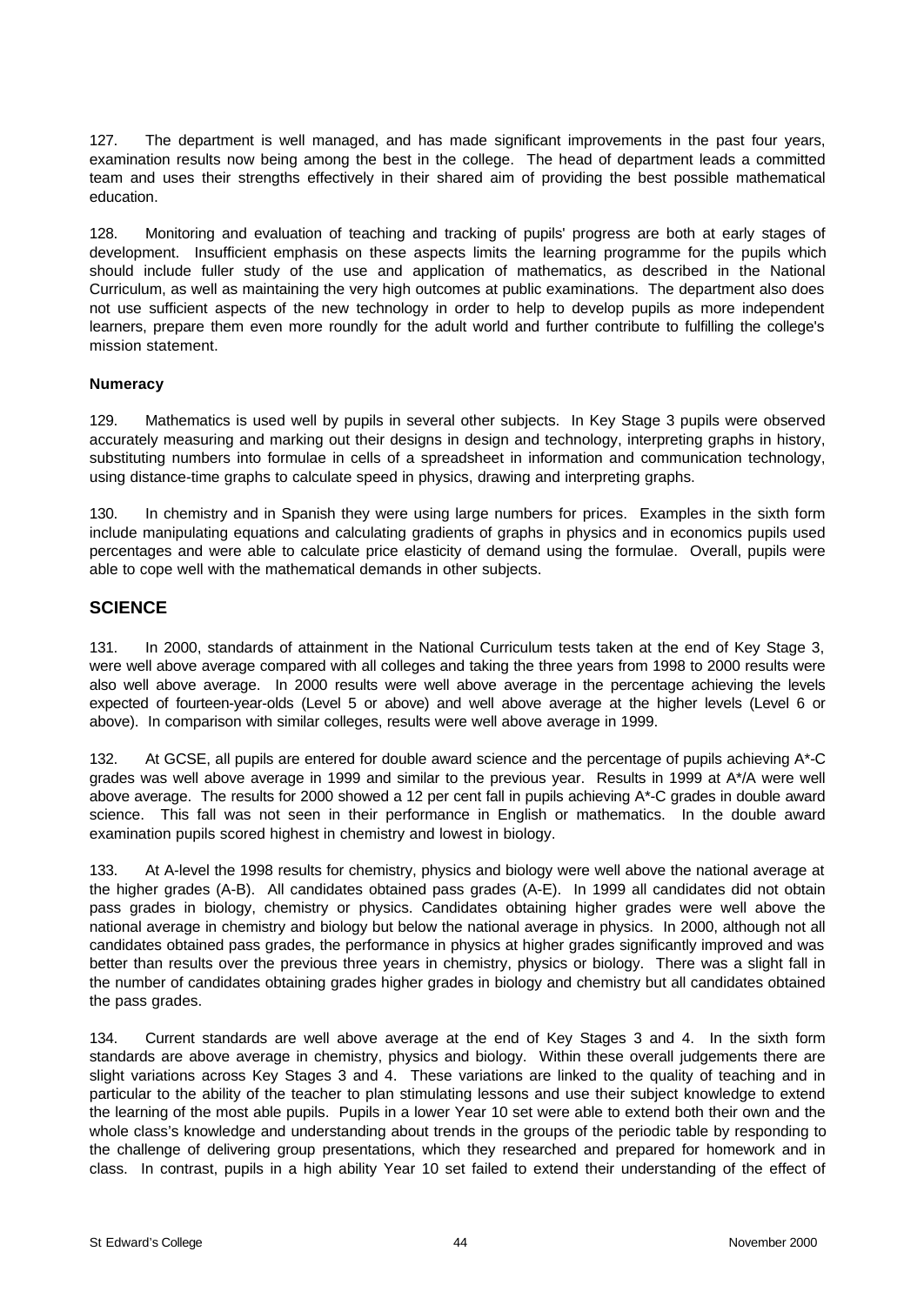127. The department is well managed, and has made significant improvements in the past four years, examination results now being among the best in the college. The head of department leads a committed team and uses their strengths effectively in their shared aim of providing the best possible mathematical education.

128. Monitoring and evaluation of teaching and tracking of pupils' progress are both at early stages of development. Insufficient emphasis on these aspects limits the learning programme for the pupils which should include fuller study of the use and application of mathematics, as described in the National Curriculum, as well as maintaining the very high outcomes at public examinations. The department also does not use sufficient aspects of the new technology in order to help to develop pupils as more independent learners, prepare them even more roundly for the adult world and further contribute to fulfilling the college's mission statement.

**Numeracy**

129. Mathematics is used well by pupils in several other subjects. In Key Stage 3 pupils were observed accurately measuring and marking out their designs in design and technology, interpreting graphs in history, substituting numbers into formulae in cells of a spreadsheet in information and communication technology, using distance-time graphs to calculate speed in physics, drawing and interpreting graphs.

130. In chemistry and in Spanish they were using large numbers for prices. Examples in the sixth form include manipulating equations and calculating gradients of graphs in physics and in economics pupils used percentages and were able to calculate price elasticity of demand using the formulae. Overall, pupils were able to cope well with the mathematical demands in other subjects.

## SCIENCE

131. In 2000, standards of attainment in the National Curriculum tests taken at the end of Key Stage 3, were well above average compared with all colleges and taking the three years from 1998 to 2000 results were also well above average. In 2000 results were well above average in the percentage achieving the levels expected of fourteen-year-olds (Level 5 or above) and well above average at the higher levels (Level 6 or above). In comparison with similar colleges, results were well above average in 1999.

132. At GCSE, all pupils are entered for double award science and the percentage of pupils achieving A*-C grades was well above average in 1999 and similar to the previous year. Results in 1999 at A*/A were well above average. The results for 2000 showed a 12 per cent fall in pupils achieving A*-C grades in double award science. This fall was not seen in their performance in English or mathematics. In the double award examination pupils scored highest in chemistry and lowest in biology.

133. At A-level the 1998 results for chemistry, physics and biology were well above the national average at the higher grades (A-B). All candidates obtained pass grades (A-E). In 1999 all candidates did not obtain pass grades in biology, chemistry or physics. Candidates obtaining higher grades were well above the national average in chemistry and biology but below the national average in physics. In 2000, although not all candidates obtained pass grades, the performance in physics at higher grades significantly improved and was better than results over the previous three years in chemistry, physics or biology. There was a slight fall in the number of candidates obtaining grades higher grades in biology and chemistry but all candidates obtained the pass grades.

134. Current standards are well above average at the end of Key Stages 3 and 4. In the sixth form standards are above average in chemistry, physics and biology. Within these overall judgements there are slight variations across Key Stages 3 and 4. These variations are linked to the quality of teaching and in particular to the ability of the teacher to plan stimulating lessons and use their subject knowledge to extend the learning of the most able pupils. Pupils in a lower Year 10 set were able to extend both their own and the whole class's knowledge and understanding about trends in the groups of the periodic table by responding to the challenge of delivering group presentations, which they researched and prepared for homework and in class. In contrast, pupils in a high ability Year 10 set failed to extend their understanding of the effect of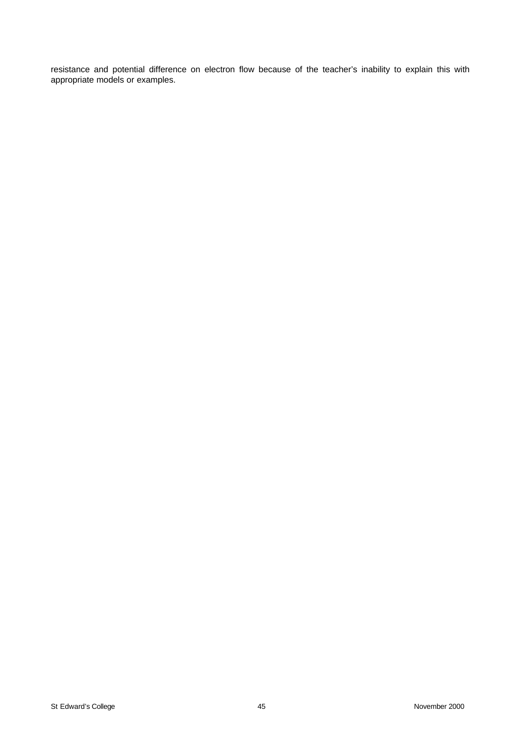resistance and potential difference on electron flow because of the teacher's inability to explain this with appropriate models or examples.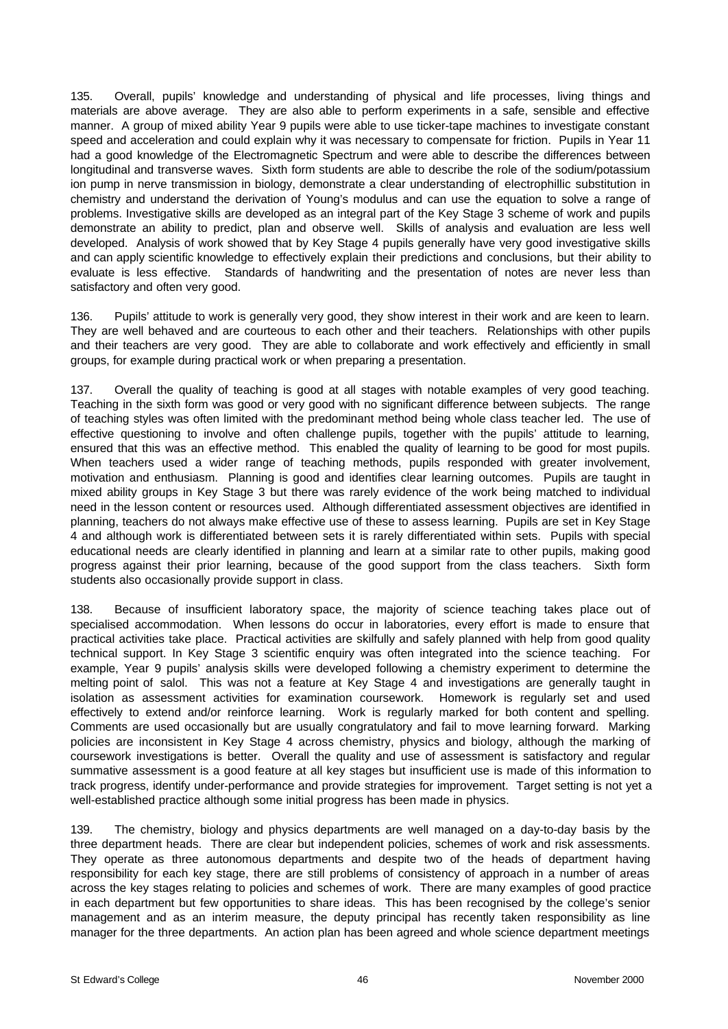135. Overall, pupils' knowledge and understanding of physical and life processes, living things and materials are above average. They are also able to perform experiments in a safe, sensible and effective manner. A group of mixed ability Year 9 pupils were able to use ticker-tape machines to investigate constant speed and acceleration and could explain why it was necessary to compensate for friction. Pupils in Year 11 had a good knowledge of the Electromagnetic Spectrum and were able to describe the differences between longitudinal and transverse waves. Sixth form students are able to describe the role of the sodium/potassium ion pump in nerve transmission in biology, demonstrate a clear understanding of electrophillic substitution in chemistry and understand the derivation of Young's modulus and can use the equation to solve a range of problems. Investigative skills are developed as an integral part of the Key Stage 3 scheme of work and pupils demonstrate an ability to predict, plan and observe well. Skills of analysis and evaluation are less well developed. Analysis of work showed that by Key Stage 4 pupils generally have very good investigative skills and can apply scientific knowledge to effectively explain their predictions and conclusions, but their ability to evaluate is less effective. Standards of handwriting and the presentation of notes are never less than satisfactory and often very good.

136. Pupils' attitude to work is generally very good, they show interest in their work and are keen to learn. They are well behaved and are courteous to each other and their teachers. Relationships with other pupils and their teachers are very good. They are able to collaborate and work effectively and efficiently in small groups, for example during practical work or when preparing a presentation.

137. Overall the quality of teaching is good at all stages with notable examples of very good teaching. Teaching in the sixth form was good or very good with no significant difference between subjects. The range of teaching styles was often limited with the predominant method being whole class teacher led. The use of effective questioning to involve and often challenge pupils, together with the pupils' attitude to learning, ensured that this was an effective method. This enabled the quality of learning to be good for most pupils. When teachers used a wider range of teaching methods, pupils responded with greater involvement, motivation and enthusiasm. Planning is good and identifies clear learning outcomes. Pupils are taught in mixed ability groups in Key Stage 3 but there was rarely evidence of the work being matched to individual need in the lesson content or resources used. Although differentiated assessment objectives are identified in planning, teachers do not always make effective use of these to assess learning. Pupils are set in Key Stage 4 and although work is differentiated between sets it is rarely differentiated within sets. Pupils with special educational needs are clearly identified in planning and learn at a similar rate to other pupils, making good progress against their prior learning, because of the good support from the class teachers. Sixth form students also occasionally provide support in class.

138. Because of insufficient laboratory space, the majority of science teaching takes place out of specialised accommodation. When lessons do occur in laboratories, every effort is made to ensure that practical activities take place. Practical activities are skilfully and safely planned with help from good quality technical support. In Key Stage 3 scientific enquiry was often integrated into the science teaching. For example, Year 9 pupils' analysis skills were developed following a chemistry experiment to determine the melting point of salol. This was not a feature at Key Stage 4 and investigations are generally taught in isolation as assessment activities for examination coursework. Homework is regularly set and used effectively to extend and/or reinforce learning. Work is regularly marked for both content and spelling. Comments are used occasionally but are usually congratulatory and fail to move learning forward. Marking policies are inconsistent in Key Stage 4 across chemistry, physics and biology, although the marking of coursework investigations is better. Overall the quality and use of assessment is satisfactory and regular summative assessment is a good feature at all key stages but insufficient use is made of this information to track progress, identify under-performance and provide strategies for improvement. Target setting is not yet a well-established practice although some initial progress has been made in physics.

139. The chemistry, biology and physics departments are well managed on a day-to-day basis by the three department heads. There are clear but independent policies, schemes of work and risk assessments. They operate as three autonomous departments and despite two of the heads of department having responsibility for each key stage, there are still problems of consistency of approach in a number of areas across the key stages relating to policies and schemes of work. There are many examples of good practice in each department but few opportunities to share ideas. This has been recognised by the college's senior management and as an interim measure, the deputy principal has recently taken responsibility as line manager for the three departments. An action plan has been agreed and whole science department meetings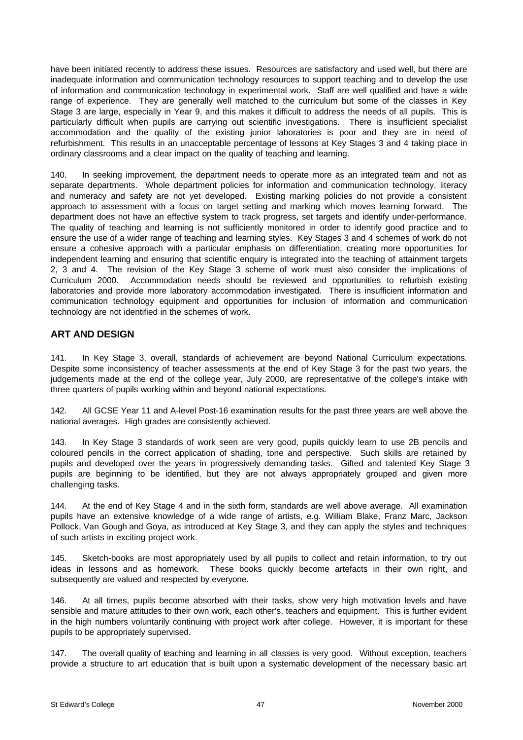have been initiated recently to address these issues. Resources are satisfactory and used well, but there are inadequate information and communication technology resources to support teaching and to develop the use of information and communication technology in experimental work. Staff are well qualified and have a wide range of experience. They are generally well matched to the curriculum but some of the classes in Key Stage 3 are large, especially in Year 9, and this makes it difficult to address the needs of all pupils. This is particularly difficult when pupils are carrying out scientific investigations. There is insufficient specialist accommodation and the quality of the existing junior laboratories is poor and they are in need of refurbishment. This results in an unacceptable percentage of lessons at Key Stages 3 and 4 taking place in ordinary classrooms and a clear impact on the quality of teaching and learning.

140. In seeking improvement, the department needs to operate more as an integrated team and not as separate departments. Whole department policies for information and communication technology, literacy and numeracy and safety are not yet developed. Existing marking policies do not provide a consistent approach to assessment with a focus on target setting and marking which moves learning forward. The department does not have an effective system to track progress, set targets and identify under-performance. The quality of teaching and learning is not sufficiently monitored in order to identify good practice and to ensure the use of a wider range of teaching and learning styles. Key Stages 3 and 4 schemes of work do not ensure a cohesive approach with a particular emphasis on differentiation, creating more opportunities for independent learning and ensuring that scientific enquiry is integrated into the teaching of attainment targets 2, 3 and 4. The revision of the Key Stage 3 scheme of work must also consider the implications of Curriculum 2000. Accommodation needs should be reviewed and opportunities to refurbish existing laboratories and provide more laboratory accommodation investigated. There is insufficient information and communication technology equipment and opportunities for inclusion of information and communication technology are not identified in the schemes of work.

## ART AND DESIGN

141. In Key Stage 3, overall, standards of achievement are beyond National Curriculum expectations. Despite some inconsistency of teacher assessments at the end of Key Stage 3 for the past two years, the judgements made at the end of the college year, July 2000, are representative of the college's intake with three quarters of pupils working within and beyond national expectations.

142. All GCSE Year 11 and A-level Post-16 examination results for the past three years are well above the national averages. High grades are consistently achieved.

143. In Key Stage 3 standards of work seen are very good, pupils quickly learn to use 2B pencils and coloured pencils in the correct application of shading, tone and perspective. Such skills are retained by pupils and developed over the years in progressively demanding tasks. Gifted and talented Key Stage 3 pupils are beginning to be identified, but they are not always appropriately grouped and given more challenging tasks.

144. At the end of Key Stage 4 and in the sixth form, standards are well above average. All examination pupils have an extensive knowledge of a wide range of artists, e.g. William Blake, Franz Marc, Jackson Pollock, Van Gough and Goya, as introduced at Key Stage 3, and they can apply the styles and techniques of such artists in exciting project work.

145. Sketch-books are most appropriately used by all pupils to collect and retain information, to try out ideas in lessons and as homework. These books quickly become artefacts in their own right, and subsequently are valued and respected by everyone.

146. At all times, pupils become absorbed with their tasks, show very high motivation levels and have sensible and mature attitudes to their own work, each other's, teachers and equipment. This is further evident in the high numbers voluntarily continuing with project work after college. However, it is important for these pupils to be appropriately supervised.

147. The overall quality of teaching and learning in all classes is very good. Without exception, teachers provide a structure to art education that is built upon a systematic development of the necessary basic art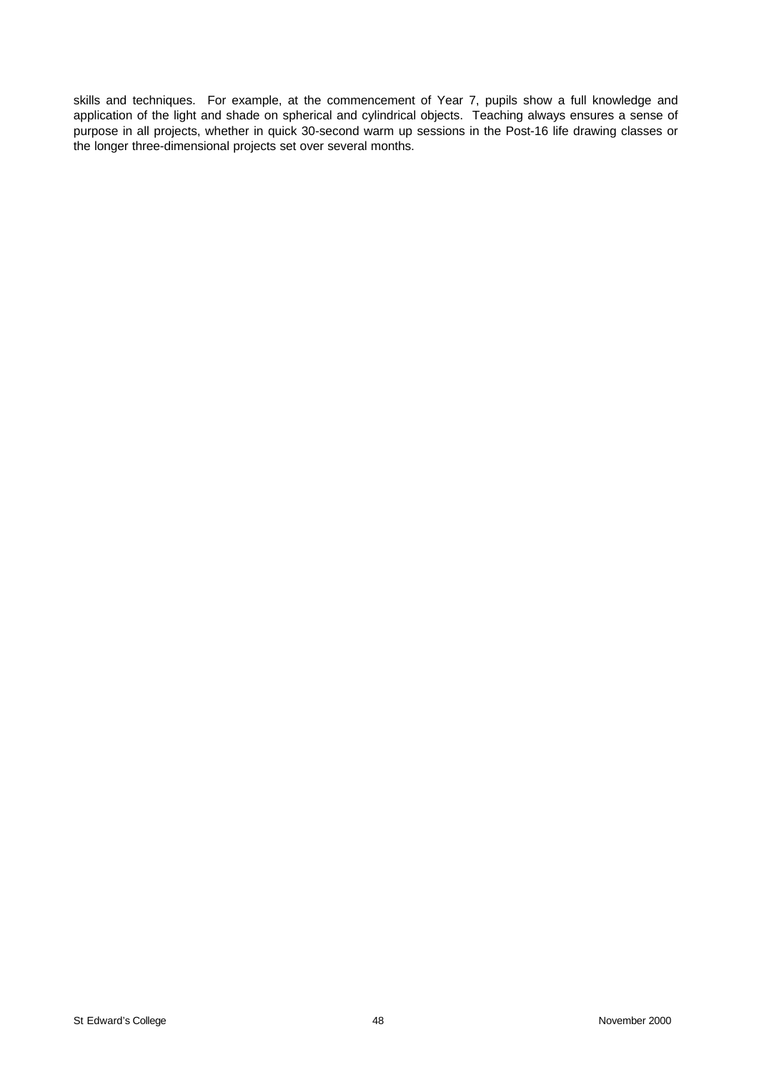skills and techniques. For example, at the commencement of Year 7, pupils show a full knowledge and application of the light and shade on spherical and cylindrical objects. Teaching always ensures a sense of purpose in all projects, whether in quick 30-second warm up sessions in the Post-16 life drawing classes or the longer three-dimensional projects set over several months.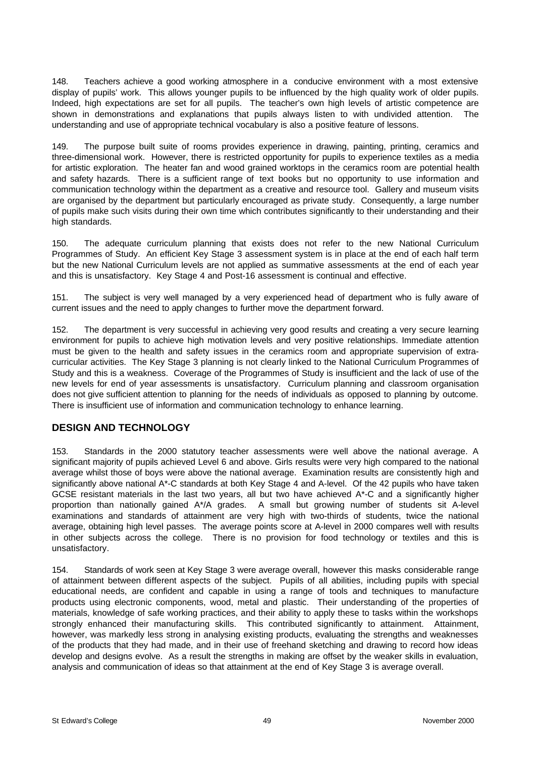148. Teachers achieve a good working atmosphere in a conducive environment with a most extensive display of pupils' work. This allows younger pupils to be influenced by the high quality work of older pupils. Indeed, high expectations are set for all pupils. The teacher's own high levels of artistic competence are shown in demonstrations and explanations that pupils always listen to with undivided attention. The understanding and use of appropriate technical vocabulary is also a positive feature of lessons.

149. The purpose built suite of rooms provides experience in drawing, painting, printing, ceramics and three-dimensional work. However, there is restricted opportunity for pupils to experience textiles as a media for artistic exploration. The heater fan and wood grained worktops in the ceramics room are potential health and safety hazards. There is a sufficient range of text books but no opportunity to use information and communication technology within the department as a creative and resource tool. Gallery and museum visits are organised by the department but particularly encouraged as private study. Consequently, a large number of pupils make such visits during their own time which contributes significantly to their understanding and their high standards.

150. The adequate curriculum planning that exists does not refer to the new National Curriculum Programmes of Study. An efficient Key Stage 3 assessment system is in place at the end of each half term but the new National Curriculum levels are not applied as summative assessments at the end of each year and this is unsatisfactory. Key Stage 4 and Post-16 assessment is continual and effective.

151. The subject is very well managed by a very experienced head of department who is fully aware of current issues and the need to apply changes to further move the department forward.

152. The department is very successful in achieving very good results and creating a very secure learning environment for pupils to achieve high motivation levels and very positive relationships. Immediate attention must be given to the health and safety issues in the ceramics room and appropriate supervision of extra-curricular activities. The Key Stage 3 planning is not clearly linked to the National Curriculum Programmes of Study and this is a weakness. Coverage of the Programmes of Study is insufficient and the lack of use of the new levels for end of year assessments is unsatisfactory. Curriculum planning and classroom organisation does not give sufficient attention to planning for the needs of individuals as opposed to planning by outcome. There is insufficient use of information and communication technology to enhance learning.

## DESIGN AND TECHNOLOGY

153. Standards in the 2000 statutory teacher assessments were well above the national average. A significant majority of pupils achieved Level 6 and above. Girls results were very high compared to the national average whilst those of boys were above the national average. Examination results are consistently high and significantly above national A*-C standards at both Key Stage 4 and A-level. Of the 42 pupils who have taken GCSE resistant materials in the last two years, all but two have achieved A*-C and a significantly higher proportion than nationally gained A*/A grades. A small but growing number of students sit A-level examinations and standards of attainment are very high with two-thirds of students, twice the national average, obtaining high level passes. The average points score at A-level in 2000 compares well with results in other subjects across the college. There is no provision for food technology or textiles and this is unsatisfactory.

154. Standards of work seen at Key Stage 3 were average overall, however this masks considerable range of attainment between different aspects of the subject. Pupils of all abilities, including pupils with special educational needs, are confident and capable in using a range of tools and techniques to manufacture products using electronic components, wood, metal and plastic. Their understanding of the properties of materials, knowledge of safe working practices, and their ability to apply these to tasks within the workshops strongly enhanced their manufacturing skills. This contributed significantly to attainment. Attainment, however, was markedly less strong in analysing existing products, evaluating the strengths and weaknesses of the products that they had made, and in their use of freehand sketching and drawing to record how ideas develop and designs evolve. As a result the strengths in making are offset by the weaker skills in evaluation, analysis and communication of ideas so that attainment at the end of Key Stage 3 is average overall.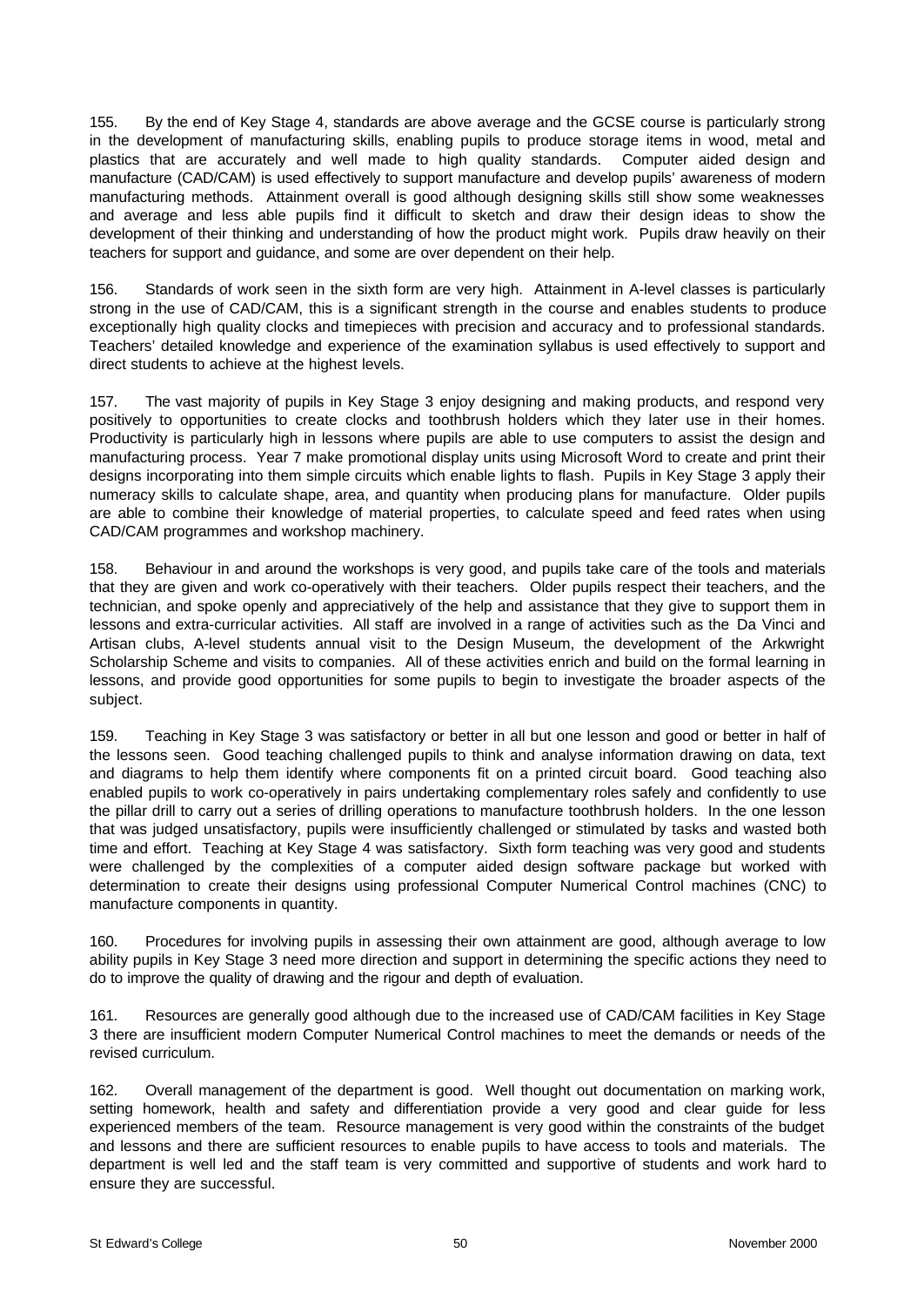155. By the end of Key Stage 4, standards are above average and the GCSE course is particularly strong in the development of manufacturing skills, enabling pupils to produce storage items in wood, metal and plastics that are accurately and well made to high quality standards. Computer aided design and manufacture (CAD/CAM) is used effectively to support manufacture and develop pupils' awareness of modern manufacturing methods. Attainment overall is good although designing skills still show some weaknesses and average and less able pupils find it difficult to sketch and draw their design ideas to show the development of their thinking and understanding of how the product might work. Pupils draw heavily on their teachers for support and guidance, and some are over dependent on their help.

156. Standards of work seen in the sixth form are very high. Attainment in A-level classes is particularly strong in the use of CAD/CAM, this is a significant strength in the course and enables students to produce exceptionally high quality clocks and timepieces with precision and accuracy and to professional standards. Teachers' detailed knowledge and experience of the examination syllabus is used effectively to support and direct students to achieve at the highest levels.

157. The vast majority of pupils in Key Stage 3 enjoy designing and making products, and respond very positively to opportunities to create clocks and toothbrush holders which they later use in their homes. Productivity is particularly high in lessons where pupils are able to use computers to assist the design and manufacturing process. Year 7 make promotional display units using Microsoft Word to create and print their designs incorporating into them simple circuits which enable lights to flash. Pupils in Key Stage 3 apply their numeracy skills to calculate shape, area, and quantity when producing plans for manufacture. Older pupils are able to combine their knowledge of material properties, to calculate speed and feed rates when using CAD/CAM programmes and workshop machinery.

158. Behaviour in and around the workshops is very good, and pupils take care of the tools and materials that they are given and work co-operatively with their teachers. Older pupils respect their teachers, and the technician, and spoke openly and appreciatively of the help and assistance that they give to support them in lessons and extra-curricular activities. All staff are involved in a range of activities such as the Da Vinci and Artisan clubs, A-level students annual visit to the Design Museum, the development of the Arkwright Scholarship Scheme and visits to companies. All of these activities enrich and build on the formal learning in lessons, and provide good opportunities for some pupils to begin to investigate the broader aspects of the subject.

159. Teaching in Key Stage 3 was satisfactory or better in all but one lesson and good or better in half of the lessons seen. Good teaching challenged pupils to think and analyse information drawing on data, text and diagrams to help them identify where components fit on a printed circuit board. Good teaching also enabled pupils to work co-operatively in pairs undertaking complementary roles safely and confidently to use the pillar drill to carry out a series of drilling operations to manufacture toothbrush holders. In the one lesson that was judged unsatisfactory, pupils were insufficiently challenged or stimulated by tasks and wasted both time and effort. Teaching at Key Stage 4 was satisfactory. Sixth form teaching was very good and students were challenged by the complexities of a computer aided design software package but worked with determination to create their designs using professional Computer Numerical Control machines (CNC) to manufacture components in quantity.

160. Procedures for involving pupils in assessing their own attainment are good, although average to low ability pupils in Key Stage 3 need more direction and support in determining the specific actions they need to do to improve the quality of drawing and the rigour and depth of evaluation.

161. Resources are generally good although due to the increased use of CAD/CAM facilities in Key Stage 3 there are insufficient modern Computer Numerical Control machines to meet the demands or needs of the revised curriculum.

162. Overall management of the department is good. Well thought out documentation on marking work, setting homework, health and safety and differentiation provide a very good and clear guide for less experienced members of the team. Resource management is very good within the constraints of the budget and lessons and there are sufficient resources to enable pupils to have access to tools and materials. The department is well led and the staff team is very committed and supportive of students and work hard to ensure they are successful.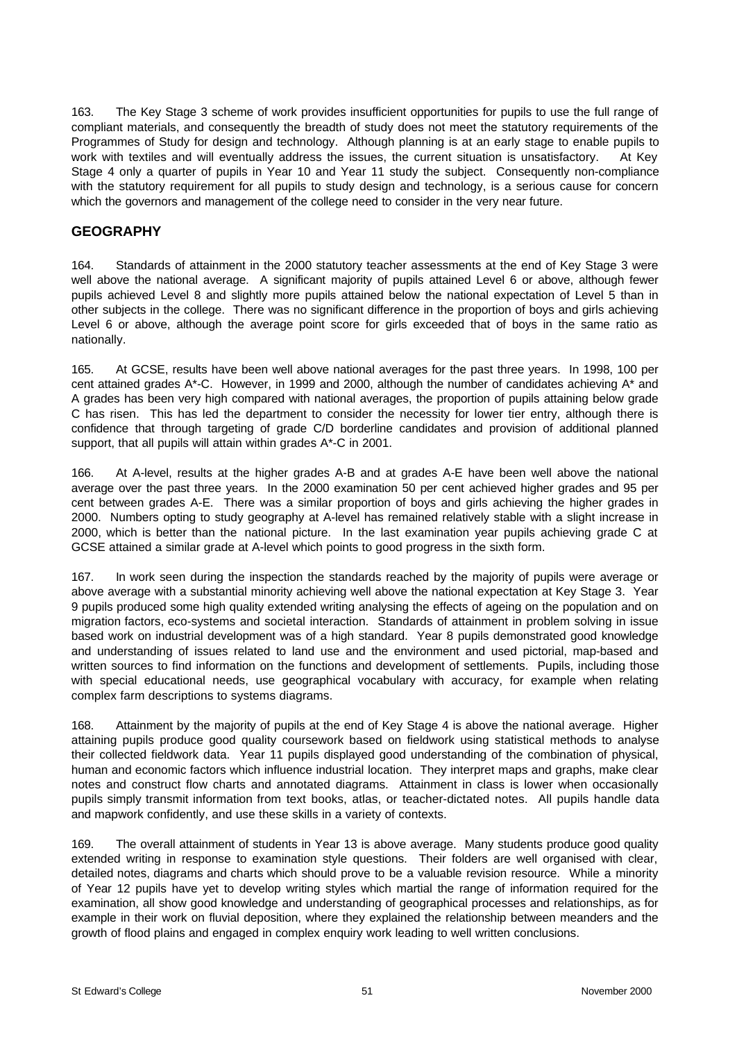163. The Key Stage 3 scheme of work provides insufficient opportunities for pupils to use the full range of compliant materials, and consequently the breadth of study does not meet the statutory requirements of the Programmes of Study for design and technology. Although planning is at an early stage to enable pupils to work with textiles and will eventually address the issues, the current situation is unsatisfactory. At Key Stage 4 only a quarter of pupils in Year 10 and Year 11 study the subject. Consequently non-compliance with the statutory requirement for all pupils to study design and technology, is a serious cause for concern which the governors and management of the college need to consider in the very near future.

## GEOGRAPHY

164. Standards of attainment in the 2000 statutory teacher assessments at the end of Key Stage 3 were well above the national average. A significant majority of pupils attained Level 6 or above, although fewer pupils achieved Level 8 and slightly more pupils attained below the national expectation of Level 5 than in other subjects in the college. There was no significant difference in the proportion of boys and girls achieving Level 6 or above, although the average point score for girls exceeded that of boys in the same ratio as nationally.

165. At GCSE, results have been well above national averages for the past three years. In 1998, 100 per cent attained grades A*-C. However, in 1999 and 2000, although the number of candidates achieving A* and A grades has been very high compared with national averages, the proportion of pupils attaining below grade C has risen. This has led the department to consider the necessity for lower tier entry, although there is confidence that through targeting of grade C/D borderline candidates and provision of additional planned support, that all pupils will attain within grades A*-C in 2001.

166. At A-level, results at the higher grades A-B and at grades A-E have been well above the national average over the past three years. In the 2000 examination 50 per cent achieved higher grades and 95 per cent between grades A-E. There was a similar proportion of boys and girls achieving the higher grades in 2000. Numbers opting to study geography at A-level has remained relatively stable with a slight increase in 2000, which is better than the national picture. In the last examination year pupils achieving grade C at GCSE attained a similar grade at A-level which points to good progress in the sixth form.

167. In work seen during the inspection the standards reached by the majority of pupils were average or above average with a substantial minority achieving well above the national expectation at Key Stage 3. Year 9 pupils produced some high quality extended writing analysing the effects of ageing on the population and on migration factors, eco-systems and societal interaction. Standards of attainment in problem solving in issue based work on industrial development was of a high standard. Year 8 pupils demonstrated good knowledge and understanding of issues related to land use and the environment and used pictorial, map-based and written sources to find information on the functions and development of settlements. Pupils, including those with special educational needs, use geographical vocabulary with accuracy, for example when relating complex farm descriptions to systems diagrams.

168. Attainment by the majority of pupils at the end of Key Stage 4 is above the national average. Higher attaining pupils produce good quality coursework based on fieldwork using statistical methods to analyse their collected fieldwork data. Year 11 pupils displayed good understanding of the combination of physical, human and economic factors which influence industrial location. They interpret maps and graphs, make clear notes and construct flow charts and annotated diagrams. Attainment in class is lower when occasionally pupils simply transmit information from text books, atlas, or teacher-dictated notes. All pupils handle data and mapwork confidently, and use these skills in a variety of contexts.

169. The overall attainment of students in Year 13 is above average. Many students produce good quality extended writing in response to examination style questions. Their folders are well organised with clear, detailed notes, diagrams and charts which should prove to be a valuable revision resource. While a minority of Year 12 pupils have yet to develop writing styles which martial the range of information required for the examination, all show good knowledge and understanding of geographical processes and relationships, as for example in their work on fluvial deposition, where they explained the relationship between meanders and the growth of flood plains and engaged in complex enquiry work leading to well written conclusions.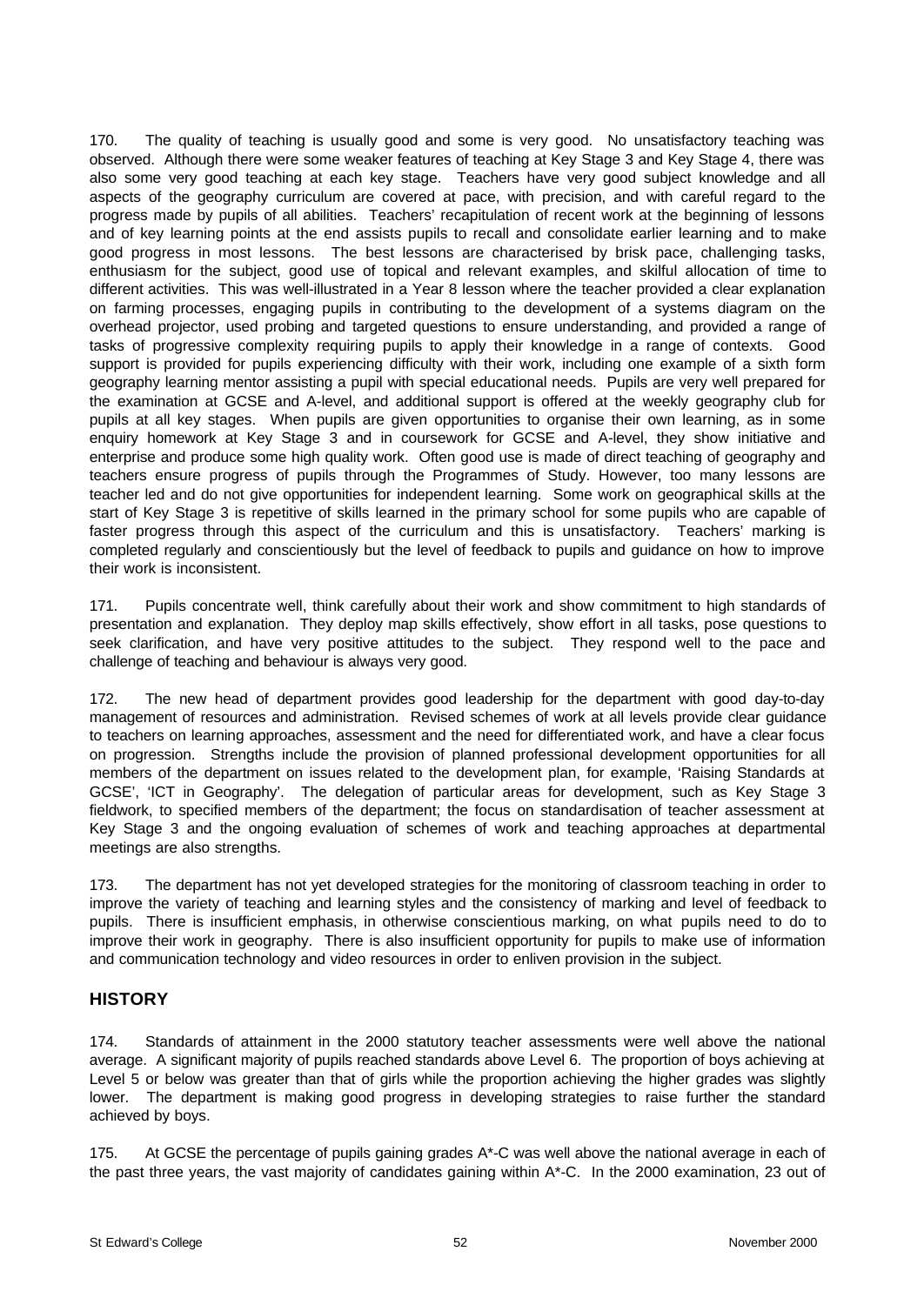170. The quality of teaching is usually good and some is very good. No unsatisfactory teaching was observed. Although there were some weaker features of teaching at Key Stage 3 and Key Stage 4, there was also some very good teaching at each key stage. Teachers have very good subject knowledge and all aspects of the geography curriculum are covered at pace, with precision, and with careful regard to the progress made by pupils of all abilities. Teachers' recapitulation of recent work at the beginning of lessons and of key learning points at the end assists pupils to recall and consolidate earlier learning and to make good progress in most lessons. The best lessons are characterised by brisk pace, challenging tasks, enthusiasm for the subject, good use of topical and relevant examples, and skilful allocation of time to different activities. This was well-illustrated in a Year 8 lesson where the teacher provided a clear explanation on farming processes, engaging pupils in contributing to the development of a systems diagram on the overhead projector, used probing and targeted questions to ensure understanding, and provided a range of tasks of progressive complexity requiring pupils to apply their knowledge in a range of contexts. Good support is provided for pupils experiencing difficulty with their work, including one example of a sixth form geography learning mentor assisting a pupil with special educational needs. Pupils are very well prepared for the examination at GCSE and A-level, and additional support is offered at the weekly geography club for pupils at all key stages. When pupils are given opportunities to organise their own learning, as in some enquiry homework at Key Stage 3 and in coursework for GCSE and A-level, they show initiative and enterprise and produce some high quality work. Often good use is made of direct teaching of geography and teachers ensure progress of pupils through the Programmes of Study. However, too many lessons are teacher led and do not give opportunities for independent learning. Some work on geographical skills at the start of Key Stage 3 is repetitive of skills learned in the primary school for some pupils who are capable of faster progress through this aspect of the curriculum and this is unsatisfactory. Teachers' marking is completed regularly and conscientiously but the level of feedback to pupils and guidance on how to improve their work is inconsistent.

171. Pupils concentrate well, think carefully about their work and show commitment to high standards of presentation and explanation. They deploy map skills effectively, show effort in all tasks, pose questions to seek clarification, and have very positive attitudes to the subject. They respond well to the pace and challenge of teaching and behaviour is always very good.

172. The new head of department provides good leadership for the department with good day-to-day management of resources and administration. Revised schemes of work at all levels provide clear guidance to teachers on learning approaches, assessment and the need for differentiated work, and have a clear focus on progression. Strengths include the provision of planned professional development opportunities for all members of the department on issues related to the development plan, for example, 'Raising Standards at GCSE', 'ICT in Geography'. The delegation of particular areas for development, such as Key Stage 3 fieldwork, to specified members of the department; the focus on standardisation of teacher assessment at Key Stage 3 and the ongoing evaluation of schemes of work and teaching approaches at departmental meetings are also strengths.

173. The department has not yet developed strategies for the monitoring of classroom teaching in order to improve the variety of teaching and learning styles and the consistency of marking and level of feedback to pupils. There is insufficient emphasis, in otherwise conscientious marking, on what pupils need to do to improve their work in geography. There is also insufficient opportunity for pupils to make use of information and communication technology and video resources in order to enliven provision in the subject.

## HISTORY

174. Standards of attainment in the 2000 statutory teacher assessments were well above the national average. A significant majority of pupils reached standards above Level 6. The proportion of boys achieving at Level 5 or below was greater than that of girls while the proportion achieving the higher grades was slightly lower. The department is making good progress in developing strategies to raise further the standard achieved by boys.

175. At GCSE the percentage of pupils gaining grades A*-C was well above the national average in each of the past three years, the vast majority of candidates gaining within A*-C. In the 2000 examination, 23 out of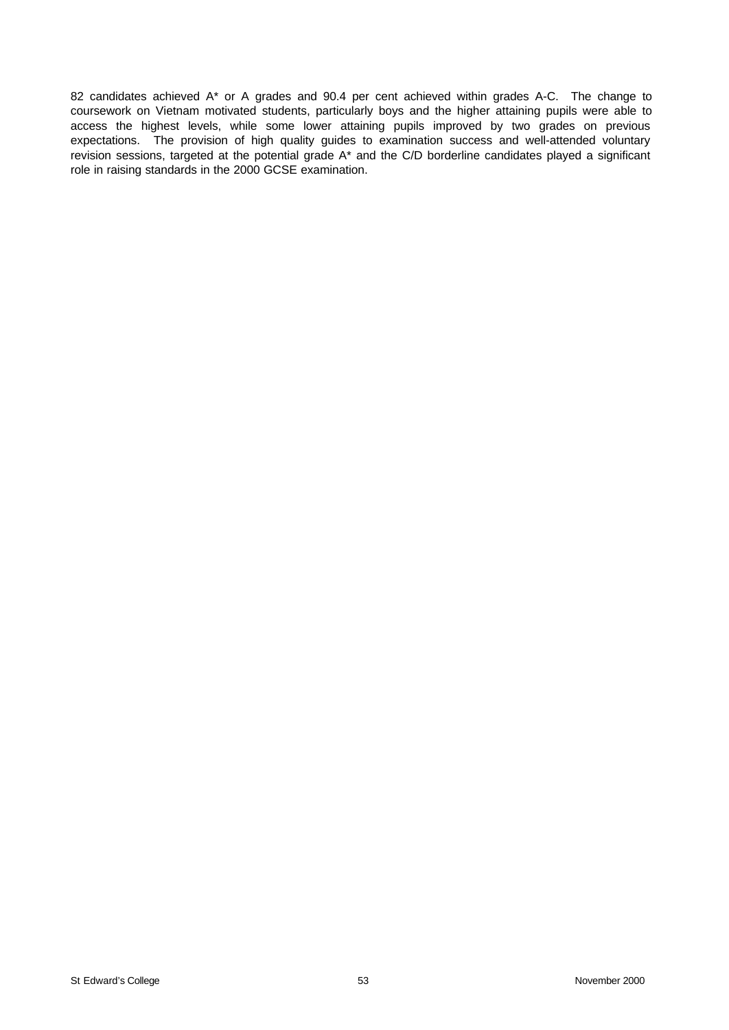82 candidates achieved A* or A grades and 90.4 per cent achieved within grades A-C. The change to coursework on Vietnam motivated students, particularly boys and the higher attaining pupils were able to access the highest levels, while some lower attaining pupils improved by two grades on previous expectations. The provision of high quality guides to examination success and well-attended voluntary revision sessions, targeted at the potential grade A* and the C/D borderline candidates played a significant role in raising standards in the 2000 GCSE examination.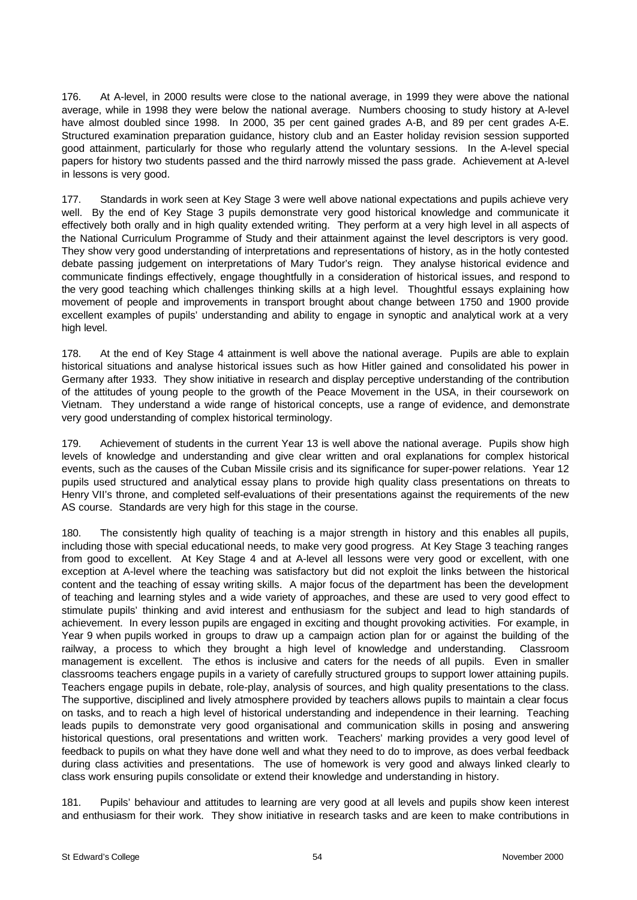176. At A-level, in 2000 results were close to the national average, in 1999 they were above the national average, while in 1998 they were below the national average. Numbers choosing to study history at A-level have almost doubled since 1998. In 2000, 35 per cent gained grades A-B, and 89 per cent grades A-E. Structured examination preparation guidance, history club and an Easter holiday revision session supported good attainment, particularly for those who regularly attend the voluntary sessions. In the A-level special papers for history two students passed and the third narrowly missed the pass grade. Achievement at A-level in lessons is very good.

177. Standards in work seen at Key Stage 3 were well above national expectations and pupils achieve very well. By the end of Key Stage 3 pupils demonstrate very good historical knowledge and communicate it effectively both orally and in high quality extended writing. They perform at a very high level in all aspects of the National Curriculum Programme of Study and their attainment against the level descriptors is very good. They show very good understanding of interpretations and representations of history, as in the hotly contested debate passing judgement on interpretations of Mary Tudor's reign. They analyse historical evidence and communicate findings effectively, engage thoughtfully in a consideration of historical issues, and respond to the very good teaching which challenges thinking skills at a high level. Thoughtful essays explaining how movement of people and improvements in transport brought about change between 1750 and 1900 provide excellent examples of pupils' understanding and ability to engage in synoptic and analytical work at a very high level.

178. At the end of Key Stage 4 attainment is well above the national average. Pupils are able to explain historical situations and analyse historical issues such as how Hitler gained and consolidated his power in Germany after 1933. They show initiative in research and display perceptive understanding of the contribution of the attitudes of young people to the growth of the Peace Movement in the USA, in their coursework on Vietnam. They understand a wide range of historical concepts, use a range of evidence, and demonstrate very good understanding of complex historical terminology.

179. Achievement of students in the current Year 13 is well above the national average. Pupils show high levels of knowledge and understanding and give clear written and oral explanations for complex historical events, such as the causes of the Cuban Missile crisis and its significance for super-power relations. Year 12 pupils used structured and analytical essay plans to provide high quality class presentations on threats to Henry VII's throne, and completed self-evaluations of their presentations against the requirements of the new AS course. Standards are very high for this stage in the course.

180. The consistently high quality of teaching is a major strength in history and this enables all pupils, including those with special educational needs, to make very good progress. At Key Stage 3 teaching ranges from good to excellent. At Key Stage 4 and at A-level all lessons were very good or excellent, with one exception at A-level where the teaching was satisfactory but did not exploit the links between the historical content and the teaching of essay writing skills. A major focus of the department has been the development of teaching and learning styles and a wide variety of approaches, and these are used to very good effect to stimulate pupils' thinking and avid interest and enthusiasm for the subject and lead to high standards of achievement. In every lesson pupils are engaged in exciting and thought provoking activities. For example, in Year 9 when pupils worked in groups to draw up a campaign action plan for or against the building of the railway, a process to which they brought a high level of knowledge and understanding. Classroom management is excellent. The ethos is inclusive and caters for the needs of all pupils. Even in smaller classrooms teachers engage pupils in a variety of carefully structured groups to support lower attaining pupils. Teachers engage pupils in debate, role-play, analysis of sources, and high quality presentations to the class. The supportive, disciplined and lively atmosphere provided by teachers allows pupils to maintain a clear focus on tasks, and to reach a high level of historical understanding and independence in their learning. Teaching leads pupils to demonstrate very good organisational and communication skills in posing and answering historical questions, oral presentations and written work. Teachers' marking provides a very good level of feedback to pupils on what they have done well and what they need to do to improve, as does verbal feedback during class activities and presentations. The use of homework is very good and always linked clearly to class work ensuring pupils consolidate or extend their knowledge and understanding in history.

181. Pupils' behaviour and attitudes to learning are very good at all levels and pupils show keen interest and enthusiasm for their work. They show initiative in research tasks and are keen to make contributions in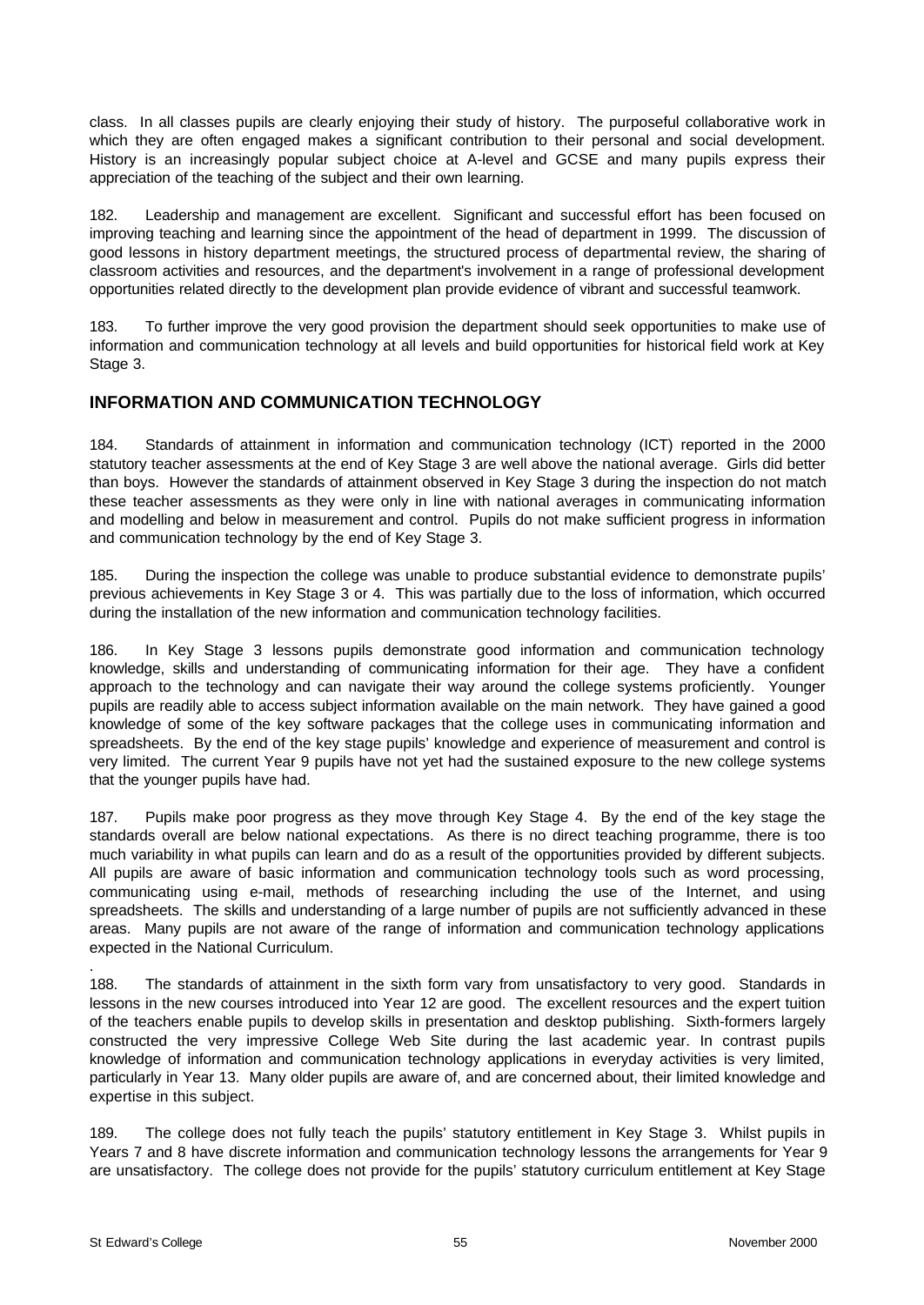class. In all classes pupils are clearly enjoying their study of history. The purposeful collaborative work in which they are often engaged makes a significant contribution to their personal and social development. History is an increasingly popular subject choice at A-level and GCSE and many pupils express their appreciation of the teaching of the subject and their own learning.

182. Leadership and management are excellent. Significant and successful effort has been focused on improving teaching and learning since the appointment of the head of department in 1999. The discussion of good lessons in history department meetings, the structured process of departmental review, the sharing of classroom activities and resources, and the department's involvement in a range of professional development opportunities related directly to the development plan provide evidence of vibrant and successful teamwork.

183. To further improve the very good provision the department should seek opportunities to make use of information and communication technology at all levels and build opportunities for historical field work at Key Stage 3.

## INFORMATION AND COMMUNICATION TECHNOLOGY

184. Standards of attainment in information and communication technology (ICT) reported in the 2000 statutory teacher assessments at the end of Key Stage 3 are well above the national average. Girls did better than boys. However the standards of attainment observed in Key Stage 3 during the inspection do not match these teacher assessments as they were only in line with national averages in communicating information and modelling and below in measurement and control. Pupils do not make sufficient progress in information and communication technology by the end of Key Stage 3.

185. During the inspection the college was unable to produce substantial evidence to demonstrate pupils' previous achievements in Key Stage 3 or 4. This was partially due to the loss of information, which occurred during the installation of the new information and communication technology facilities.

186. In Key Stage 3 lessons pupils demonstrate good information and communication technology knowledge, skills and understanding of communicating information for their age. They have a confident approach to the technology and can navigate their way around the college systems proficiently. Younger pupils are readily able to access subject information available on the main network. They have gained a good knowledge of some of the key software packages that the college uses in communicating information and spreadsheets. By the end of the key stage pupils' knowledge and experience of measurement and control is very limited. The current Year 9 pupils have not yet had the sustained exposure to the new college systems that the younger pupils have had.

187. Pupils make poor progress as they move through Key Stage 4. By the end of the key stage the standards overall are below national expectations. As there is no direct teaching programme, there is too much variability in what pupils can learn and do as a result of the opportunities provided by different subjects. All pupils are aware of basic information and communication technology tools such as word processing, communicating using e-mail, methods of researching including the use of the Internet, and using spreadsheets. The skills and understanding of a large number of pupils are not sufficiently advanced in these areas. Many pupils are not aware of the range of information and communication technology applications expected in the National Curriculum.

.

188. The standards of attainment in the sixth form vary from unsatisfactory to very good. Standards in lessons in the new courses introduced into Year 12 are good. The excellent resources and the expert tuition of the teachers enable pupils to develop skills in presentation and desktop publishing. Sixth-formers largely constructed the very impressive College Web Site during the last academic year. In contrast pupils knowledge of information and communication technology applications in everyday activities is very limited, particularly in Year 13. Many older pupils are aware of, and are concerned about, their limited knowledge and expertise in this subject.

189. The college does not fully teach the pupils' statutory entitlement in Key Stage 3. Whilst pupils in Years 7 and 8 have discrete information and communication technology lessons the arrangements for Year 9 are unsatisfactory. The college does not provide for the pupils' statutory curriculum entitlement at Key Stage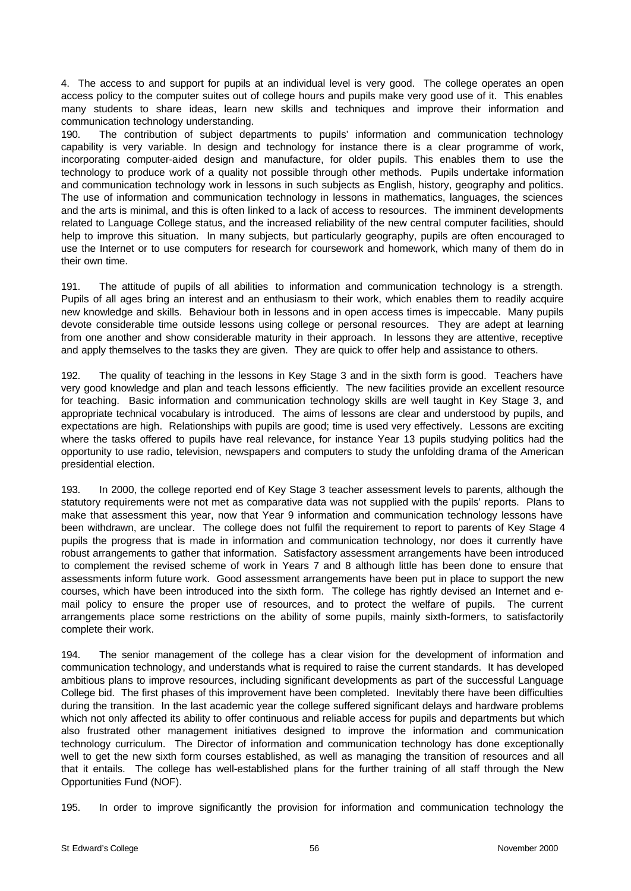4. The access to and support for pupils at an individual level is very good. The college operates an open access policy to the computer suites out of college hours and pupils make very good use of it. This enables many students to share ideas, learn new skills and techniques and improve their information and communication technology understanding.

190. The contribution of subject departments to pupils' information and communication technology capability is very variable. In design and technology for instance there is a clear programme of work, incorporating computer-aided design and manufacture, for older pupils. This enables them to use the technology to produce work of a quality not possible through other methods. Pupils undertake information and communication technology work in lessons in such subjects as English, history, geography and politics. The use of information and communication technology in lessons in mathematics, languages, the sciences and the arts is minimal, and this is often linked to a lack of access to resources. The imminent developments related to Language College status, and the increased reliability of the new central computer facilities, should help to improve this situation. In many subjects, but particularly geography, pupils are often encouraged to use the Internet or to use computers for research for coursework and homework, which many of them do in their own time.

191. The attitude of pupils of all abilities to information and communication technology is a strength. Pupils of all ages bring an interest and an enthusiasm to their work, which enables them to readily acquire new knowledge and skills. Behaviour both in lessons and in open access times is impeccable. Many pupils devote considerable time outside lessons using college or personal resources. They are adept at learning from one another and show considerable maturity in their approach. In lessons they are attentive, receptive and apply themselves to the tasks they are given. They are quick to offer help and assistance to others.

192. The quality of teaching in the lessons in Key Stage 3 and in the sixth form is good. Teachers have very good knowledge and plan and teach lessons efficiently. The new facilities provide an excellent resource for teaching. Basic information and communication technology skills are well taught in Key Stage 3, and appropriate technical vocabulary is introduced. The aims of lessons are clear and understood by pupils, and expectations are high. Relationships with pupils are good; time is used very effectively. Lessons are exciting where the tasks offered to pupils have real relevance, for instance Year 13 pupils studying politics had the opportunity to use radio, television, newspapers and computers to study the unfolding drama of the American presidential election.

193. In 2000, the college reported end of Key Stage 3 teacher assessment levels to parents, although the statutory requirements were not met as comparative data was not supplied with the pupils' reports. Plans to make that assessment this year, now that Year 9 information and communication technology lessons have been withdrawn, are unclear. The college does not fulfil the requirement to report to parents of Key Stage 4 pupils the progress that is made in information and communication technology, nor does it currently have robust arrangements to gather that information. Satisfactory assessment arrangements have been introduced to complement the revised scheme of work in Years 7 and 8 although little has been done to ensure that assessments inform future work. Good assessment arrangements have been put in place to support the new courses, which have been introduced into the sixth form. The college has rightly devised an Internet and e-mail policy to ensure the proper use of resources, and to protect the welfare of pupils. The current arrangements place some restrictions on the ability of some pupils, mainly sixth-formers, to satisfactorily complete their work.

194. The senior management of the college has a clear vision for the development of information and communication technology, and understands what is required to raise the current standards. It has developed ambitious plans to improve resources, including significant developments as part of the successful Language College bid. The first phases of this improvement have been completed. Inevitably there have been difficulties during the transition. In the last academic year the college suffered significant delays and hardware problems which not only affected its ability to offer continuous and reliable access for pupils and departments but which also frustrated other management initiatives designed to improve the information and communication technology curriculum. The Director of information and communication technology has done exceptionally well to get the new sixth form courses established, as well as managing the transition of resources and all that it entails. The college has well-established plans for the further training of all staff through the New Opportunities Fund (NOF).

195. In order to improve significantly the provision for information and communication technology the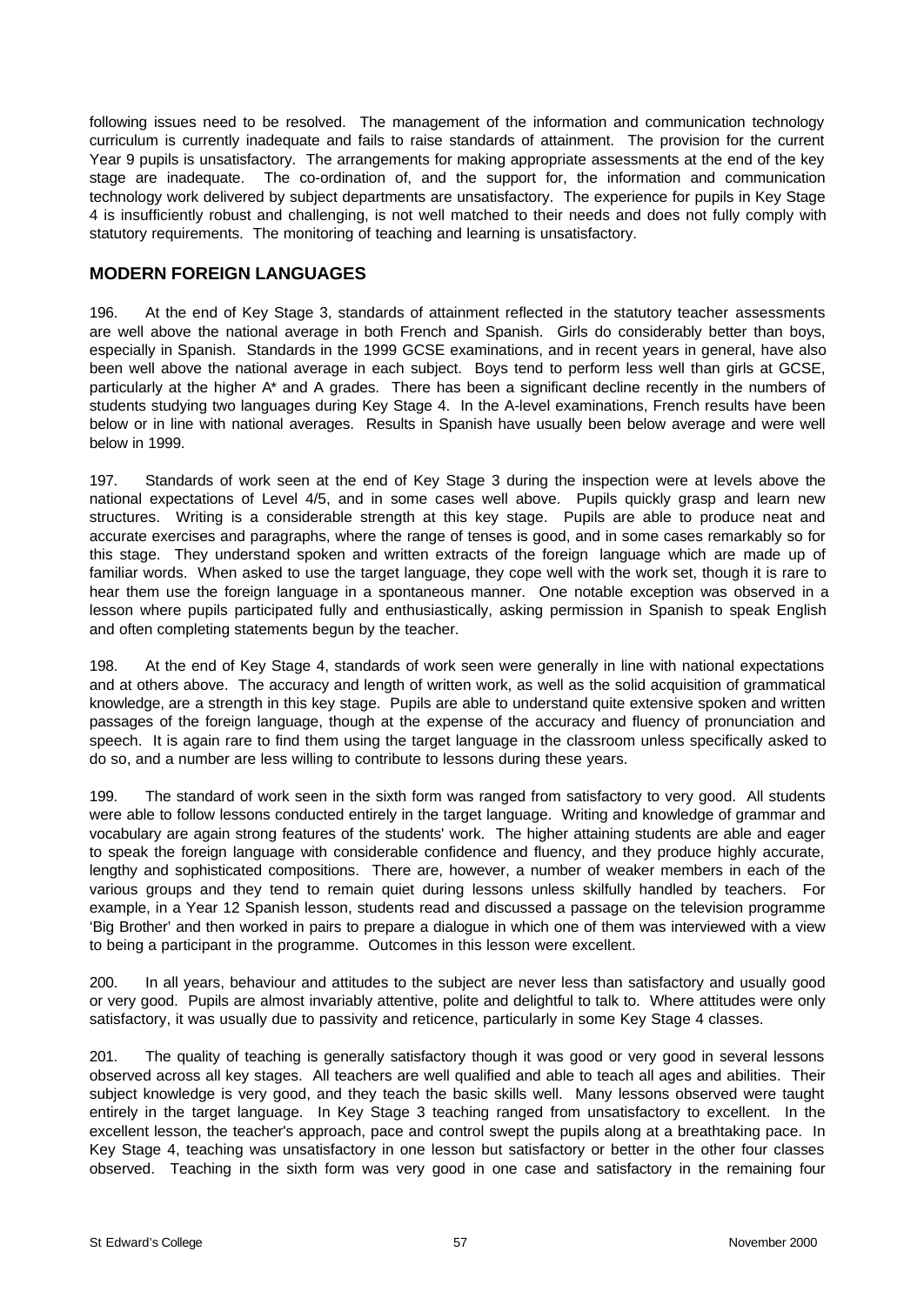following issues need to be resolved. The management of the information and communication technology curriculum is currently inadequate and fails to raise standards of attainment. The provision for the current Year 9 pupils is unsatisfactory. The arrangements for making appropriate assessments at the end of the key stage are inadequate. The co-ordination of, and the support for, the information and communication technology work delivered by subject departments are unsatisfactory. The experience for pupils in Key Stage 4 is insufficiently robust and challenging, is not well matched to their needs and does not fully comply with statutory requirements. The monitoring of teaching and learning is unsatisfactory.

## MODERN FOREIGN LANGUAGES

196. At the end of Key Stage 3, standards of attainment reflected in the statutory teacher assessments are well above the national average in both French and Spanish. Girls do considerably better than boys, especially in Spanish. Standards in the 1999 GCSE examinations, and in recent years in general, have also been well above the national average in each subject. Boys tend to perform less well than girls at GCSE, particularly at the higher A* and A grades. There has been a significant decline recently in the numbers of students studying two languages during Key Stage 4. In the A-level examinations, French results have been below or in line with national averages. Results in Spanish have usually been below average and were well below in 1999.

197. Standards of work seen at the end of Key Stage 3 during the inspection were at levels above the national expectations of Level 4/5, and in some cases well above. Pupils quickly grasp and learn new structures. Writing is a considerable strength at this key stage. Pupils are able to produce neat and accurate exercises and paragraphs, where the range of tenses is good, and in some cases remarkably so for this stage. They understand spoken and written extracts of the foreign language which are made up of familiar words. When asked to use the target language, they cope well with the work set, though it is rare to hear them use the foreign language in a spontaneous manner. One notable exception was observed in a lesson where pupils participated fully and enthusiastically, asking permission in Spanish to speak English and often completing statements begun by the teacher.

198. At the end of Key Stage 4, standards of work seen were generally in line with national expectations and at others above. The accuracy and length of written work, as well as the solid acquisition of grammatical knowledge, are a strength in this key stage. Pupils are able to understand quite extensive spoken and written passages of the foreign language, though at the expense of the accuracy and fluency of pronunciation and speech. It is again rare to find them using the target language in the classroom unless specifically asked to do so, and a number are less willing to contribute to lessons during these years.

199. The standard of work seen in the sixth form was ranged from satisfactory to very good. All students were able to follow lessons conducted entirely in the target language. Writing and knowledge of grammar and vocabulary are again strong features of the students' work. The higher attaining students are able and eager to speak the foreign language with considerable confidence and fluency, and they produce highly accurate, lengthy and sophisticated compositions. There are, however, a number of weaker members in each of the various groups and they tend to remain quiet during lessons unless skilfully handled by teachers. For example, in a Year 12 Spanish lesson, students read and discussed a passage on the television programme 'Big Brother' and then worked in pairs to prepare a dialogue in which one of them was interviewed with a view to being a participant in the programme. Outcomes in this lesson were excellent.

200. In all years, behaviour and attitudes to the subject are never less than satisfactory and usually good or very good. Pupils are almost invariably attentive, polite and delightful to talk to. Where attitudes were only satisfactory, it was usually due to passivity and reticence, particularly in some Key Stage 4 classes.

201. The quality of teaching is generally satisfactory though it was good or very good in several lessons observed across all key stages. All teachers are well qualified and able to teach all ages and abilities. Their subject knowledge is very good, and they teach the basic skills well. Many lessons observed were taught entirely in the target language. In Key Stage 3 teaching ranged from unsatisfactory to excellent. In the excellent lesson, the teacher's approach, pace and control swept the pupils along at a breathtaking pace. In Key Stage 4, teaching was unsatisfactory in one lesson but satisfactory or better in the other four classes observed. Teaching in the sixth form was very good in one case and satisfactory in the remaining four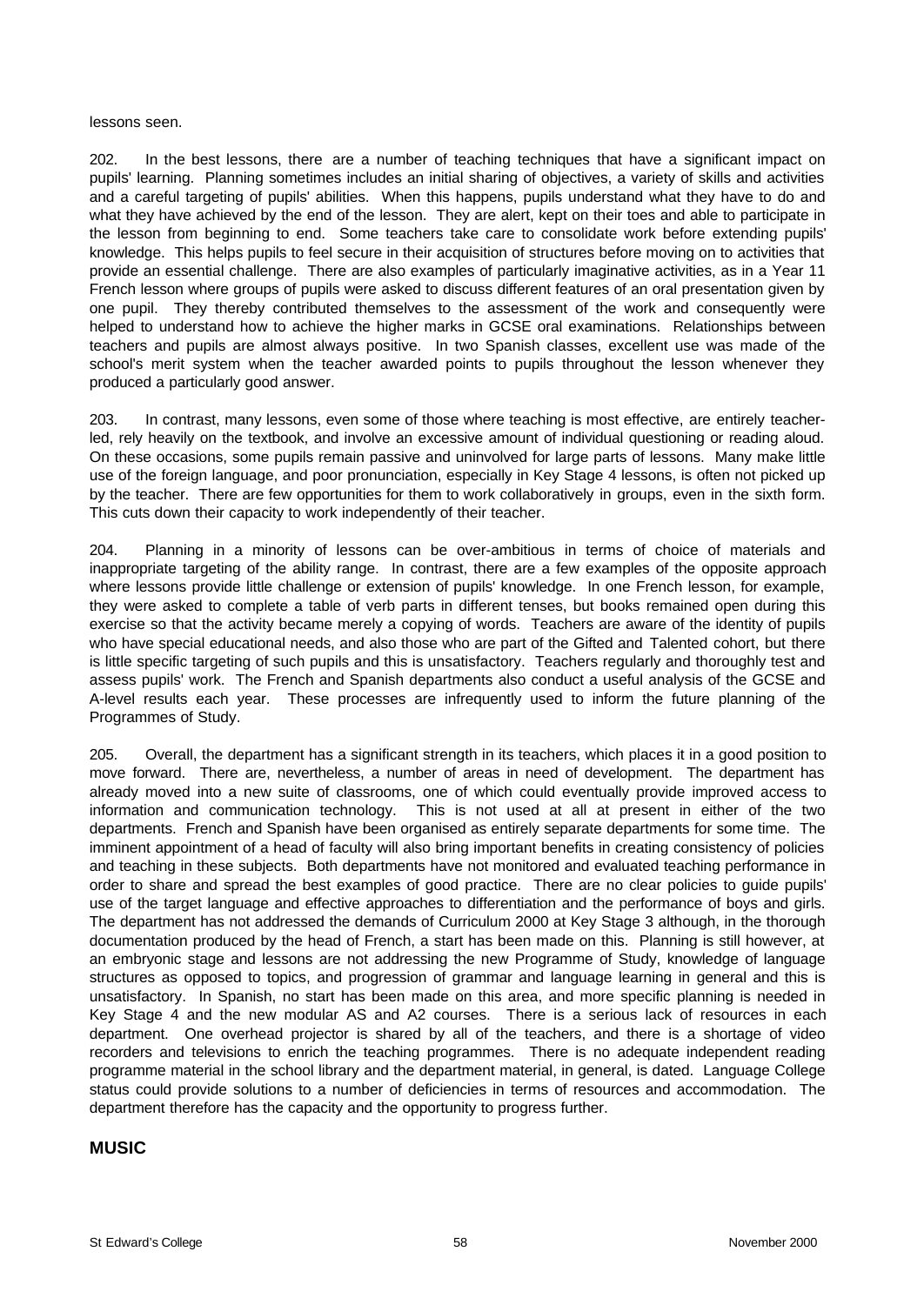lessons seen.

202. In the best lessons, there are a number of teaching techniques that have a significant impact on pupils' learning. Planning sometimes includes an initial sharing of objectives, a variety of skills and activities and a careful targeting of pupils' abilities. When this happens, pupils understand what they have to do and what they have achieved by the end of the lesson. They are alert, kept on their toes and able to participate in the lesson from beginning to end. Some teachers take care to consolidate work before extending pupils' knowledge. This helps pupils to feel secure in their acquisition of structures before moving on to activities that provide an essential challenge. There are also examples of particularly imaginative activities, as in a Year 11 French lesson where groups of pupils were asked to discuss different features of an oral presentation given by one pupil. They thereby contributed themselves to the assessment of the work and consequently were helped to understand how to achieve the higher marks in GCSE oral examinations. Relationships between teachers and pupils are almost always positive. In two Spanish classes, excellent use was made of the school's merit system when the teacher awarded points to pupils throughout the lesson whenever they produced a particularly good answer.

203. In contrast, many lessons, even some of those where teaching is most effective, are entirely teacher-led, rely heavily on the textbook, and involve an excessive amount of individual questioning or reading aloud. On these occasions, some pupils remain passive and uninvolved for large parts of lessons. Many make little use of the foreign language, and poor pronunciation, especially in Key Stage 4 lessons, is often not picked up by the teacher. There are few opportunities for them to work collaboratively in groups, even in the sixth form. This cuts down their capacity to work independently of their teacher.

204. Planning in a minority of lessons can be over-ambitious in terms of choice of materials and inappropriate targeting of the ability range. In contrast, there are a few examples of the opposite approach where lessons provide little challenge or extension of pupils' knowledge. In one French lesson, for example, they were asked to complete a table of verb parts in different tenses, but books remained open during this exercise so that the activity became merely a copying of words. Teachers are aware of the identity of pupils who have special educational needs, and also those who are part of the Gifted and Talented cohort, but there is little specific targeting of such pupils and this is unsatisfactory. Teachers regularly and thoroughly test and assess pupils' work. The French and Spanish departments also conduct a useful analysis of the GCSE and A-level results each year. These processes are infrequently used to inform the future planning of the Programmes of Study.

205. Overall, the department has a significant strength in its teachers, which places it in a good position to move forward. There are, nevertheless, a number of areas in need of development. The department has already moved into a new suite of classrooms, one of which could eventually provide improved access to information and communication technology. This is not used at all at present in either of the two departments. French and Spanish have been organised as entirely separate departments for some time. The imminent appointment of a head of faculty will also bring important benefits in creating consistency of policies and teaching in these subjects. Both departments have not monitored and evaluated teaching performance in order to share and spread the best examples of good practice. There are no clear policies to guide pupils' use of the target language and effective approaches to differentiation and the performance of boys and girls. The department has not addressed the demands of Curriculum 2000 at Key Stage 3 although, in the thorough documentation produced by the head of French, a start has been made on this. Planning is still however, at an embryonic stage and lessons are not addressing the new Programme of Study, knowledge of language structures as opposed to topics, and progression of grammar and language learning in general and this is unsatisfactory. In Spanish, no start has been made on this area, and more specific planning is needed in Key Stage 4 and the new modular AS and A2 courses. There is a serious lack of resources in each department. One overhead projector is shared by all of the teachers, and there is a shortage of video recorders and televisions to enrich the teaching programmes. There is no adequate independent reading programme material in the school library and the department material, in general, is dated. Language College status could provide solutions to a number of deficiencies in terms of resources and accommodation. The department therefore has the capacity and the opportunity to progress further.

## MUSIC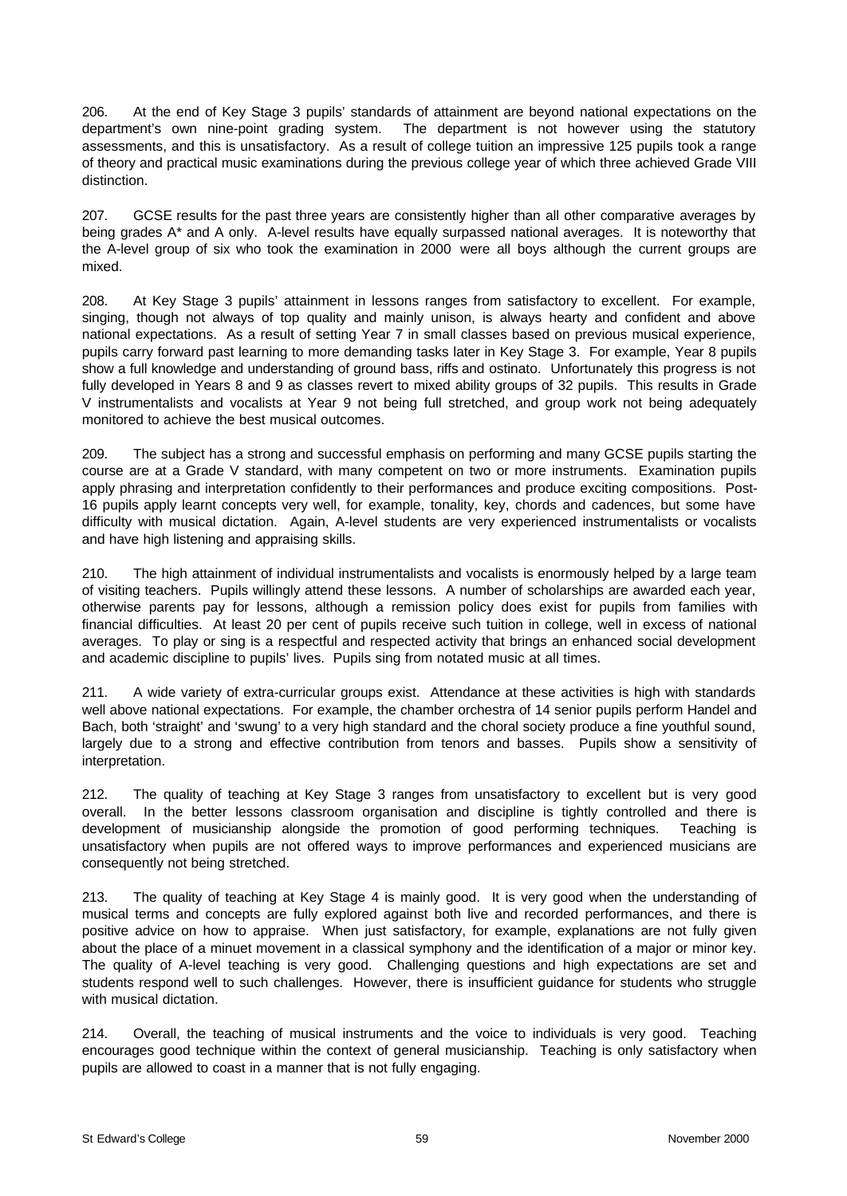206. At the end of Key Stage 3 pupils' standards of attainment are beyond national expectations on the department's own nine-point grading system. The department is not however using the statutory assessments, and this is unsatisfactory. As a result of college tuition an impressive 125 pupils took a range of theory and practical music examinations during the previous college year of which three achieved Grade VIII distinction.

207. GCSE results for the past three years are consistently higher than all other comparative averages by being grades A* and A only. A-level results have equally surpassed national averages. It is noteworthy that the A-level group of six who took the examination in 2000 were all boys although the current groups are mixed.

208. At Key Stage 3 pupils' attainment in lessons ranges from satisfactory to excellent. For example, singing, though not always of top quality and mainly unison, is always hearty and confident and above national expectations. As a result of setting Year 7 in small classes based on previous musical experience, pupils carry forward past learning to more demanding tasks later in Key Stage 3. For example, Year 8 pupils show a full knowledge and understanding of ground bass, riffs and ostinato. Unfortunately this progress is not fully developed in Years 8 and 9 as classes revert to mixed ability groups of 32 pupils. This results in Grade V instrumentalists and vocalists at Year 9 not being full stretched, and group work not being adequately monitored to achieve the best musical outcomes.

209. The subject has a strong and successful emphasis on performing and many GCSE pupils starting the course are at a Grade V standard, with many competent on two or more instruments. Examination pupils apply phrasing and interpretation confidently to their performances and produce exciting compositions. Post-16 pupils apply learnt concepts very well, for example, tonality, key, chords and cadences, but some have difficulty with musical dictation. Again, A-level students are very experienced instrumentalists or vocalists and have high listening and appraising skills.

210. The high attainment of individual instrumentalists and vocalists is enormously helped by a large team of visiting teachers. Pupils willingly attend these lessons. A number of scholarships are awarded each year, otherwise parents pay for lessons, although a remission policy does exist for pupils from families with financial difficulties. At least 20 per cent of pupils receive such tuition in college, well in excess of national averages. To play or sing is a respectful and respected activity that brings an enhanced social development and academic discipline to pupils' lives. Pupils sing from notated music at all times.

211. A wide variety of extra-curricular groups exist. Attendance at these activities is high with standards well above national expectations. For example, the chamber orchestra of 14 senior pupils perform Handel and Bach, both 'straight' and 'swung' to a very high standard and the choral society produce a fine youthful sound, largely due to a strong and effective contribution from tenors and basses. Pupils show a sensitivity of interpretation.

212. The quality of teaching at Key Stage 3 ranges from unsatisfactory to excellent but is very good overall. In the better lessons classroom organisation and discipline is tightly controlled and there is development of musicianship alongside the promotion of good performing techniques. Teaching is unsatisfactory when pupils are not offered ways to improve performances and experienced musicians are consequently not being stretched.

213. The quality of teaching at Key Stage 4 is mainly good. It is very good when the understanding of musical terms and concepts are fully explored against both live and recorded performances, and there is positive advice on how to appraise. When just satisfactory, for example, explanations are not fully given about the place of a minuet movement in a classical symphony and the identification of a major or minor key. The quality of A-level teaching is very good. Challenging questions and high expectations are set and students respond well to such challenges. However, there is insufficient guidance for students who struggle with musical dictation.

214. Overall, the teaching of musical instruments and the voice to individuals is very good. Teaching encourages good technique within the context of general musicianship. Teaching is only satisfactory when pupils are allowed to coast in a manner that is not fully engaging.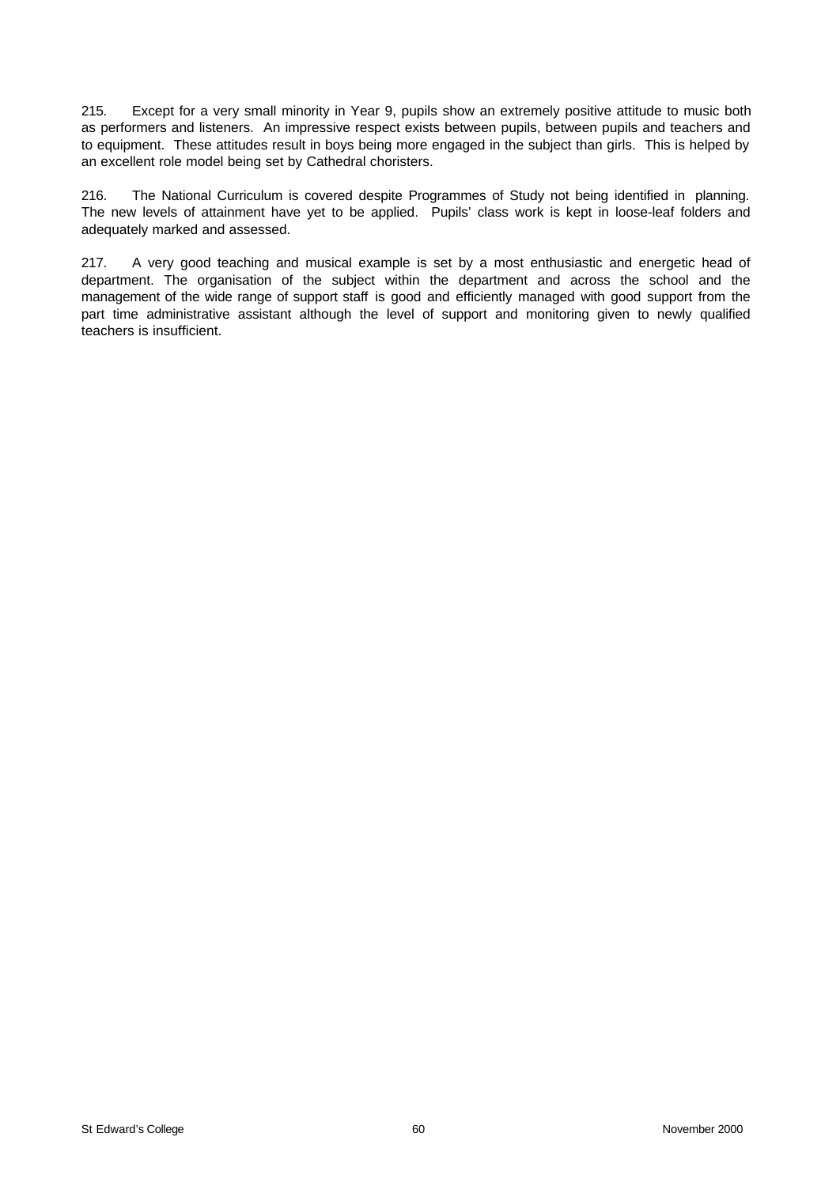215. Except for a very small minority in Year 9, pupils show an extremely positive attitude to music both as performers and listeners. An impressive respect exists between pupils, between pupils and teachers and to equipment. These attitudes result in boys being more engaged in the subject than girls. This is helped by an excellent role model being set by Cathedral choristers.

216. The National Curriculum is covered despite Programmes of Study not being identified in planning. The new levels of attainment have yet to be applied. Pupils' class work is kept in loose-leaf folders and adequately marked and assessed.

217. A very good teaching and musical example is set by a most enthusiastic and energetic head of department. The organisation of the subject within the department and across the school and the management of the wide range of support staff is good and efficiently managed with good support from the part time administrative assistant although the level of support and monitoring given to newly qualified teachers is insufficient.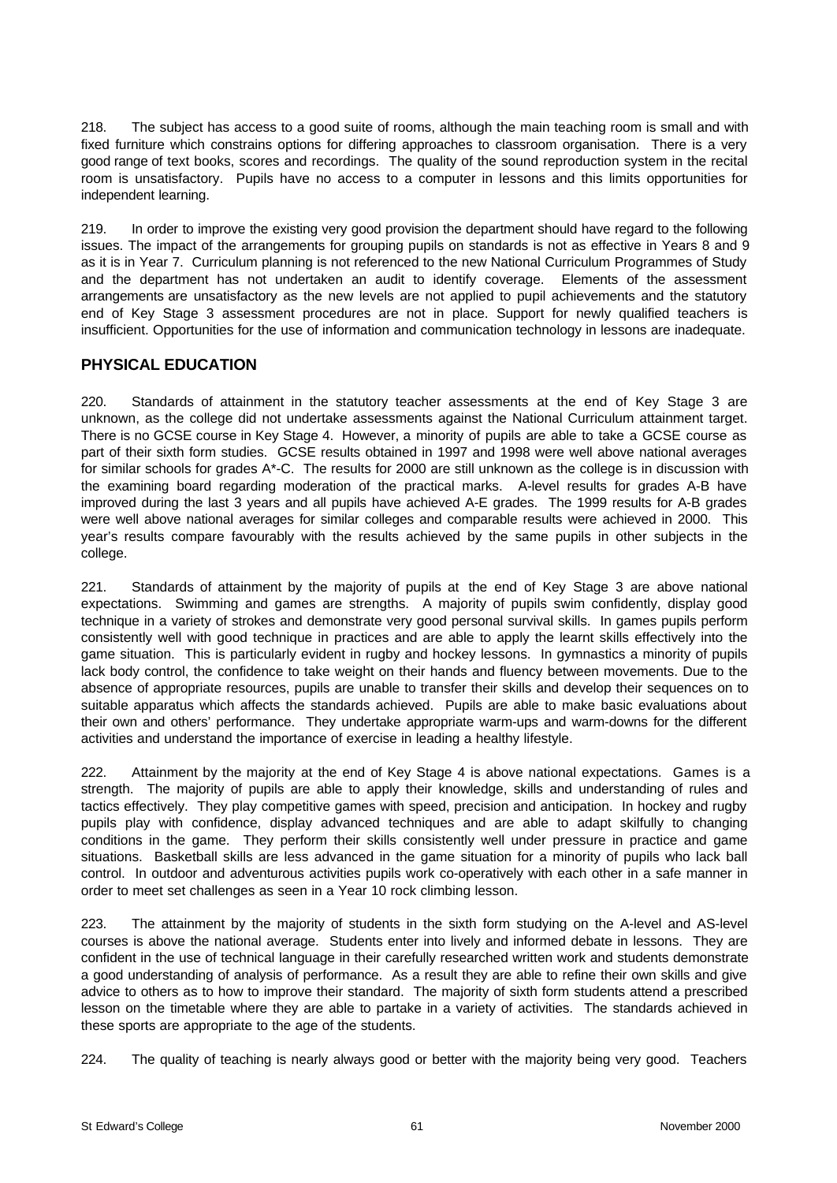218. The subject has access to a good suite of rooms, although the main teaching room is small and with fixed furniture which constrains options for differing approaches to classroom organisation. There is a very good range of text books, scores and recordings. The quality of the sound reproduction system in the recital room is unsatisfactory. Pupils have no access to a computer in lessons and this limits opportunities for independent learning.

219. In order to improve the existing very good provision the department should have regard to the following issues. The impact of the arrangements for grouping pupils on standards is not as effective in Years 8 and 9 as it is in Year 7. Curriculum planning is not referenced to the new National Curriculum Programmes of Study and the department has not undertaken an audit to identify coverage. Elements of the assessment arrangements are unsatisfactory as the new levels are not applied to pupil achievements and the statutory end of Key Stage 3 assessment procedures are not in place. Support for newly qualified teachers is insufficient. Opportunities for the use of information and communication technology in lessons are inadequate.

## PHYSICAL EDUCATION

220. Standards of attainment in the statutory teacher assessments at the end of Key Stage 3 are unknown, as the college did not undertake assessments against the National Curriculum attainment target. There is no GCSE course in Key Stage 4. However, a minority of pupils are able to take a GCSE course as part of their sixth form studies. GCSE results obtained in 1997 and 1998 were well above national averages for similar schools for grades A*-C. The results for 2000 are still unknown as the college is in discussion with the examining board regarding moderation of the practical marks. A-level results for grades A-B have improved during the last 3 years and all pupils have achieved A-E grades. The 1999 results for A-B grades were well above national averages for similar colleges and comparable results were achieved in 2000. This year's results compare favourably with the results achieved by the same pupils in other subjects in the college.

221. Standards of attainment by the majority of pupils at the end of Key Stage 3 are above national expectations. Swimming and games are strengths. A majority of pupils swim confidently, display good technique in a variety of strokes and demonstrate very good personal survival skills. In games pupils perform consistently well with good technique in practices and are able to apply the learnt skills effectively into the game situation. This is particularly evident in rugby and hockey lessons. In gymnastics a minority of pupils lack body control, the confidence to take weight on their hands and fluency between movements. Due to the absence of appropriate resources, pupils are unable to transfer their skills and develop their sequences on to suitable apparatus which affects the standards achieved. Pupils are able to make basic evaluations about their own and others' performance. They undertake appropriate warm-ups and warm-downs for the different activities and understand the importance of exercise in leading a healthy lifestyle.

222. Attainment by the majority at the end of Key Stage 4 is above national expectations. Games is a strength. The majority of pupils are able to apply their knowledge, skills and understanding of rules and tactics effectively. They play competitive games with speed, precision and anticipation. In hockey and rugby pupils play with confidence, display advanced techniques and are able to adapt skilfully to changing conditions in the game. They perform their skills consistently well under pressure in practice and game situations. Basketball skills are less advanced in the game situation for a minority of pupils who lack ball control. In outdoor and adventurous activities pupils work co-operatively with each other in a safe manner in order to meet set challenges as seen in a Year 10 rock climbing lesson.

223. The attainment by the majority of students in the sixth form studying on the A-level and AS-level courses is above the national average. Students enter into lively and informed debate in lessons. They are confident in the use of technical language in their carefully researched written work and students demonstrate a good understanding of analysis of performance. As a result they are able to refine their own skills and give advice to others as to how to improve their standard. The majority of sixth form students attend a prescribed lesson on the timetable where they are able to partake in a variety of activities. The standards achieved in these sports are appropriate to the age of the students.

224. The quality of teaching is nearly always good or better with the majority being very good. Teachers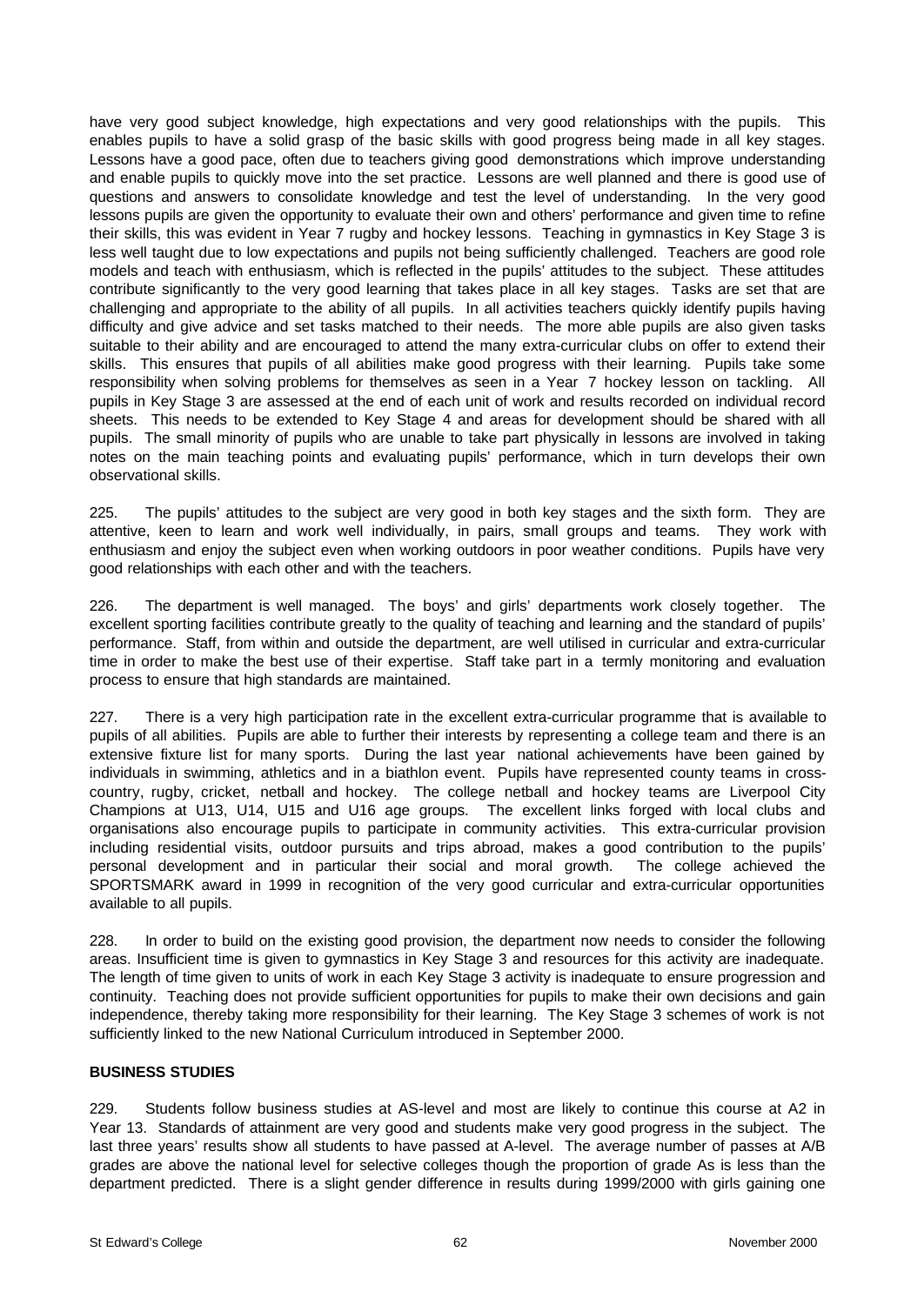have very good subject knowledge, high expectations and very good relationships with the pupils. This enables pupils to have a solid grasp of the basic skills with good progress being made in all key stages. Lessons have a good pace, often due to teachers giving good demonstrations which improve understanding and enable pupils to quickly move into the set practice. Lessons are well planned and there is good use of questions and answers to consolidate knowledge and test the level of understanding. In the very good lessons pupils are given the opportunity to evaluate their own and others' performance and given time to refine their skills, this was evident in Year 7 rugby and hockey lessons. Teaching in gymnastics in Key Stage 3 is less well taught due to low expectations and pupils not being sufficiently challenged. Teachers are good role models and teach with enthusiasm, which is reflected in the pupils' attitudes to the subject. These attitudes contribute significantly to the very good learning that takes place in all key stages. Tasks are set that are challenging and appropriate to the ability of all pupils. In all activities teachers quickly identify pupils having difficulty and give advice and set tasks matched to their needs. The more able pupils are also given tasks suitable to their ability and are encouraged to attend the many extra-curricular clubs on offer to extend their skills. This ensures that pupils of all abilities make good progress with their learning. Pupils take some responsibility when solving problems for themselves as seen in a Year 7 hockey lesson on tackling. All pupils in Key Stage 3 are assessed at the end of each unit of work and results recorded on individual record sheets. This needs to be extended to Key Stage 4 and areas for development should be shared with all pupils. The small minority of pupils who are unable to take part physically in lessons are involved in taking notes on the main teaching points and evaluating pupils' performance, which in turn develops their own observational skills.

225. The pupils' attitudes to the subject are very good in both key stages and the sixth form. They are attentive, keen to learn and work well individually, in pairs, small groups and teams. They work with enthusiasm and enjoy the subject even when working outdoors in poor weather conditions. Pupils have very good relationships with each other and with the teachers.

226. The department is well managed. The boys' and girls' departments work closely together. The excellent sporting facilities contribute greatly to the quality of teaching and learning and the standard of pupils' performance. Staff, from within and outside the department, are well utilised in curricular and extra-curricular time in order to make the best use of their expertise. Staff take part in a termly monitoring and evaluation process to ensure that high standards are maintained.

227. There is a very high participation rate in the excellent extra-curricular programme that is available to pupils of all abilities. Pupils are able to further their interests by representing a college team and there is an extensive fixture list for many sports. During the last year national achievements have been gained by individuals in swimming, athletics and in a biathlon event. Pupils have represented county teams in cross-country, rugby, cricket, netball and hockey. The college netball and hockey teams are Liverpool City Champions at U13, U14, U15 and U16 age groups. The excellent links forged with local clubs and organisations also encourage pupils to participate in community activities. This extra-curricular provision including residential visits, outdoor pursuits and trips abroad, makes a good contribution to the pupils' personal development and in particular their social and moral growth. The college achieved the SPORTSMARK award in 1999 in recognition of the very good curricular and extra-curricular opportunities available to all pupils.

228. In order to build on the existing good provision, the department now needs to consider the following areas. Insufficient time is given to gymnastics in Key Stage 3 and resources for this activity are inadequate. The length of time given to units of work in each Key Stage 3 activity is inadequate to ensure progression and continuity. Teaching does not provide sufficient opportunities for pupils to make their own decisions and gain independence, thereby taking more responsibility for their learning. The Key Stage 3 schemes of work is not sufficiently linked to the new National Curriculum introduced in September 2000.

**BUSINESS STUDIES**

229. Students follow business studies at AS-level and most are likely to continue this course at A2 in Year 13. Standards of attainment are very good and students make very good progress in the subject. The last three years' results show all students to have passed at A-level. The average number of passes at A/B grades are above the national level for selective colleges though the proportion of grade As is less than the department predicted. There is a slight gender difference in results during 1999/2000 with girls gaining one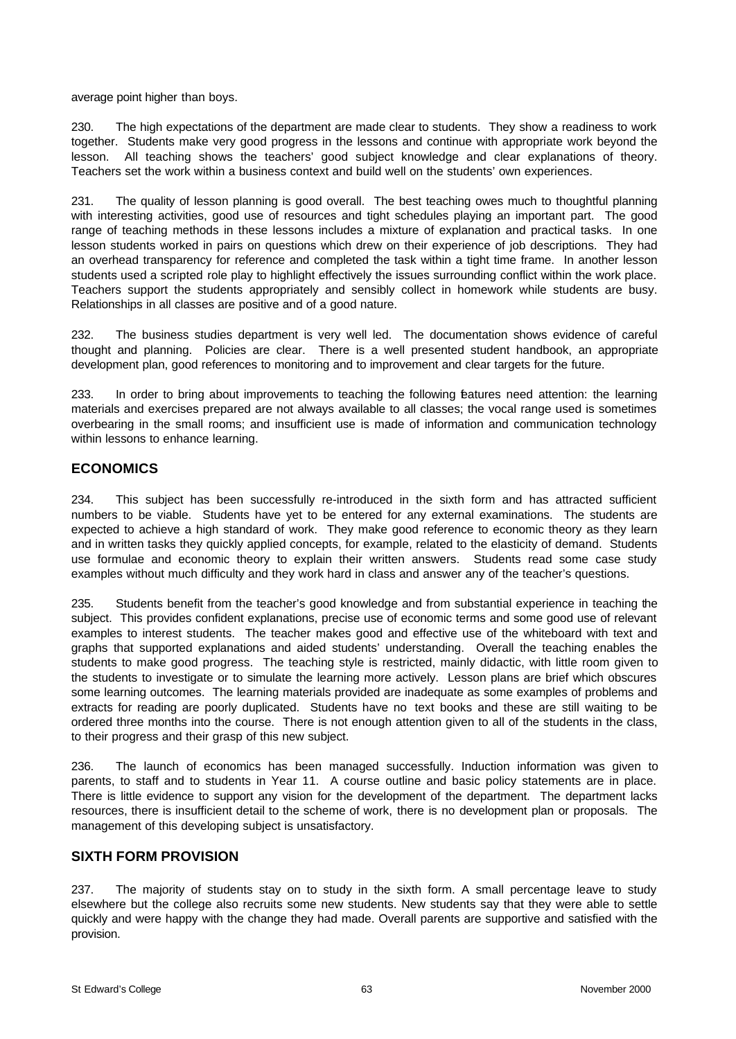average point higher than boys.

230. The high expectations of the department are made clear to students. They show a readiness to work together. Students make very good progress in the lessons and continue with appropriate work beyond the lesson. All teaching shows the teachers' good subject knowledge and clear explanations of theory. Teachers set the work within a business context and build well on the students' own experiences.

231. The quality of lesson planning is good overall. The best teaching owes much to thoughtful planning with interesting activities, good use of resources and tight schedules playing an important part. The good range of teaching methods in these lessons includes a mixture of explanation and practical tasks. In one lesson students worked in pairs on questions which drew on their experience of job descriptions. They had an overhead transparency for reference and completed the task within a tight time frame. In another lesson students used a scripted role play to highlight effectively the issues surrounding conflict within the work place. Teachers support the students appropriately and sensibly collect in homework while students are busy. Relationships in all classes are positive and of a good nature.

232. The business studies department is very well led. The documentation shows evidence of careful thought and planning. Policies are clear. There is a well presented student handbook, an appropriate development plan, good references to monitoring and to improvement and clear targets for the future.

233. In order to bring about improvements to teaching the following features need attention: the learning materials and exercises prepared are not always available to all classes; the vocal range used is sometimes overbearing in the small rooms; and insufficient use is made of information and communication technology within lessons to enhance learning.

## ECONOMICS

234. This subject has been successfully re-introduced in the sixth form and has attracted sufficient numbers to be viable. Students have yet to be entered for any external examinations. The students are expected to achieve a high standard of work. They make good reference to economic theory as they learn and in written tasks they quickly applied concepts, for example, related to the elasticity of demand. Students use formulae and economic theory to explain their written answers. Students read some case study examples without much difficulty and they work hard in class and answer any of the teacher's questions.

235. Students benefit from the teacher's good knowledge and from substantial experience in teaching the subject. This provides confident explanations, precise use of economic terms and some good use of relevant examples to interest students. The teacher makes good and effective use of the whiteboard with text and graphs that supported explanations and aided students' understanding. Overall the teaching enables the students to make good progress. The teaching style is restricted, mainly didactic, with little room given to the students to investigate or to simulate the learning more actively. Lesson plans are brief which obscures some learning outcomes. The learning materials provided are inadequate as some examples of problems and extracts for reading are poorly duplicated. Students have no text books and these are still waiting to be ordered three months into the course. There is not enough attention given to all of the students in the class, to their progress and their grasp of this new subject.

236. The launch of economics has been managed successfully. Induction information was given to parents, to staff and to students in Year 11. A course outline and basic policy statements are in place. There is little evidence to support any vision for the development of the department. The department lacks resources, there is insufficient detail to the scheme of work, there is no development plan or proposals. The management of this developing subject is unsatisfactory.

## SIXTH FORM PROVISION

237. The majority of students stay on to study in the sixth form. A small percentage leave to study elsewhere but the college also recruits some new students. New students say that they were able to settle quickly and were happy with the change they had made. Overall parents are supportive and satisfied with the provision.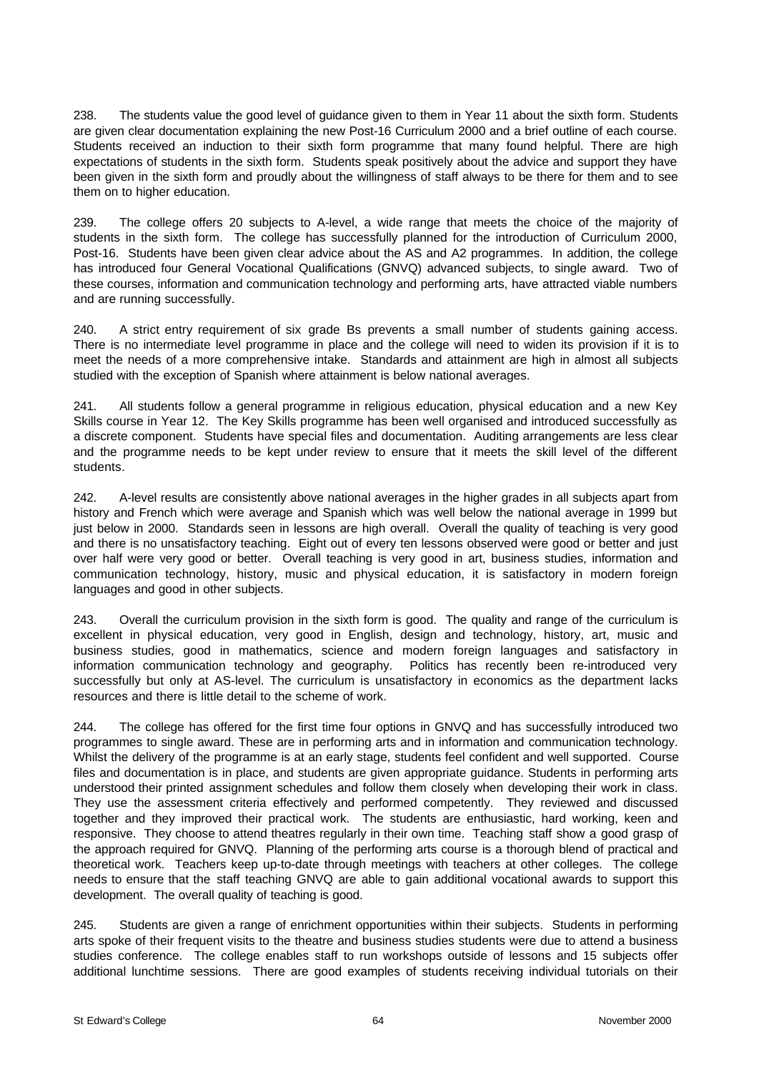238. The students value the good level of guidance given to them in Year 11 about the sixth form. Students are given clear documentation explaining the new Post-16 Curriculum 2000 and a brief outline of each course. Students received an induction to their sixth form programme that many found helpful. There are high expectations of students in the sixth form. Students speak positively about the advice and support they have been given in the sixth form and proudly about the willingness of staff always to be there for them and to see them on to higher education.

239. The college offers 20 subjects to A-level, a wide range that meets the choice of the majority of students in the sixth form. The college has successfully planned for the introduction of Curriculum 2000, Post-16. Students have been given clear advice about the AS and A2 programmes. In addition, the college has introduced four General Vocational Qualifications (GNVQ) advanced subjects, to single award. Two of these courses, information and communication technology and performing arts, have attracted viable numbers and are running successfully.

240. A strict entry requirement of six grade Bs prevents a small number of students gaining access. There is no intermediate level programme in place and the college will need to widen its provision if it is to meet the needs of a more comprehensive intake. Standards and attainment are high in almost all subjects studied with the exception of Spanish where attainment is below national averages.

241. All students follow a general programme in religious education, physical education and a new Key Skills course in Year 12. The Key Skills programme has been well organised and introduced successfully as a discrete component. Students have special files and documentation. Auditing arrangements are less clear and the programme needs to be kept under review to ensure that it meets the skill level of the different students.

242. A-level results are consistently above national averages in the higher grades in all subjects apart from history and French which were average and Spanish which was well below the national average in 1999 but just below in 2000. Standards seen in lessons are high overall. Overall the quality of teaching is very good and there is no unsatisfactory teaching. Eight out of every ten lessons observed were good or better and just over half were very good or better. Overall teaching is very good in art, business studies, information and communication technology, history, music and physical education, it is satisfactory in modern foreign languages and good in other subjects.

243. Overall the curriculum provision in the sixth form is good. The quality and range of the curriculum is excellent in physical education, very good in English, design and technology, history, art, music and business studies, good in mathematics, science and modern foreign languages and satisfactory in information communication technology and geography. Politics has recently been re-introduced very successfully but only at AS-level. The curriculum is unsatisfactory in economics as the department lacks resources and there is little detail to the scheme of work.

244. The college has offered for the first time four options in GNVQ and has successfully introduced two programmes to single award. These are in performing arts and in information and communication technology. Whilst the delivery of the programme is at an early stage, students feel confident and well supported. Course files and documentation is in place, and students are given appropriate guidance. Students in performing arts understood their printed assignment schedules and follow them closely when developing their work in class. They use the assessment criteria effectively and performed competently. They reviewed and discussed together and they improved their practical work. The students are enthusiastic, hard working, keen and responsive. They choose to attend theatres regularly in their own time. Teaching staff show a good grasp of the approach required for GNVQ. Planning of the performing arts course is a thorough blend of practical and theoretical work. Teachers keep up-to-date through meetings with teachers at other colleges. The college needs to ensure that the staff teaching GNVQ are able to gain additional vocational awards to support this development. The overall quality of teaching is good.

245. Students are given a range of enrichment opportunities within their subjects. Students in performing arts spoke of their frequent visits to the theatre and business studies students were due to attend a business studies conference. The college enables staff to run workshops outside of lessons and 15 subjects offer additional lunchtime sessions. There are good examples of students receiving individual tutorials on their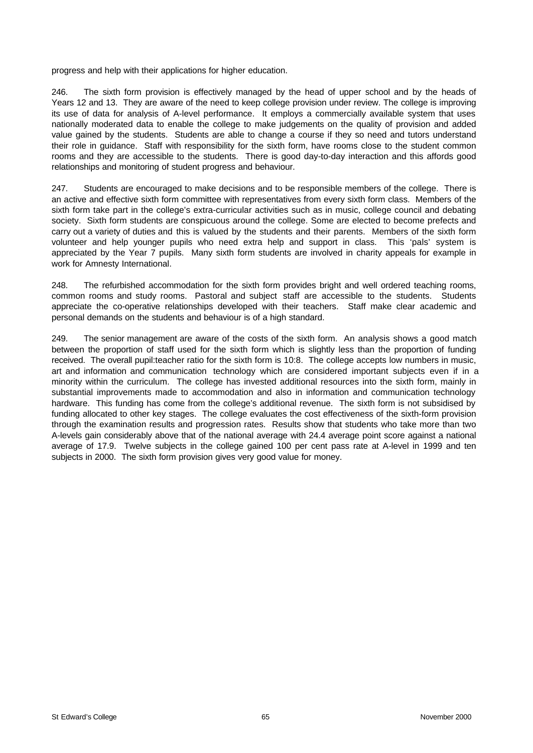progress and help with their applications for higher education.

246. The sixth form provision is effectively managed by the head of upper school and by the heads of Years 12 and 13. They are aware of the need to keep college provision under review. The college is improving its use of data for analysis of A-level performance. It employs a commercially available system that uses nationally moderated data to enable the college to make judgements on the quality of provision and added value gained by the students. Students are able to change a course if they so need and tutors understand their role in guidance. Staff with responsibility for the sixth form, have rooms close to the student common rooms and they are accessible to the students. There is good day-to-day interaction and this affords good relationships and monitoring of student progress and behaviour.

247. Students are encouraged to make decisions and to be responsible members of the college. There is an active and effective sixth form committee with representatives from every sixth form class. Members of the sixth form take part in the college's extra-curricular activities such as in music, college council and debating society. Sixth form students are conspicuous around the college. Some are elected to become prefects and carry out a variety of duties and this is valued by the students and their parents. Members of the sixth form volunteer and help younger pupils who need extra help and support in class. This 'pals' system is appreciated by the Year 7 pupils. Many sixth form students are involved in charity appeals for example in work for Amnesty International.

248. The refurbished accommodation for the sixth form provides bright and well ordered teaching rooms, common rooms and study rooms. Pastoral and subject staff are accessible to the students. Students appreciate the co-operative relationships developed with their teachers. Staff make clear academic and personal demands on the students and behaviour is of a high standard.

249. The senior management are aware of the costs of the sixth form. An analysis shows a good match between the proportion of staff used for the sixth form which is slightly less than the proportion of funding received. The overall pupil:teacher ratio for the sixth form is 10:8. The college accepts low numbers in music, art and information and communication technology which are considered important subjects even if in a minority within the curriculum. The college has invested additional resources into the sixth form, mainly in substantial improvements made to accommodation and also in information and communication technology hardware. This funding has come from the college's additional revenue. The sixth form is not subsidised by funding allocated to other key stages. The college evaluates the cost effectiveness of the sixth-form provision through the examination results and progression rates. Results show that students who take more than two A-levels gain considerably above that of the national average with 24.4 average point score against a national average of 17.9. Twelve subjects in the college gained 100 per cent pass rate at A-level in 1999 and ten subjects in 2000. The sixth form provision gives very good value for money.